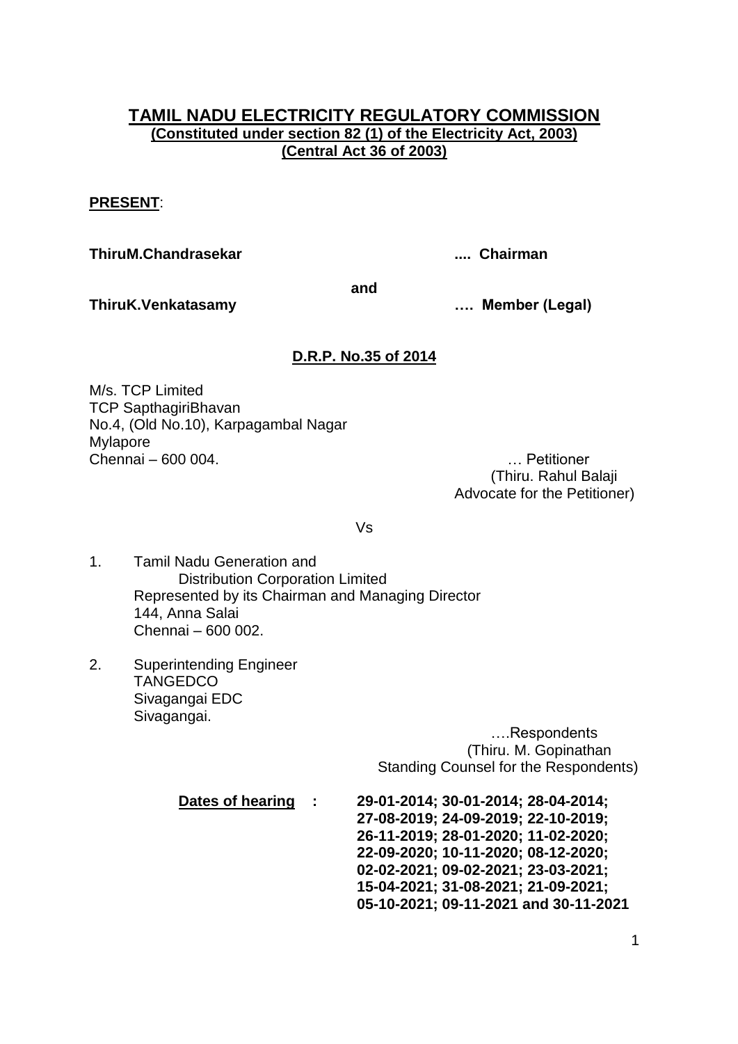# TAMIL NADU ELECTRICITY REGULATORY COMMISSION

**(Constituted under section 82 (1) of the Electricity Act, 2003)**
**(Central Act 36 of 2003)**

**PRESENT**:

**ThiruM.Chandrasekar .... Chairman**

**and**

**ThiruK.Venkatasamy …. Member (Legal)**

**D.R.P. No.35 of 2014**

M/s. TCP Limited
TCP SapthagiriBhavan
No.4, (Old No.10), Karpagambal Nagar
Mylapore
Chennai – 600 004. … Petitioner
(Thiru. Rahul Balaji
Advocate for the Petitioner)

Vs

1. Tamil Nadu Generation and
   Distribution Corporation Limited
   Represented by its Chairman and Managing Director
   144, Anna Salai
   Chennai – 600 002.

2. Superintending Engineer
   TANGEDCO
   Sivagangai EDC
   Sivagangai.

….Respondents
(Thiru. M. Gopinathan
Standing Counsel for the Respondents)

**Dates of hearing : 29-01-2014; 30-01-2014; 28-04-2014; 27-08-2019; 24-09-2019; 22-10-2019; 26-11-2019; 28-01-2020; 11-02-2020; 22-09-2020; 10-11-2020; 08-12-2020; 02-02-2021; 09-02-2021; 23-03-2021; 15-04-2021; 31-08-2021; 21-09-2021; 05-10-2021; 09-11-2021 and 30-11-2021**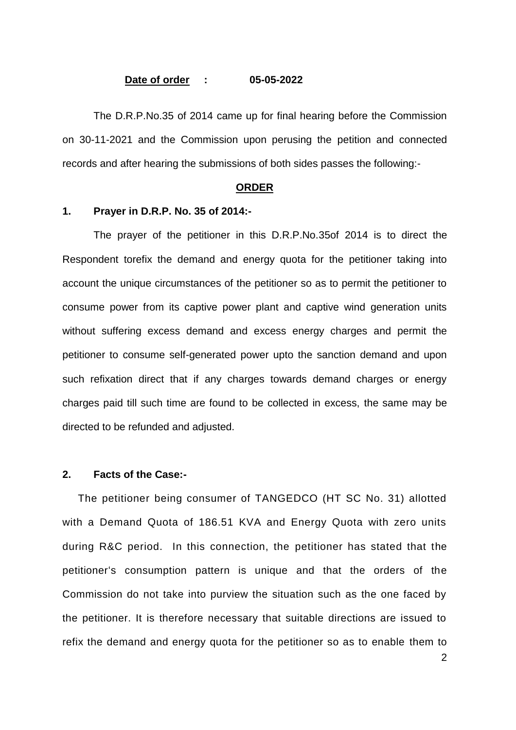**Date of order : 05-05-2022**

The D.R.P.No.35 of 2014 came up for final hearing before the Commission on 30-11-2021 and the Commission upon perusing the petition and connected records and after hearing the submissions of both sides passes the following:-

**ORDER**

**1. Prayer in D.R.P. No. 35 of 2014:-**

The prayer of the petitioner in this D.R.P.No.35of 2014 is to direct the Respondent torefix the demand and energy quota for the petitioner taking into account the unique circumstances of the petitioner so as to permit the petitioner to consume power from its captive power plant and captive wind generation units without suffering excess demand and excess energy charges and permit the petitioner to consume self-generated power upto the sanction demand and upon such refixation direct that if any charges towards demand charges or energy charges paid till such time are found to be collected in excess, the same may be directed to be refunded and adjusted.

**2. Facts of the Case:-**

The petitioner being consumer of TANGEDCO (HT SC No. 31) allotted with a Demand Quota of 186.51 KVA and Energy Quota with zero units during R&C period. In this connection, the petitioner has stated that the petitioner's consumption pattern is unique and that the orders of the Commission do not take into purview the situation such as the one faced by the petitioner. It is therefore necessary that suitable directions are issued to refix the demand and energy quota for the petitioner so as to enable them to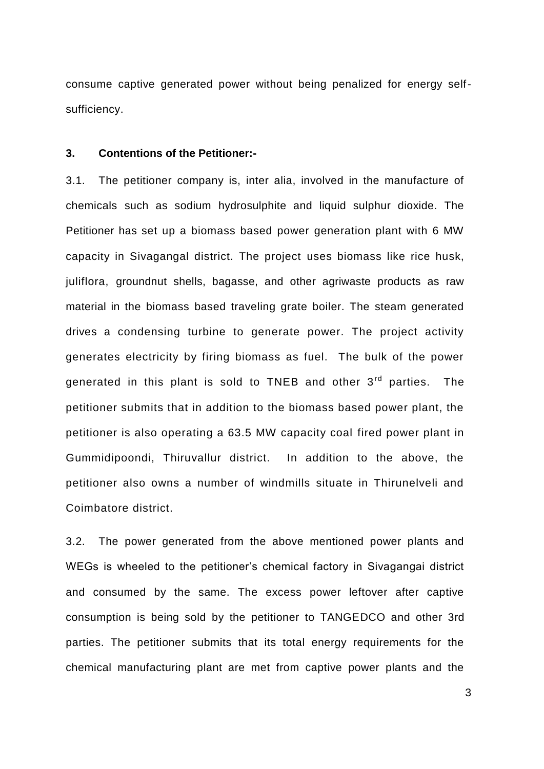consume captive generated power without being penalized for energy self-sufficiency.

**3. Contentions of the Petitioner:-**

3.1. The petitioner company is, inter alia, involved in the manufacture of chemicals such as sodium hydrosulphite and liquid sulphur dioxide. The Petitioner has set up a biomass based power generation plant with 6 MW capacity in Sivagangal district. The project uses biomass like rice husk, juliflora, groundnut shells, bagasse, and other agriwaste products as raw material in the biomass based traveling grate boiler. The steam generated drives a condensing turbine to generate power. The project activity generates electricity by firing biomass as fuel. The bulk of the power generated in this plant is sold to TNEB and other 3rd parties. The petitioner submits that in addition to the biomass based power plant, the petitioner is also operating a 63.5 MW capacity coal fired power plant in Gummidipoondi, Thiruvallur district. In addition to the above, the petitioner also owns a number of windmills situate in Thirunelveli and Coimbatore district.

3.2. The power generated from the above mentioned power plants and WEGs is wheeled to the petitioner's chemical factory in Sivagangai district and consumed by the same. The excess power leftover after captive consumption is being sold by the petitioner to TANGEDCO and other 3rd parties. The petitioner submits that its total energy requirements for the chemical manufacturing plant are met from captive power plants and the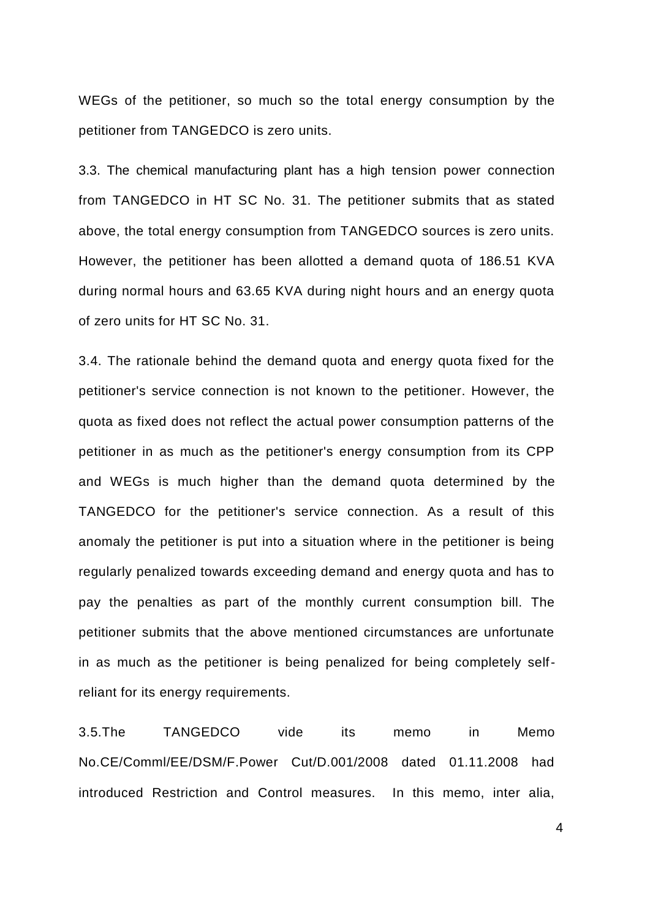WEGs of the petitioner, so much so the total energy consumption by the petitioner from TANGEDCO is zero units.

3.3. The chemical manufacturing plant has a high tension power connection from TANGEDCO in HT SC No. 31. The petitioner submits that as stated above, the total energy consumption from TANGEDCO sources is zero units. However, the petitioner has been allotted a demand quota of 186.51 KVA during normal hours and 63.65 KVA during night hours and an energy quota of zero units for HT SC No. 31.

3.4. The rationale behind the demand quota and energy quota fixed for the petitioner's service connection is not known to the petitioner. However, the quota as fixed does not reflect the actual power consumption patterns of the petitioner in as much as the petitioner's energy consumption from its CPP and WEGs is much higher than the demand quota determined by the TANGEDCO for the petitioner's service connection. As a result of this anomaly the petitioner is put into a situation where in the petitioner is being regularly penalized towards exceeding demand and energy quota and has to pay the penalties as part of the monthly current consumption bill. The petitioner submits that the above mentioned circumstances are unfortunate in as much as the petitioner is being penalized for being completely self-reliant for its energy requirements.

3.5.The TANGEDCO vide its memo in Memo No.CE/Comml/EE/DSM/F.Power Cut/D.001/2008 dated 01.11.2008 had introduced Restriction and Control measures. In this memo, inter alia,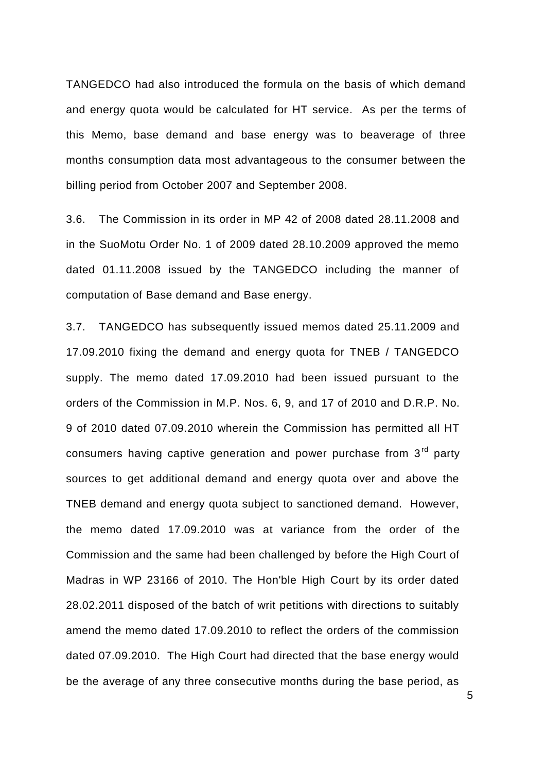TANGEDCO had also introduced the formula on the basis of which demand and energy quota would be calculated for HT service. As per the terms of this Memo, base demand and base energy was to beaverage of three months consumption data most advantageous to the consumer between the billing period from October 2007 and September 2008.

3.6. The Commission in its order in MP 42 of 2008 dated 28.11.2008 and in the SuoMotu Order No. 1 of 2009 dated 28.10.2009 approved the memo dated 01.11.2008 issued by the TANGEDCO including the manner of computation of Base demand and Base energy.

3.7. TANGEDCO has subsequently issued memos dated 25.11.2009 and 17.09.2010 fixing the demand and energy quota for TNEB / TANGEDCO supply. The memo dated 17.09.2010 had been issued pursuant to the orders of the Commission in M.P. Nos. 6, 9, and 17 of 2010 and D.R.P. No. 9 of 2010 dated 07.09.2010 wherein the Commission has permitted all HT consumers having captive generation and power purchase from 3rd party sources to get additional demand and energy quota over and above the TNEB demand and energy quota subject to sanctioned demand. However, the memo dated 17.09.2010 was at variance from the order of the Commission and the same had been challenged by before the High Court of Madras in WP 23166 of 2010. The Hon'ble High Court by its order dated 28.02.2011 disposed of the batch of writ petitions with directions to suitably amend the memo dated 17.09.2010 to reflect the orders of the commission dated 07.09.2010. The High Court had directed that the base energy would be the average of any three consecutive months during the base period, as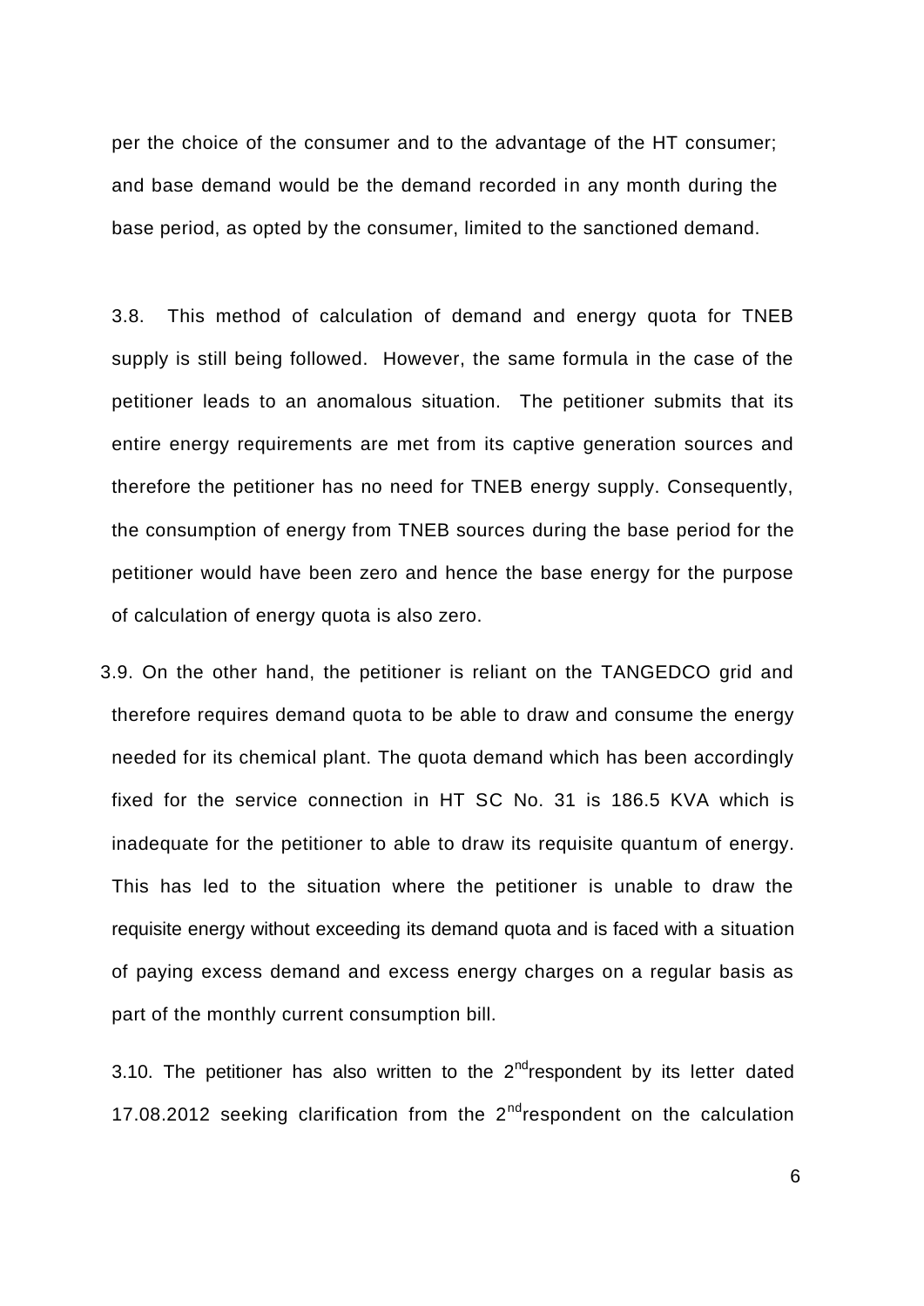per the choice of the consumer and to the advantage of the HT consumer; and base demand would be the demand recorded in any month during the base period, as opted by the consumer, limited to the sanctioned demand.

3.8. This method of calculation of demand and energy quota for TNEB supply is still being followed. However, the same formula in the case of the petitioner leads to an anomalous situation. The petitioner submits that its entire energy requirements are met from its captive generation sources and therefore the petitioner has no need for TNEB energy supply. Consequently, the consumption of energy from TNEB sources during the base period for the petitioner would have been zero and hence the base energy for the purpose of calculation of energy quota is also zero.

3.9. On the other hand, the petitioner is reliant on the TANGEDCO grid and therefore requires demand quota to be able to draw and consume the energy needed for its chemical plant. The quota demand which has been accordingly fixed for the service connection in HT SC No. 31 is 186.5 KVA which is inadequate for the petitioner to able to draw its requisite quantum of energy. This has led to the situation where the petitioner is unable to draw the requisite energy without exceeding its demand quota and is faced with a situation of paying excess demand and excess energy charges on a regular basis as part of the monthly current consumption bill.

3.10. The petitioner has also written to the 2nd respondent by its letter dated 17.08.2012 seeking clarification from the 2nd respondent on the calculation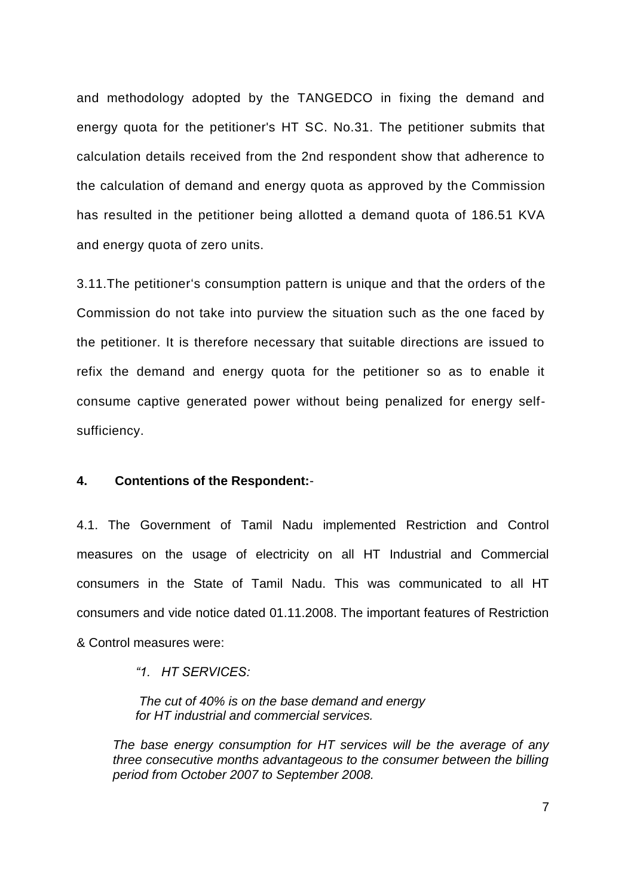and methodology adopted by the TANGEDCO in fixing the demand and energy quota for the petitioner's HT SC. No.31. The petitioner submits that calculation details received from the 2nd respondent show that adherence to the calculation of demand and energy quota as approved by the Commission has resulted in the petitioner being allotted a demand quota of 186.51 KVA and energy quota of zero units.

3.11.The petitioner's consumption pattern is unique and that the orders of the Commission do not take into purview the situation such as the one faced by the petitioner. It is therefore necessary that suitable directions are issued to refix the demand and energy quota for the petitioner so as to enable it consume captive generated power without being penalized for energy self-sufficiency.

**4. Contentions of the Respondent:**-

4.1. The Government of Tamil Nadu implemented Restriction and Control measures on the usage of electricity on all HT Industrial and Commercial consumers in the State of Tamil Nadu. This was communicated to all HT consumers and vide notice dated 01.11.2008. The important features of Restriction & Control measures were:

> *"1. HT SERVICES:*
>
> *The cut of 40% is on the base demand and energy for HT industrial and commercial services.*
>
> *The base energy consumption for HT services will be the average of any three consecutive months advantageous to the consumer between the billing period from October 2007 to September 2008.*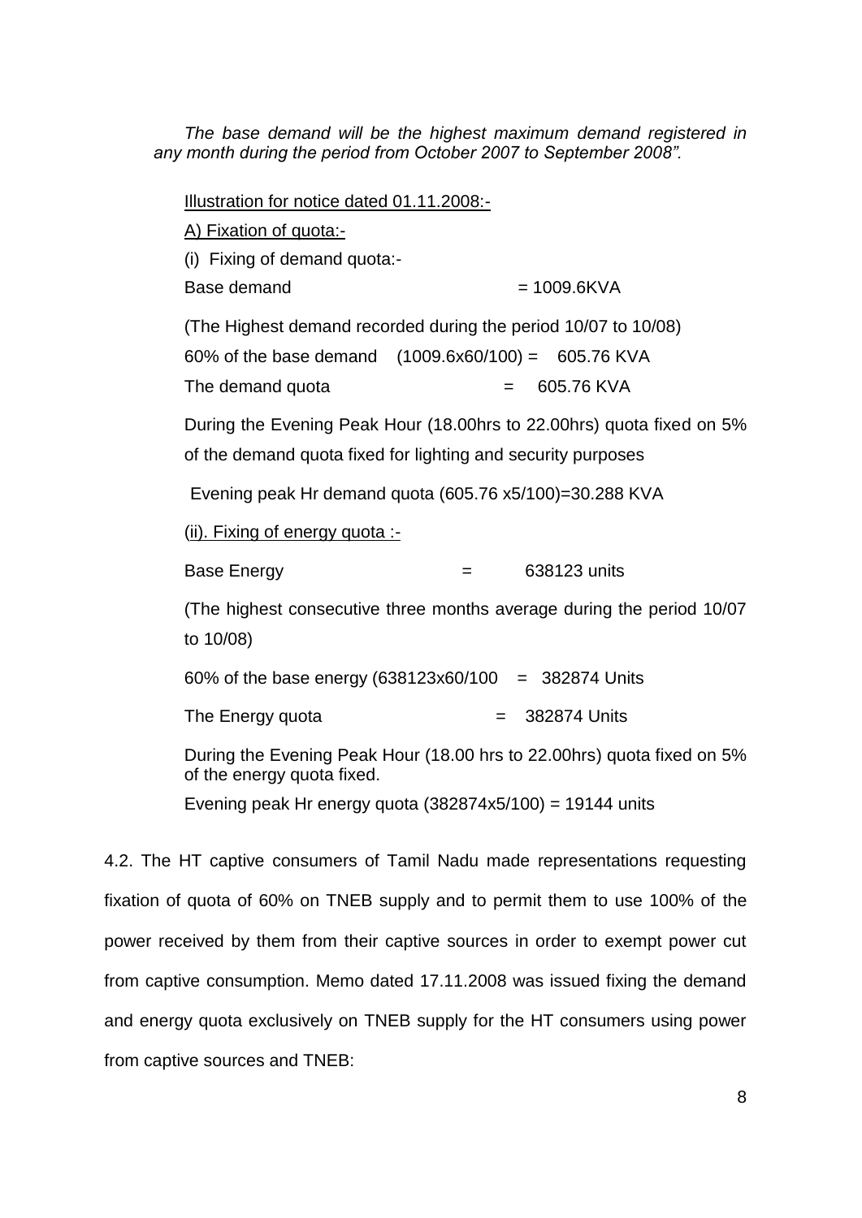*The base demand will be the highest maximum demand registered in any month during the period from October 2007 to September 2008".*

<u>Illustration for notice dated 01.11.2008:-</u>

<u>A) Fixation of quota:-</u>

(i) Fixing of demand quota:-

Base demand = 1009.6KVA

(The Highest demand recorded during the period 10/07 to 10/08)

60% of the base demand (1009.6x60/100) = 605.76 KVA

The demand quota = 605.76 KVA

During the Evening Peak Hour (18.00hrs to 22.00hrs) quota fixed on 5% of the demand quota fixed for lighting and security purposes

Evening peak Hr demand quota (605.76 x5/100)=30.288 KVA

<u>(ii). Fixing of energy quota :-</u>

Base Energy = 638123 units

(The highest consecutive three months average during the period 10/07 to 10/08)

60% of the base energy (638123x60/100 = 382874 Units

The Energy quota = 382874 Units

During the Evening Peak Hour (18.00 hrs to 22.00hrs) quota fixed on 5% of the energy quota fixed.

Evening peak Hr energy quota (382874x5/100) = 19144 units

4.2. The HT captive consumers of Tamil Nadu made representations requesting fixation of quota of 60% on TNEB supply and to permit them to use 100% of the power received by them from their captive sources in order to exempt power cut from captive consumption. Memo dated 17.11.2008 was issued fixing the demand and energy quota exclusively on TNEB supply for the HT consumers using power from captive sources and TNEB: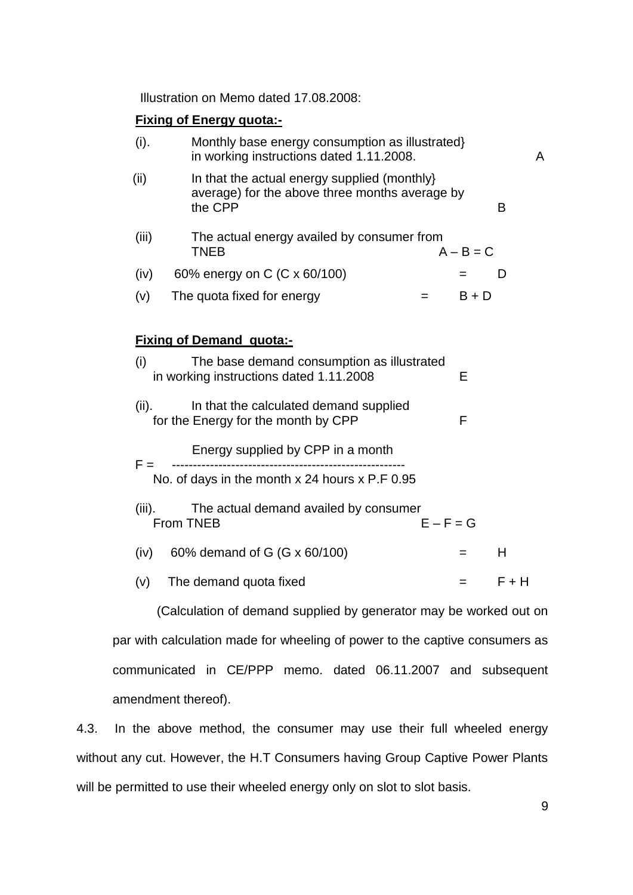Illustration on Memo dated 17.08.2008:

**Fixing of Energy quota:-**

(i). Monthly base energy consumption as illustrated} in working instructions dated 1.11.2008. A

(ii) In that the actual energy supplied (monthly} average) for the above three months average by the CPP B

(iii) The actual energy availed by consumer from TNEB $A – B = C$

(iv) 60% energy on C (C x 60/100) = D

(v) The quota fixed for energy = $B + D$

**Fixing of Demand quota:-**

(i) The base demand consumption as illustrated in working instructions dated 1.11.2008 E

(ii). In that the calculated demand supplied for the Energy for the month by CPP F

$$F = \frac{\text{Energy supplied by CPP in a month}}{\text{No. of days in the month x 24 hours x P.F 0.95}}$$

(iii). The actual demand availed by consumer From TNEB $E – F = G$

(iv) 60% demand of G (G x 60/100) = H

(v) The demand quota fixed = $F + H$

(Calculation of demand supplied by generator may be worked out on par with calculation made for wheeling of power to the captive consumers as communicated in CE/PPP memo. dated 06.11.2007 and subsequent amendment thereof).

4.3. In the above method, the consumer may use their full wheeled energy without any cut. However, the H.T Consumers having Group Captive Power Plants will be permitted to use their wheeled energy only on slot to slot basis.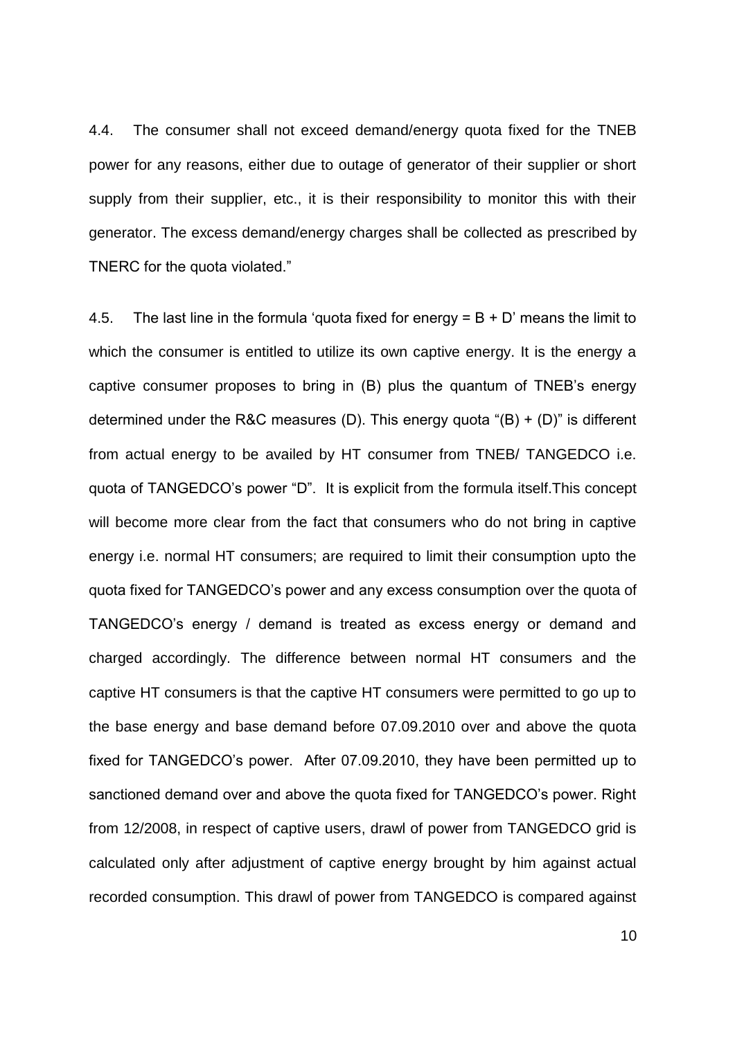4.4. The consumer shall not exceed demand/energy quota fixed for the TNEB power for any reasons, either due to outage of generator of their supplier or short supply from their supplier, etc., it is their responsibility to monitor this with their generator. The excess demand/energy charges shall be collected as prescribed by TNERC for the quota violated."

4.5. The last line in the formula 'quota fixed for energy = B + D' means the limit to which the consumer is entitled to utilize its own captive energy. It is the energy a captive consumer proposes to bring in (B) plus the quantum of TNEB's energy determined under the R&C measures (D). This energy quota "(B) + (D)" is different from actual energy to be availed by HT consumer from TNEB/ TANGEDCO i.e. quota of TANGEDCO's power "D". It is explicit from the formula itself.This concept will become more clear from the fact that consumers who do not bring in captive energy i.e. normal HT consumers; are required to limit their consumption upto the quota fixed for TANGEDCO's power and any excess consumption over the quota of TANGEDCO's energy / demand is treated as excess energy or demand and charged accordingly. The difference between normal HT consumers and the captive HT consumers is that the captive HT consumers were permitted to go up to the base energy and base demand before 07.09.2010 over and above the quota fixed for TANGEDCO's power. After 07.09.2010, they have been permitted up to sanctioned demand over and above the quota fixed for TANGEDCO's power. Right from 12/2008, in respect of captive users, drawl of power from TANGEDCO grid is calculated only after adjustment of captive energy brought by him against actual recorded consumption. This drawl of power from TANGEDCO is compared against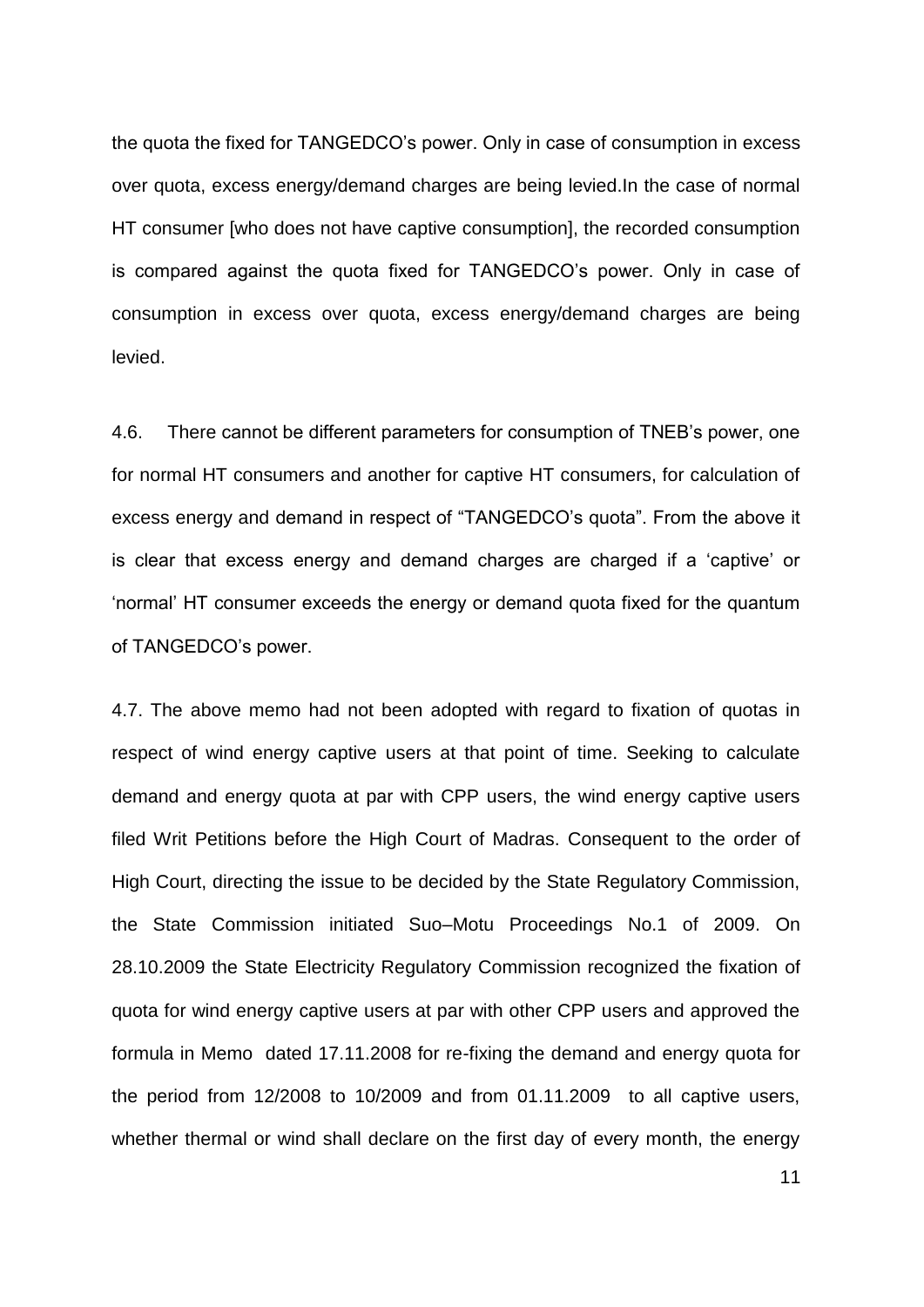the quota the fixed for TANGEDCO's power. Only in case of consumption in excess over quota, excess energy/demand charges are being levied.In the case of normal HT consumer [who does not have captive consumption], the recorded consumption is compared against the quota fixed for TANGEDCO's power. Only in case of consumption in excess over quota, excess energy/demand charges are being levied.

4.6. There cannot be different parameters for consumption of TNEB's power, one for normal HT consumers and another for captive HT consumers, for calculation of excess energy and demand in respect of "TANGEDCO's quota". From the above it is clear that excess energy and demand charges are charged if a 'captive' or 'normal' HT consumer exceeds the energy or demand quota fixed for the quantum of TANGEDCO's power.

4.7. The above memo had not been adopted with regard to fixation of quotas in respect of wind energy captive users at that point of time. Seeking to calculate demand and energy quota at par with CPP users, the wind energy captive users filed Writ Petitions before the High Court of Madras. Consequent to the order of High Court, directing the issue to be decided by the State Regulatory Commission, the State Commission initiated Suo–Motu Proceedings No.1 of 2009. On 28.10.2009 the State Electricity Regulatory Commission recognized the fixation of quota for wind energy captive users at par with other CPP users and approved the formula in Memo dated 17.11.2008 for re-fixing the demand and energy quota for the period from 12/2008 to 10/2009 and from 01.11.2009 to all captive users, whether thermal or wind shall declare on the first day of every month, the energy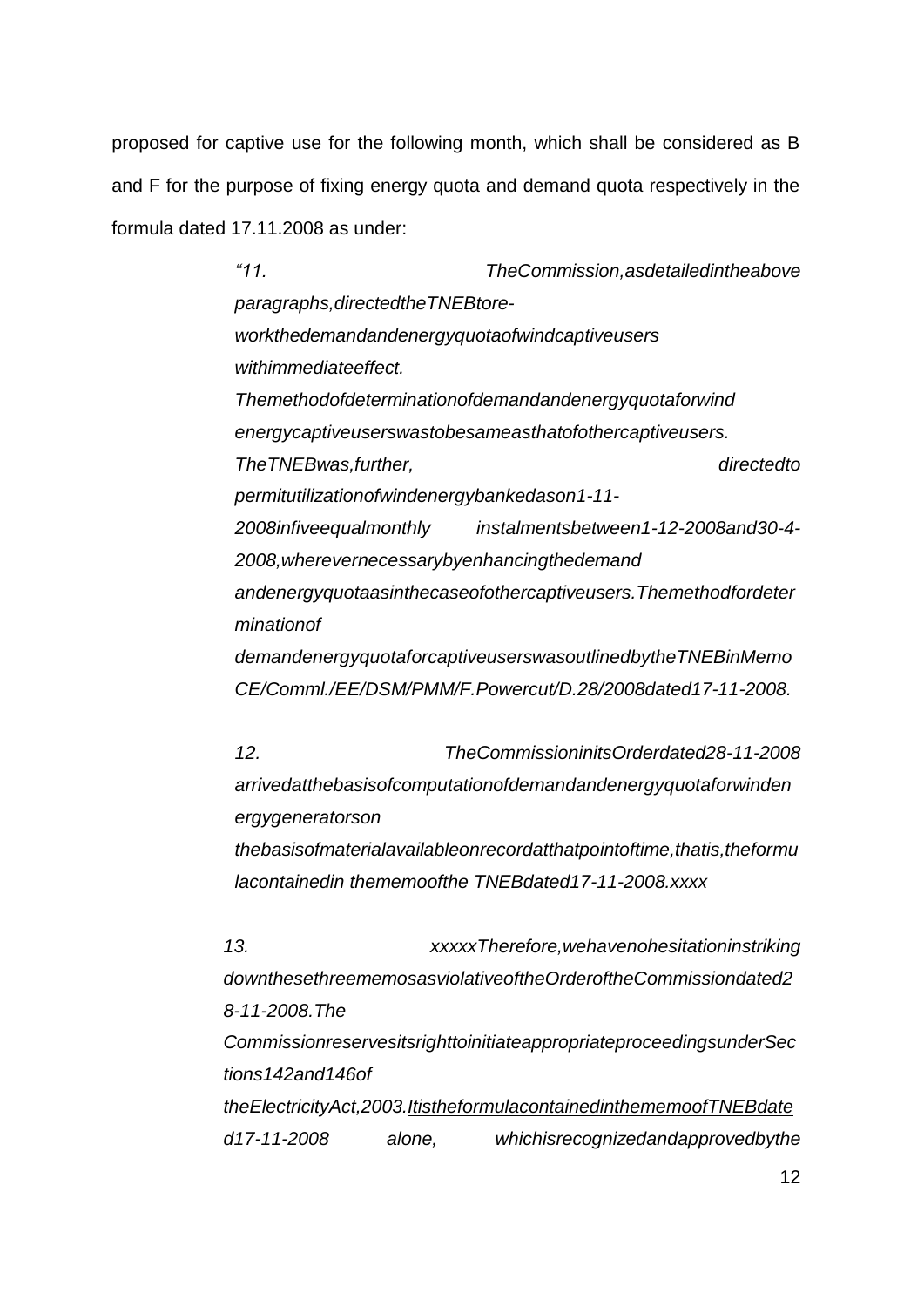proposed for captive use for the following month, which shall be considered as B and F for the purpose of fixing energy quota and demand quota respectively in the formula dated 17.11.2008 as under:

> *"11. TheCommission,asdetailedintheabove paragraphs,directedtheTNEBtore-workthedemandandenergyquotaofwindcaptiveusers withimmediateeffect. Themethodofdeterminationofdemandandenergyquotaforwind energycaptiveuserswastobesameasthatofothercaptiveusers. TheTNEBwas,further, directedto permitutilizationofwindenergybankedason1-11-2008infiveequalmonthly instalmentsbetween1-12-2008and30-4-2008,wherevernecessarybyenhancingthedemand andenergyquotaasinthecaseofothercaptiveusers.Themethodfordeterminationof demandenergyquotaforcaptiveuserswasoutlinedbytheTNEBinMemo CE/Comml./EE/DSM/PMM/F.Powercut/D.28/2008dated17-11-2008.*
>
> *12. TheCommissioninitsOrderdated28-11-2008 arrivedatthebasisofcomputationofdemandandenergyquotaforwindenergygeneratorson thebasisofmaterialavailableonrecordatthatpointoftime,thatis,theformulacontainedin thememoofthe TNEBdated17-11-2008.xxxx*
>
> *13. xxxxxTherefore,wehavenohesitationinstriking downthesethreememosasviolativeoftheOrderoftheCommissiondated28-11-2008.The CommissionreservesitsrighttoinitiateappropriateproceedingsunderSections142and146of theElectricityAct,2003.<u>ItistheformulacontainedinthememoofTNEBdated17-11-2008 alone, whichisrecognizedandapprovedbythe</u>*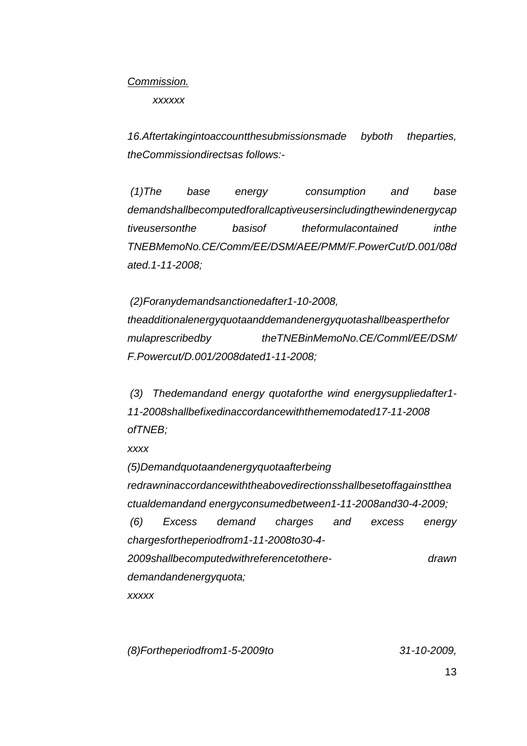*Commission.*

*xxxxxx*

*16.Aftertakingintoaccountthesubmissionsmade byboth theparties, theCommissiondirectsas follows:-*

*(1)The base energy consumption and base demandshallbecomputedforallcaptiveusersincludingthewindenergycaptiveusersonthe basisof theformulacontained inthe TNEBMemoNo.CE/Comm/EE/DSM/AEE/PMM/F.PowerCut/D.001/08dated.1-11-2008;*

*(2)Foranydemandsanctionedafter1-10-2008, theadditionalenergyquotaanddemandenergyquotashallbeasperthefor mulaprescribedby theTNEBinMemoNo.CE/Comml/EE/DSM/ F.Powercut/D.001/2008dated1-11-2008;*

*(3) Thedemandand energy quotaforthe wind energysuppliedafter1-11-2008shallbefixedinaccordancewiththememodated17-11-2008 ofTNEB;*

*xxxx*

*(5)Demandquotaandenergyquotaafterbeing redrawninaccordancewiththeabovedirectionsshallbesetoffagainstthe actualdemandand energyconsumedbetween1-11-2008and30-4-2009;*

*(6) Excess demand charges and excess energy chargesfortheperiodfrom1-11-2008to30-4-2009shallbecomputedwithreferencetothere- drawn demandandenergyquota;*

*xxxxx*

*(8)Fortheperiodfrom1-5-2009to 31-10-2009,*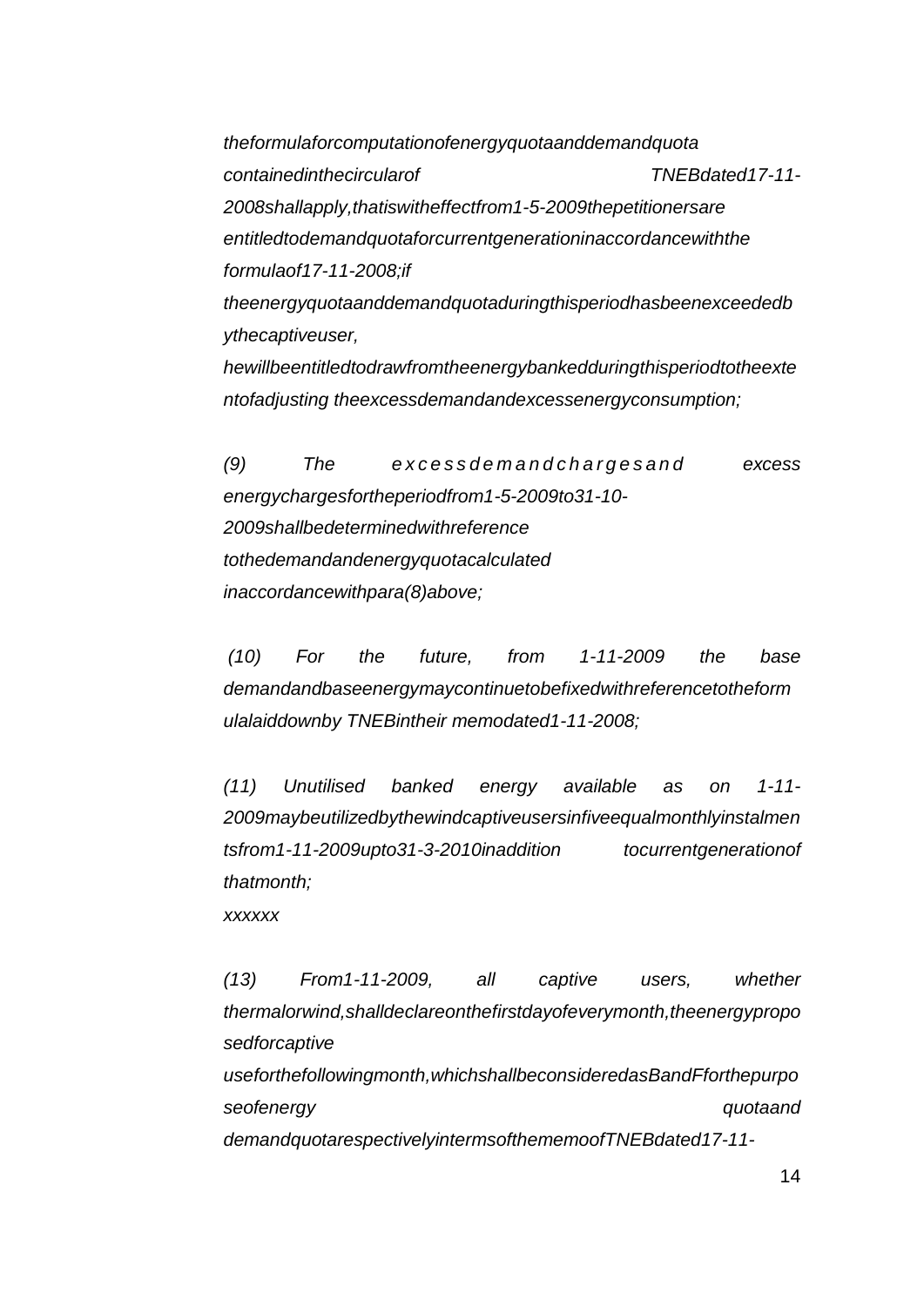*theformulaforcomputationofenergyquotaanddemandquota containedinthecircularof TNEBdated17-11-2008shallapply,thatiswitheffectfrom1-5-2009thepetitionersare entitledtodemandquotaforcurrentgenerationinaccordancewiththe formulaof17-11-2008;if theenergyquotaanddemandquotaduringthisperiodhasbeenexceededbythecaptiveuser, hewillbeentitledtodrawfromtheenergybankedduringthisperiodtotheextentofadjusting theexcessdemandandexcessenergyconsumption;*

*(9) The excessdemandchargesand excess energychargesfortheperiodfrom1-5-2009to31-10-2009shallbedeterminedwithreference tothedemandandenergyquotacalculated inaccordancewithpara(8)above;*

*(10) For the future, from 1-11-2009 the base demandandbaseenergymaycontinuetobefixedwithreferencetotheformulalaiddownby TNEBintheir memodated1-11-2008;*

*(11) Unutilised banked energy available as on 1-11-2009maybeutilizedbythewindcaptiveusersinfiveequalmonthlyinstalmentsfrom1-11-2009upto31-3-2010inaddition tocurrentgenerationof thatmonth;*

*xxxxxx*

*(13) From1-11-2009, all captive users, whether thermalorwind,shalldeclareonthefirstdayofeverymonth,theenergyproposedforcaptive useforthefollowingmonth,whichshallbeconsideredasBandFforthepurposeofenergy quotaand demandquotarespectivelyintermsofthememoofTNEBdated17-11-*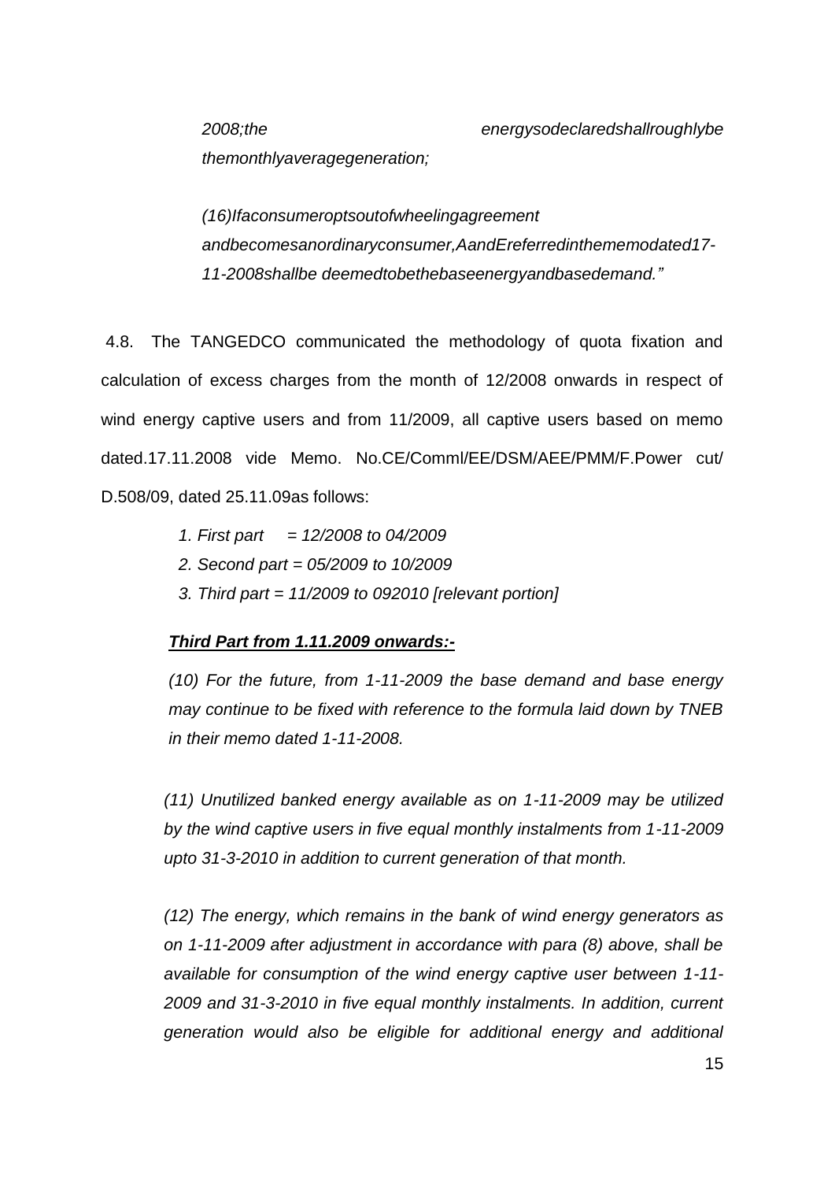*2008;the energysodeclaredshallroughlybe themonthlyaveragegeneration;*

*(16)Ifaconsumeroptsoutofwheelingagreement andbecomesanordinaryconsumer,AandEreferredinthememodated17-11-2008shallbe deemedtobethebaseenergyandbasedemand."*

4.8. The TANGEDCO communicated the methodology of quota fixation and calculation of excess charges from the month of 12/2008 onwards in respect of wind energy captive users and from 11/2009, all captive users based on memo dated.17.11.2008 vide Memo. No.CE/Comml/EE/DSM/AEE/PMM/F.Power cut/ D.508/09, dated 25.11.09as follows:

*1. First part = 12/2008 to 04/2009*
*2. Second part = 05/2009 to 10/2009*
*3. Third part = 11/2009 to 092010 [relevant portion]*

***Third Part from 1.11.2009 onwards:-***

*(10) For the future, from 1-11-2009 the base demand and base energy may continue to be fixed with reference to the formula laid down by TNEB in their memo dated 1-11-2008.*

*(11) Unutilized banked energy available as on 1-11-2009 may be utilized by the wind captive users in five equal monthly instalments from 1-11-2009 upto 31-3-2010 in addition to current generation of that month.*

*(12) The energy, which remains in the bank of wind energy generators as on 1-11-2009 after adjustment in accordance with para (8) above, shall be available for consumption of the wind energy captive user between 1-11-2009 and 31-3-2010 in five equal monthly instalments. In addition, current generation would also be eligible for additional energy and additional*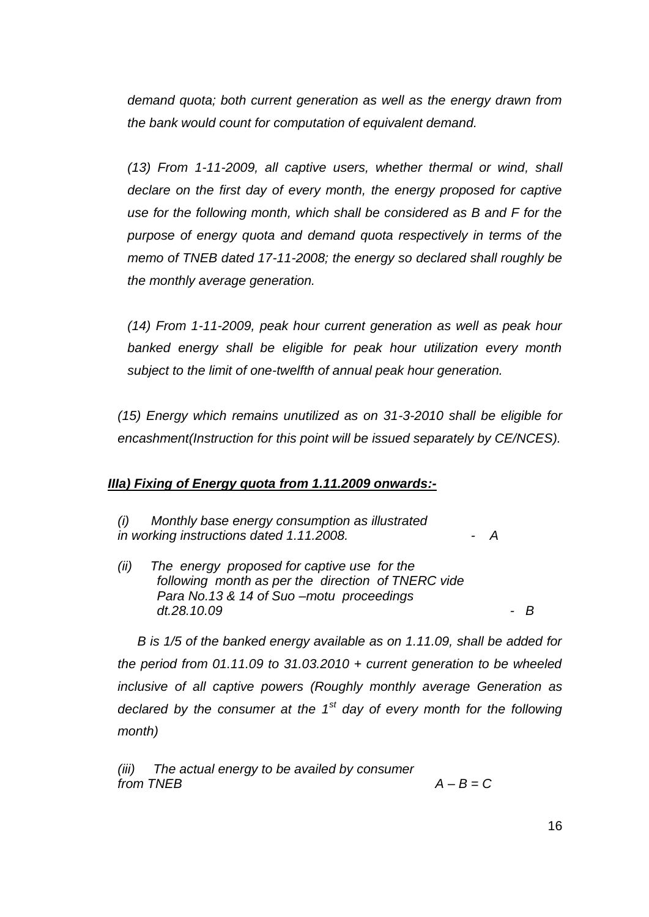*demand quota; both current generation as well as the energy drawn from the bank would count for computation of equivalent demand.*

*(13) From 1-11-2009, all captive users, whether thermal or wind, shall declare on the first day of every month, the energy proposed for captive use for the following month, which shall be considered as B and F for the purpose of energy quota and demand quota respectively in terms of the memo of TNEB dated 17-11-2008; the energy so declared shall roughly be the monthly average generation.*

*(14) From 1-11-2009, peak hour current generation as well as peak hour banked energy shall be eligible for peak hour utilization every month subject to the limit of one-twelfth of annual peak hour generation.*

*(15) Energy which remains unutilized as on 31-3-2010 shall be eligible for encashment(Instruction for this point will be issued separately by CE/NCES).*

***IIIa) Fixing of Energy quota from 1.11.2009 onwards:-***

*(i) Monthly base energy consumption as illustrated in working instructions dated 1.11.2008.* - *A*

*(ii) The energy proposed for captive use for the following month as per the direction of TNERC vide Para No.13 & 14 of Suo –motu proceedings dt.28.10.09* - *B*

*B is 1/5 of the banked energy available as on 1.11.09, shall be added for the period from 01.11.09 to 31.03.2010 + current generation to be wheeled inclusive of all captive powers (Roughly monthly average Generation as declared by the consumer at the 1st day of every month for the following month)*

*(iii) The actual energy to be availed by consumer from TNEB* $A - B = C$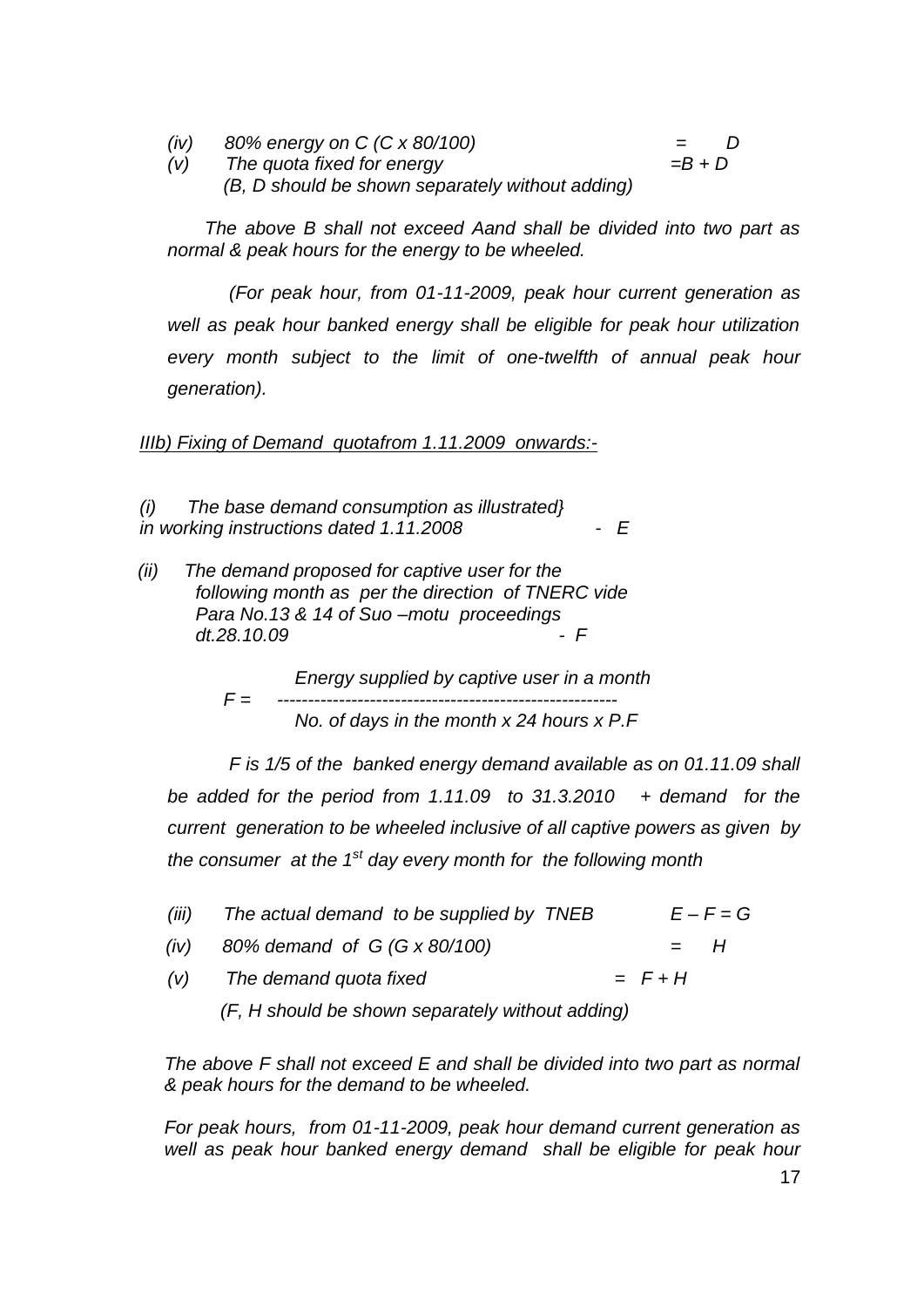*(iv) 80% energy on C (C x 80/100) = D*

*(v) The quota fixed for energy =B + D*

*(B, D should be shown separately without adding)*

*The above B shall not exceed Aand shall be divided into two part as normal & peak hours for the energy to be wheeled.*

*(For peak hour, from 01-11-2009, peak hour current generation as well as peak hour banked energy shall be eligible for peak hour utilization every month subject to the limit of one-twelfth of annual peak hour generation).*

*<u>IIIb) Fixing of Demand quotafrom 1.11.2009 onwards:-</u>*

*(i) The base demand consumption as illustrated} in working instructions dated 1.11.2008 - E*

*(ii) The demand proposed for captive user for the following month as per the direction of TNERC vide Para No.13 & 14 of Suo –motu proceedings dt.28.10.09 - F*

$$F = \frac{\text{Energy supplied by captive user in a month}}{\text{No. of days in the month x 24 hours x P.F}}$$

*F is 1/5 of the banked energy demand available as on 01.11.09 shall be added for the period from 1.11.09 to 31.3.2010 + demand for the current generation to be wheeled inclusive of all captive powers as given by the consumer at the 1st day every month for the following month*

*(iii) The actual demand to be supplied by TNEB E – F = G*

*(iv) 80% demand of G (G x 80/100) = H*

*(v) The demand quota fixed = F + H*

*(F, H should be shown separately without adding)*

*The above F shall not exceed E and shall be divided into two part as normal & peak hours for the demand to be wheeled.*

*For peak hours, from 01-11-2009, peak hour demand current generation as well as peak hour banked energy demand shall be eligible for peak hour*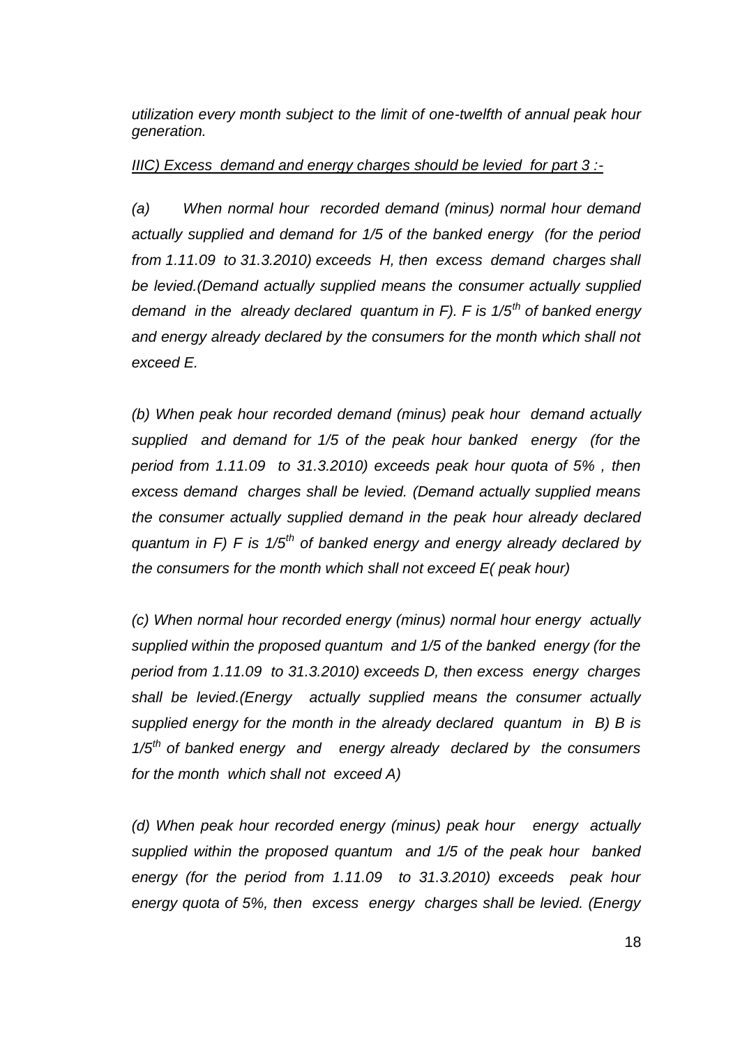*utilization every month subject to the limit of one-twelfth of annual peak hour generation.*

*IIIC) Excess demand and energy charges should be levied for part 3 :-*

*(a) When normal hour recorded demand (minus) normal hour demand actually supplied and demand for 1/5 of the banked energy (for the period from 1.11.09 to 31.3.2010) exceeds H, then excess demand charges shall be levied.(Demand actually supplied means the consumer actually supplied demand in the already declared quantum in F). F is 1/5th of banked energy and energy already declared by the consumers for the month which shall not exceed E.*

*(b) When peak hour recorded demand (minus) peak hour demand actually supplied and demand for 1/5 of the peak hour banked energy (for the period from 1.11.09 to 31.3.2010) exceeds peak hour quota of 5% , then excess demand charges shall be levied. (Demand actually supplied means the consumer actually supplied demand in the peak hour already declared quantum in F) F is 1/5th of banked energy and energy already declared by the consumers for the month which shall not exceed E( peak hour)*

*(c) When normal hour recorded energy (minus) normal hour energy actually supplied within the proposed quantum and 1/5 of the banked energy (for the period from 1.11.09 to 31.3.2010) exceeds D, then excess energy charges shall be levied.(Energy actually supplied means the consumer actually supplied energy for the month in the already declared quantum in B) B is 1/5th of banked energy and energy already declared by the consumers for the month which shall not exceed A)*

*(d) When peak hour recorded energy (minus) peak hour energy actually supplied within the proposed quantum and 1/5 of the peak hour banked energy (for the period from 1.11.09 to 31.3.2010) exceeds peak hour energy quota of 5%, then excess energy charges shall be levied. (Energy*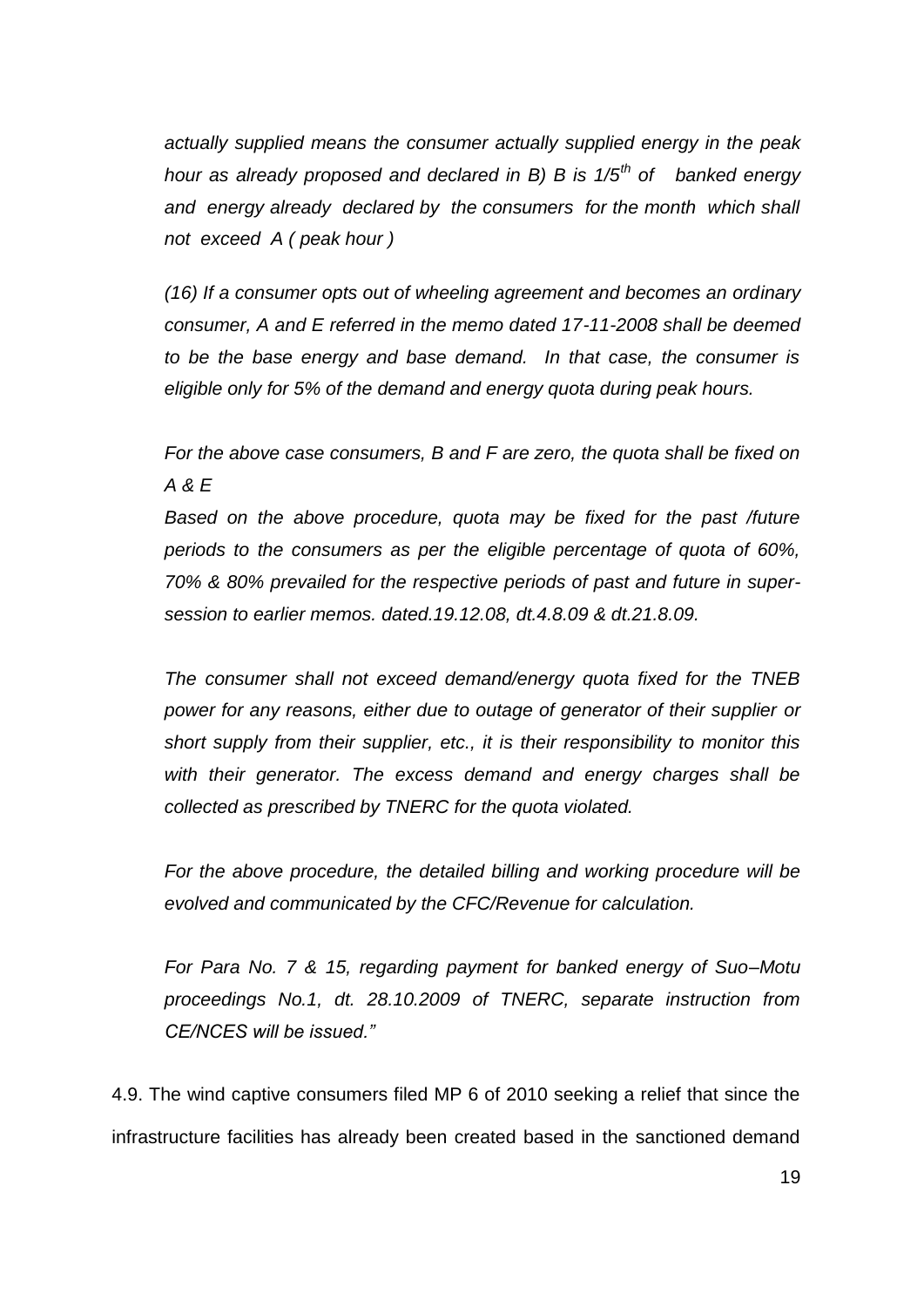*actually supplied means the consumer actually supplied energy in the peak hour as already proposed and declared in B) B is 1/5$^{th}$ of banked energy and energy already declared by the consumers for the month which shall not exceed A ( peak hour )*

*(16) If a consumer opts out of wheeling agreement and becomes an ordinary consumer, A and E referred in the memo dated 17-11-2008 shall be deemed to be the base energy and base demand. In that case, the consumer is eligible only for 5% of the demand and energy quota during peak hours.*

*For the above case consumers, B and F are zero, the quota shall be fixed on A & E*

*Based on the above procedure, quota may be fixed for the past /future periods to the consumers as per the eligible percentage of quota of 60%, 70% & 80% prevailed for the respective periods of past and future in super-session to earlier memos. dated.19.12.08, dt.4.8.09 & dt.21.8.09.*

*The consumer shall not exceed demand/energy quota fixed for the TNEB power for any reasons, either due to outage of generator of their supplier or short supply from their supplier, etc., it is their responsibility to monitor this with their generator. The excess demand and energy charges shall be collected as prescribed by TNERC for the quota violated.*

*For the above procedure, the detailed billing and working procedure will be evolved and communicated by the CFC/Revenue for calculation.*

*For Para No. 7 & 15, regarding payment for banked energy of Suo–Motu proceedings No.1, dt. 28.10.2009 of TNERC, separate instruction from CE/NCES will be issued."*

4.9. The wind captive consumers filed MP 6 of 2010 seeking a relief that since the infrastructure facilities has already been created based in the sanctioned demand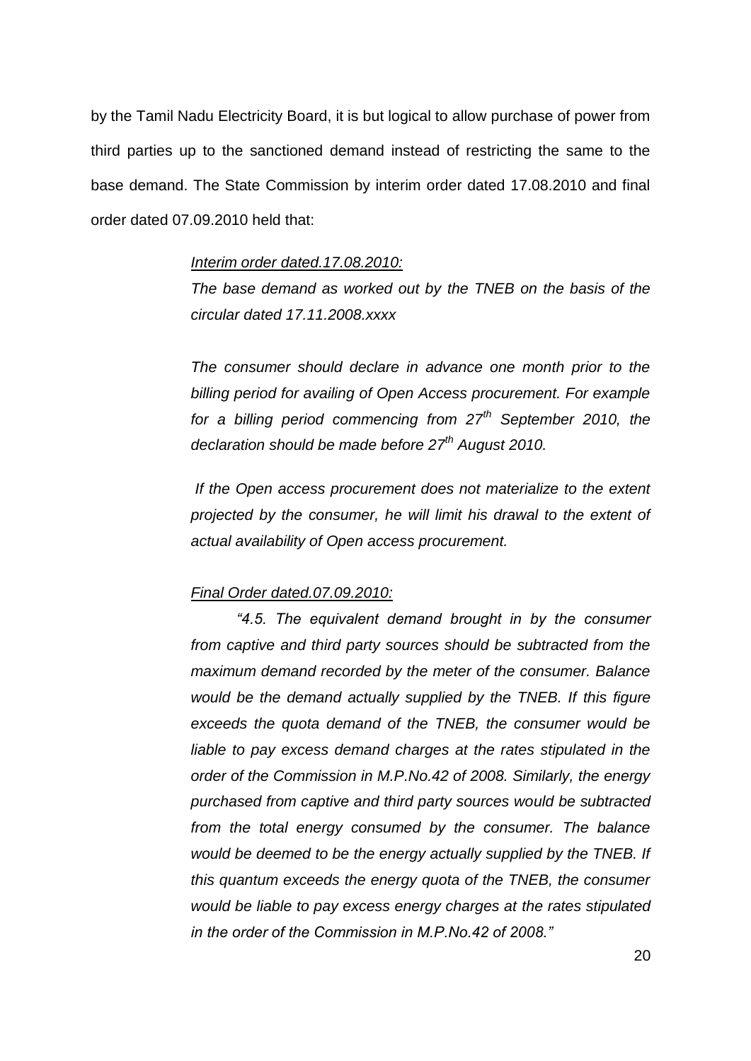by the Tamil Nadu Electricity Board, it is but logical to allow purchase of power from third parties up to the sanctioned demand instead of restricting the same to the base demand. The State Commission by interim order dated 17.08.2010 and final order dated 07.09.2010 held that:

> *Interim order dated.17.08.2010:*
>
> *The base demand as worked out by the TNEB on the basis of the circular dated 17.11.2008.xxxx*
>
> *The consumer should declare in advance one month prior to the billing period for availing of Open Access procurement. For example for a billing period commencing from 27th September 2010, the declaration should be made before 27th August 2010.*
>
> *If the Open access procurement does not materialize to the extent projected by the consumer, he will limit his drawal to the extent of actual availability of Open access procurement.*
>
> *Final Order dated.07.09.2010:*
>
> *"4.5. The equivalent demand brought in by the consumer from captive and third party sources should be subtracted from the maximum demand recorded by the meter of the consumer. Balance would be the demand actually supplied by the TNEB. If this figure exceeds the quota demand of the TNEB, the consumer would be liable to pay excess demand charges at the rates stipulated in the order of the Commission in M.P.No.42 of 2008. Similarly, the energy purchased from captive and third party sources would be subtracted from the total energy consumed by the consumer. The balance would be deemed to be the energy actually supplied by the TNEB. If this quantum exceeds the energy quota of the TNEB, the consumer would be liable to pay excess energy charges at the rates stipulated in the order of the Commission in M.P.No.42 of 2008."*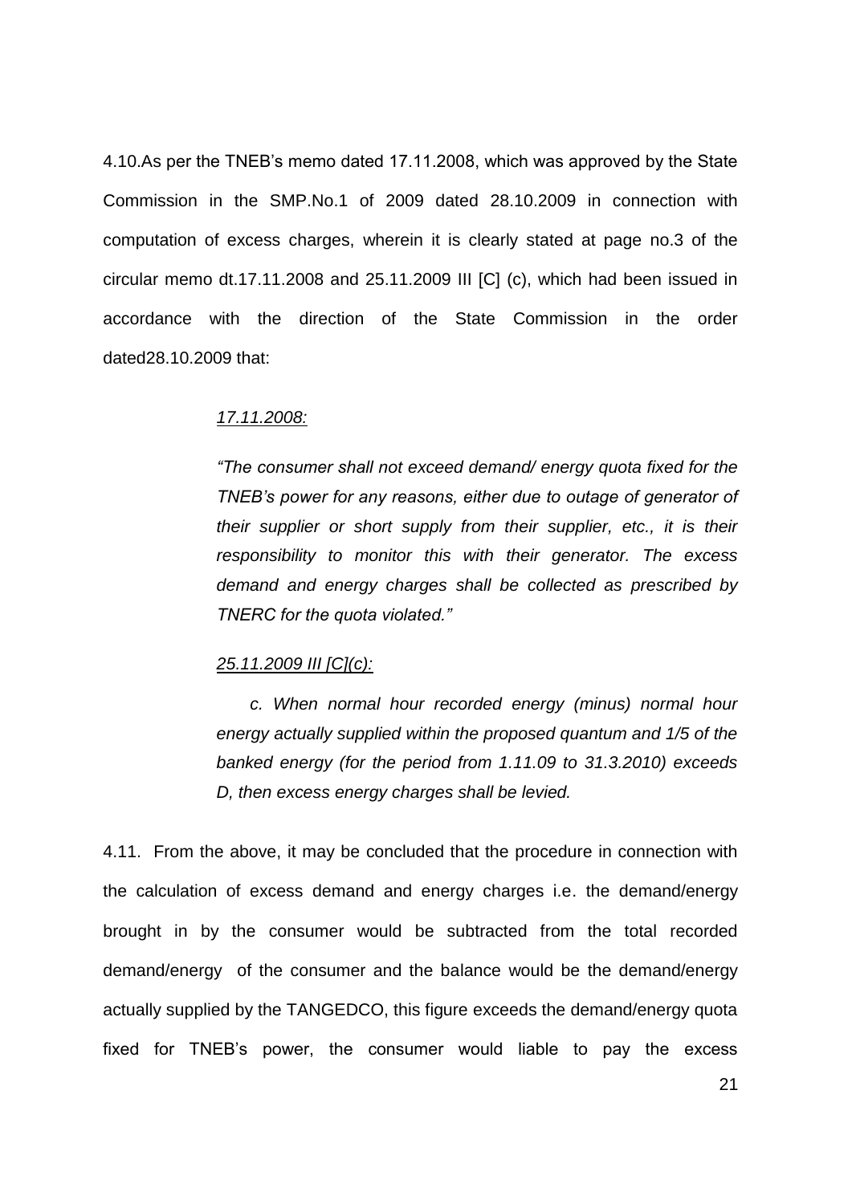4.10.As per the TNEB's memo dated 17.11.2008, which was approved by the State Commission in the SMP.No.1 of 2009 dated 28.10.2009 in connection with computation of excess charges, wherein it is clearly stated at page no.3 of the circular memo dt.17.11.2008 and 25.11.2009 III [C] (c), which had been issued in accordance with the direction of the State Commission in the order dated28.10.2009 that:

> *17.11.2008:*
>
> *"The consumer shall not exceed demand/ energy quota fixed for the TNEB's power for any reasons, either due to outage of generator of their supplier or short supply from their supplier, etc., it is their responsibility to monitor this with their generator. The excess demand and energy charges shall be collected as prescribed by TNERC for the quota violated."*
>
> *25.11.2009 III [C](c):*
>
> *c. When normal hour recorded energy (minus) normal hour energy actually supplied within the proposed quantum and 1/5 of the banked energy (for the period from 1.11.09 to 31.3.2010) exceeds D, then excess energy charges shall be levied.*

4.11. From the above, it may be concluded that the procedure in connection with the calculation of excess demand and energy charges i.e. the demand/energy brought in by the consumer would be subtracted from the total recorded demand/energy of the consumer and the balance would be the demand/energy actually supplied by the TANGEDCO, this figure exceeds the demand/energy quota fixed for TNEB's power, the consumer would liable to pay the excess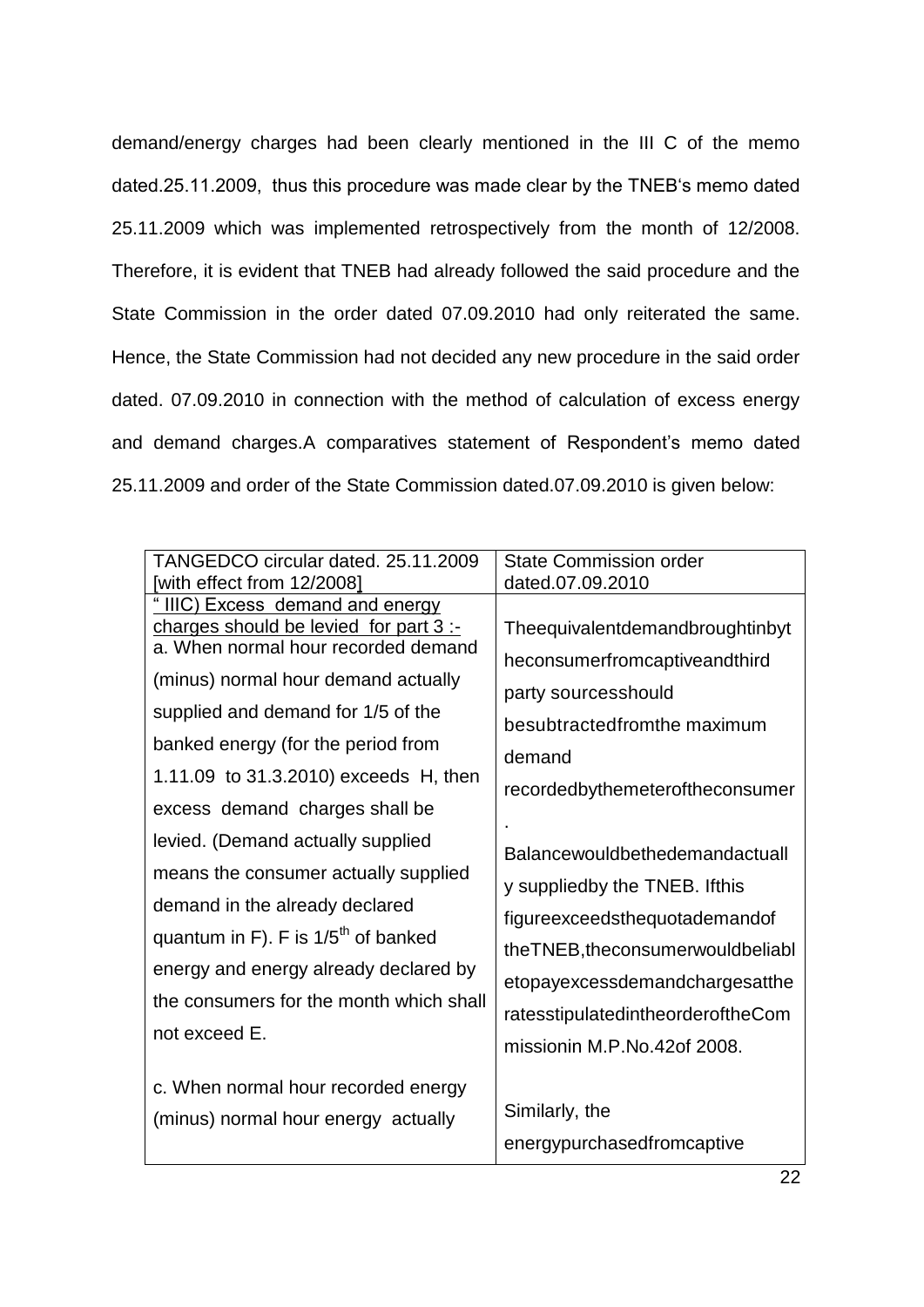demand/energy charges had been clearly mentioned in the III C of the memo dated.25.11.2009, thus this procedure was made clear by the TNEB's memo dated 25.11.2009 which was implemented retrospectively from the month of 12/2008. Therefore, it is evident that TNEB had already followed the said procedure and the State Commission in the order dated 07.09.2010 had only reiterated the same. Hence, the State Commission had not decided any new procedure in the said order dated. 07.09.2010 in connection with the method of calculation of excess energy and demand charges.A comparatives statement of Respondent's memo dated 25.11.2009 and order of the State Commission dated.07.09.2010 is given below:

| TANGEDCO circular dated. 25.11.2009 [with effect from 12/2008] | State Commission order dated.07.09.2010 |
|---|---|
| " IIIC) Excess demand and energy charges should be levied for part 3 :- a. When normal hour recorded demand (minus) normal hour demand actually supplied and demand for 1/5 of the banked energy (for the period from 1.11.09 to 31.3.2010) exceeds H, then excess demand charges shall be levied. (Demand actually supplied means the consumer actually supplied demand in the already declared quantum in F). F is 1/5$^{th}$ of banked energy and energy already declared by the consumers for the month which shall not exceed E.<br><br>c. When normal hour recorded energy (minus) normal hour energy actually | Theequivalentdemandbroughtinbyt heconsumerfromcaptiveandthird party sourcesshould besubtractedfromthe maximum demand recordedbythemeteroftheconsumer .<br><br>Balancewouldbethedemandactuall y suppliedby the TNEB. Ifthis figureexceedsthequotademandof theTNEB,theconsumerwouldbeliabl etopayexcessdemandchargesatthe ratesstipulatedintheorderoftheCom missionin M.P.No.42of 2008.<br><br>Similarly, the energypurchasedfromcaptive |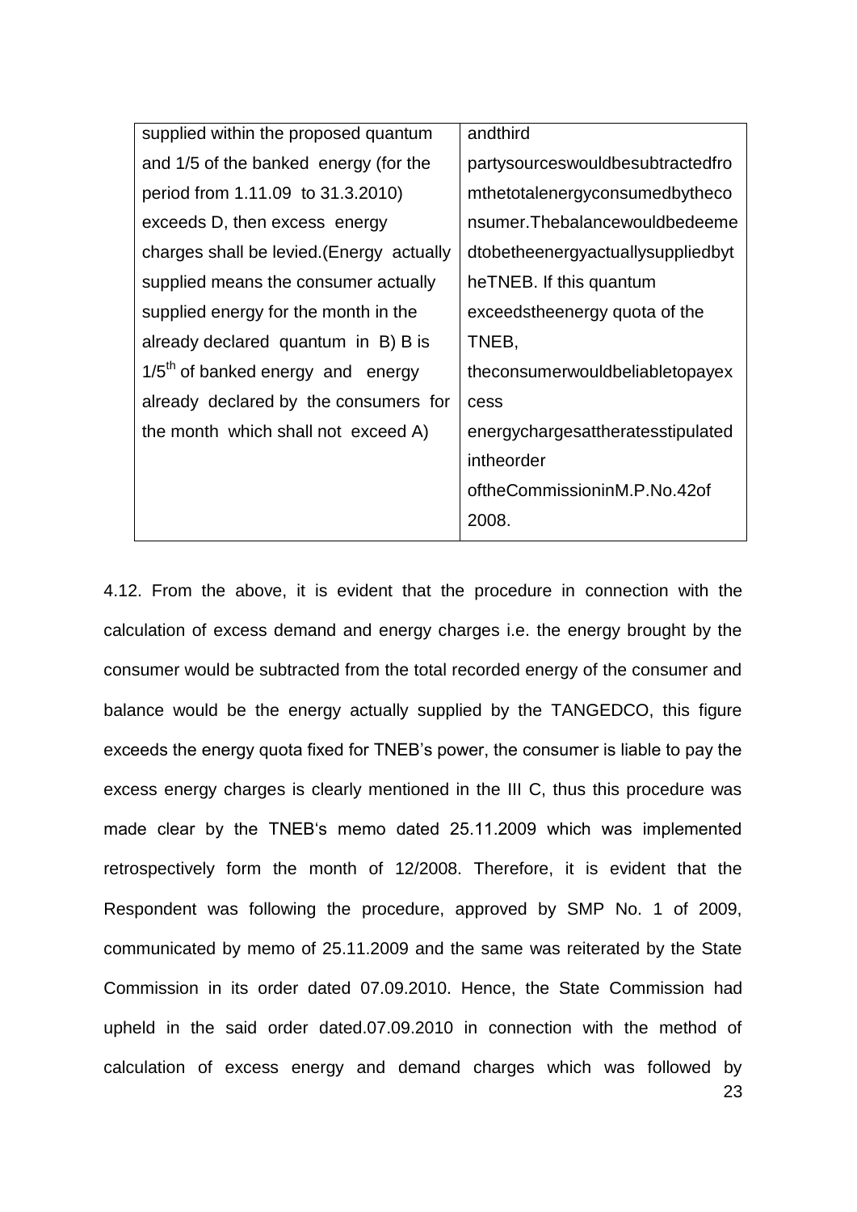| | |
|---|---|
| supplied within the proposed quantum and 1/5 of the banked energy (for the period from 1.11.09 to 31.3.2010) exceeds D, then excess energy charges shall be levied.(Energy actually supplied means the consumer actually supplied energy for the month in the already declared quantum in B) B is 1/5th of banked energy and energy already declared by the consumers for the month which shall not exceed A) | andthird partysourceswouldbesubtractedfromthetotalenergyconsumedbytheconsumer.Thebalancewouldbedeemedtobetheenergyactuallysuppliedbythe TNEB. If this quantum exceedstheenergy quota of the TNEB, theconsumerwouldbeliabletopayexcess energychargesattheratesstipulated intheorder oftheCommissioninM.P.No.42of 2008. |

4.12. From the above, it is evident that the procedure in connection with the calculation of excess demand and energy charges i.e. the energy brought by the consumer would be subtracted from the total recorded energy of the consumer and balance would be the energy actually supplied by the TANGEDCO, this figure exceeds the energy quota fixed for TNEB's power, the consumer is liable to pay the excess energy charges is clearly mentioned in the III C, thus this procedure was made clear by the TNEB's memo dated 25.11.2009 which was implemented retrospectively form the month of 12/2008. Therefore, it is evident that the Respondent was following the procedure, approved by SMP No. 1 of 2009, communicated by memo of 25.11.2009 and the same was reiterated by the State Commission in its order dated 07.09.2010. Hence, the State Commission had upheld in the said order dated.07.09.2010 in connection with the method of calculation of excess energy and demand charges which was followed by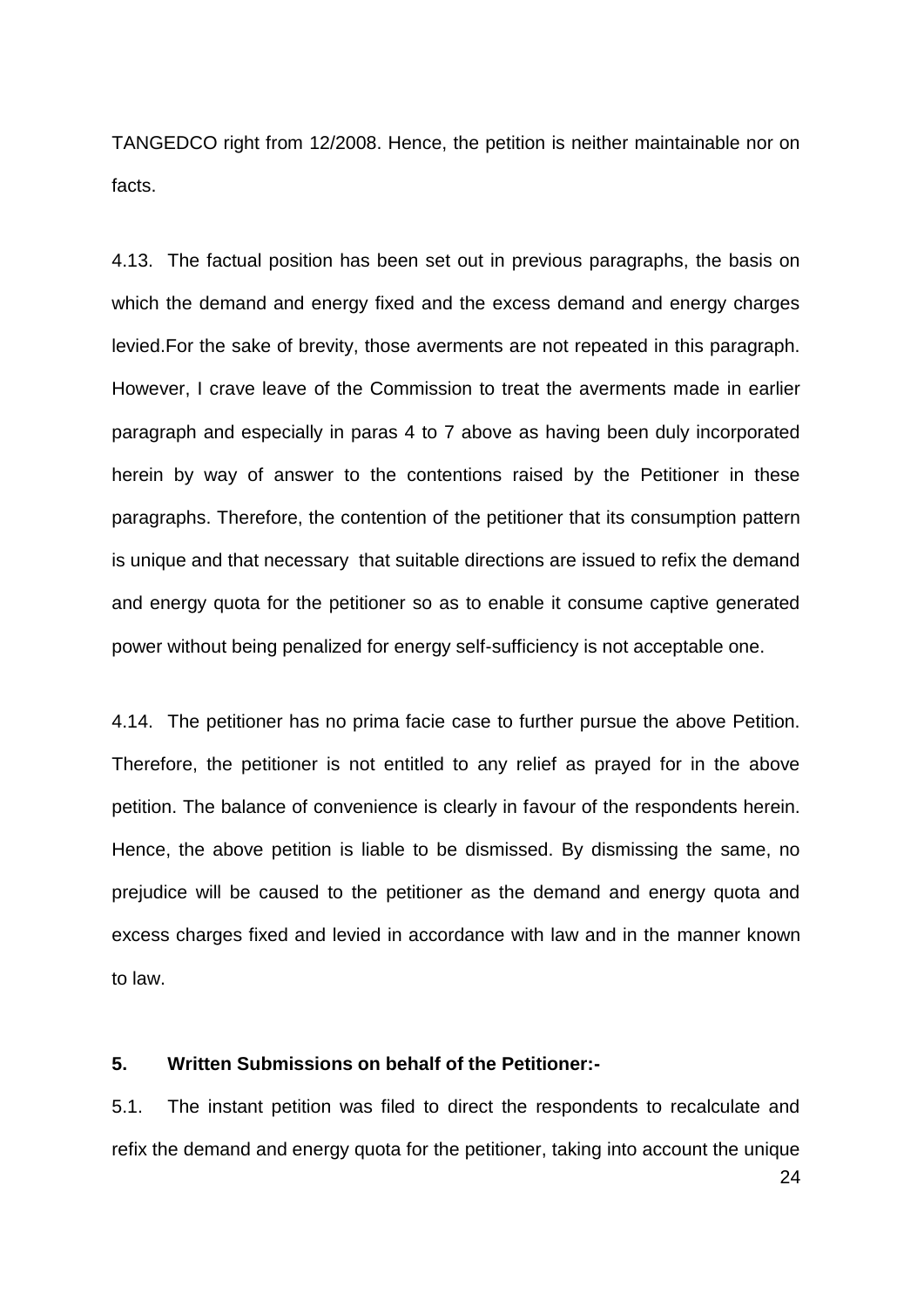TANGEDCO right from 12/2008. Hence, the petition is neither maintainable nor on facts.

4.13. The factual position has been set out in previous paragraphs, the basis on which the demand and energy fixed and the excess demand and energy charges levied.For the sake of brevity, those averments are not repeated in this paragraph. However, I crave leave of the Commission to treat the averments made in earlier paragraph and especially in paras 4 to 7 above as having been duly incorporated herein by way of answer to the contentions raised by the Petitioner in these paragraphs. Therefore, the contention of the petitioner that its consumption pattern is unique and that necessary that suitable directions are issued to refix the demand and energy quota for the petitioner so as to enable it consume captive generated power without being penalized for energy self-sufficiency is not acceptable one.

4.14. The petitioner has no prima facie case to further pursue the above Petition. Therefore, the petitioner is not entitled to any relief as prayed for in the above petition. The balance of convenience is clearly in favour of the respondents herein. Hence, the above petition is liable to be dismissed. By dismissing the same, no prejudice will be caused to the petitioner as the demand and energy quota and excess charges fixed and levied in accordance with law and in the manner known to law.

**5. Written Submissions on behalf of the Petitioner:-**

5.1. The instant petition was filed to direct the respondents to recalculate and refix the demand and energy quota for the petitioner, taking into account the unique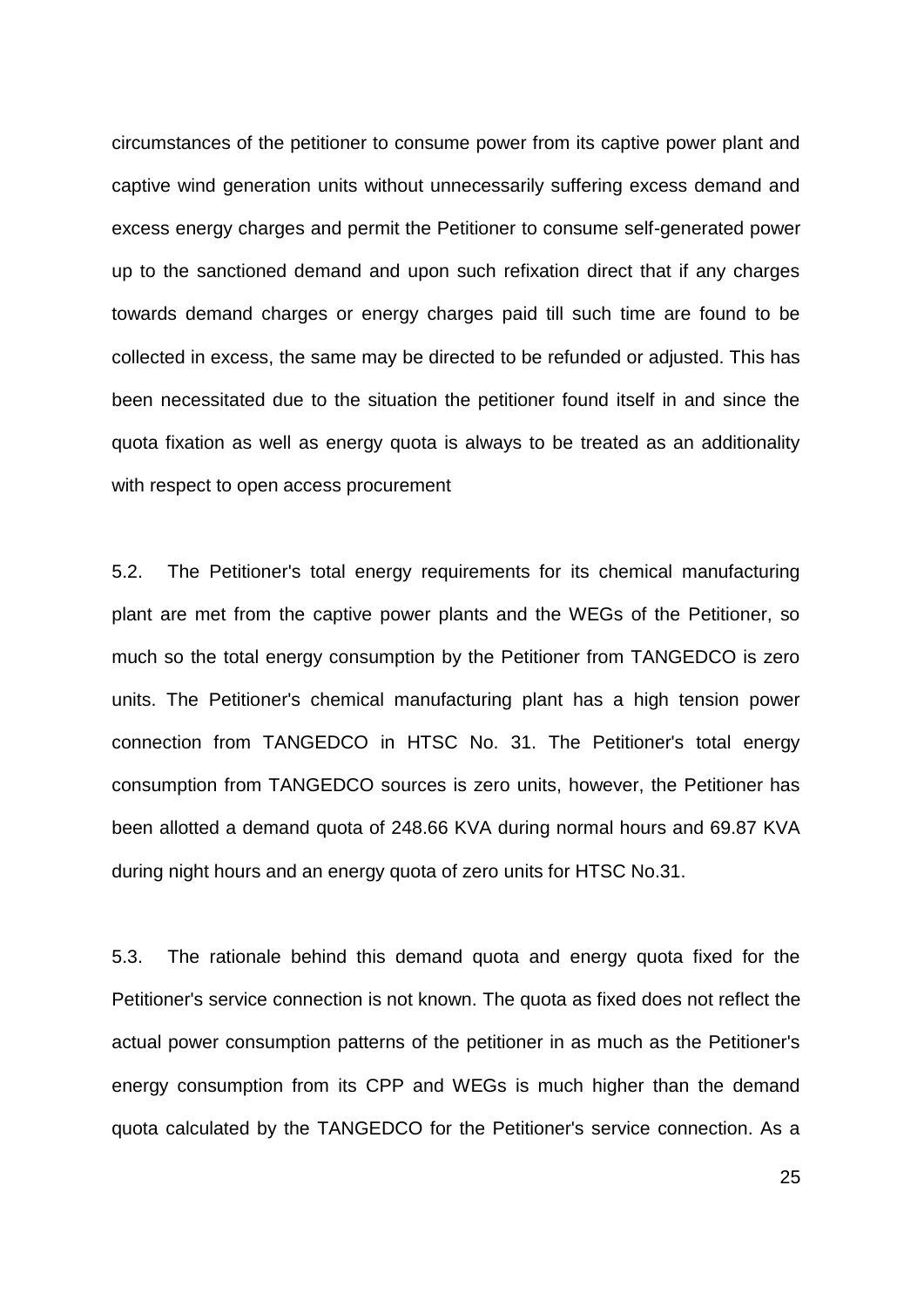circumstances of the petitioner to consume power from its captive power plant and captive wind generation units without unnecessarily suffering excess demand and excess energy charges and permit the Petitioner to consume self-generated power up to the sanctioned demand and upon such refixation direct that if any charges towards demand charges or energy charges paid till such time are found to be collected in excess, the same may be directed to be refunded or adjusted. This has been necessitated due to the situation the petitioner found itself in and since the quota fixation as well as energy quota is always to be treated as an additionality with respect to open access procurement

5.2. The Petitioner's total energy requirements for its chemical manufacturing plant are met from the captive power plants and the WEGs of the Petitioner, so much so the total energy consumption by the Petitioner from TANGEDCO is zero units. The Petitioner's chemical manufacturing plant has a high tension power connection from TANGEDCO in HTSC No. 31. The Petitioner's total energy consumption from TANGEDCO sources is zero units, however, the Petitioner has been allotted a demand quota of 248.66 KVA during normal hours and 69.87 KVA during night hours and an energy quota of zero units for HTSC No.31.

5.3. The rationale behind this demand quota and energy quota fixed for the Petitioner's service connection is not known. The quota as fixed does not reflect the actual power consumption patterns of the petitioner in as much as the Petitioner's energy consumption from its CPP and WEGs is much higher than the demand quota calculated by the TANGEDCO for the Petitioner's service connection. As a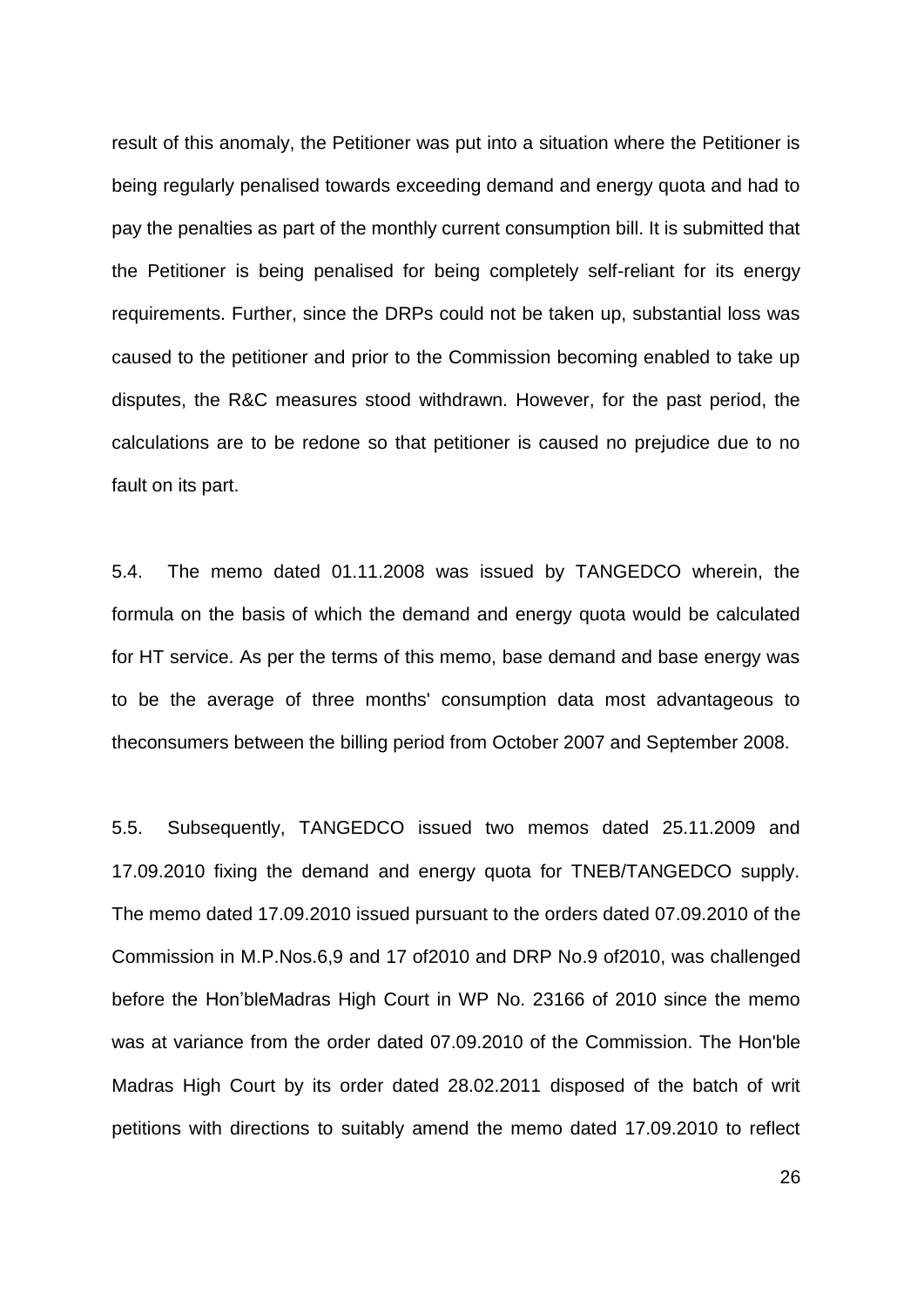result of this anomaly, the Petitioner was put into a situation where the Petitioner is being regularly penalised towards exceeding demand and energy quota and had to pay the penalties as part of the monthly current consumption bill. It is submitted that the Petitioner is being penalised for being completely self-reliant for its energy requirements. Further, since the DRPs could not be taken up, substantial loss was caused to the petitioner and prior to the Commission becoming enabled to take up disputes, the R&C measures stood withdrawn. However, for the past period, the calculations are to be redone so that petitioner is caused no prejudice due to no fault on its part.

5.4. The memo dated 01.11.2008 was issued by TANGEDCO wherein, the formula on the basis of which the demand and energy quota would be calculated for HT service. As per the terms of this memo, base demand and base energy was to be the average of three months' consumption data most advantageous to theconsumers between the billing period from October 2007 and September 2008.

5.5. Subsequently, TANGEDCO issued two memos dated 25.11.2009 and 17.09.2010 fixing the demand and energy quota for TNEB/TANGEDCO supply. The memo dated 17.09.2010 issued pursuant to the orders dated 07.09.2010 of the Commission in M.P.Nos.6,9 and 17 of2010 and DRP No.9 of2010, was challenged before the Hon'bleMadras High Court in WP No. 23166 of 2010 since the memo was at variance from the order dated 07.09.2010 of the Commission. The Hon'ble Madras High Court by its order dated 28.02.2011 disposed of the batch of writ petitions with directions to suitably amend the memo dated 17.09.2010 to reflect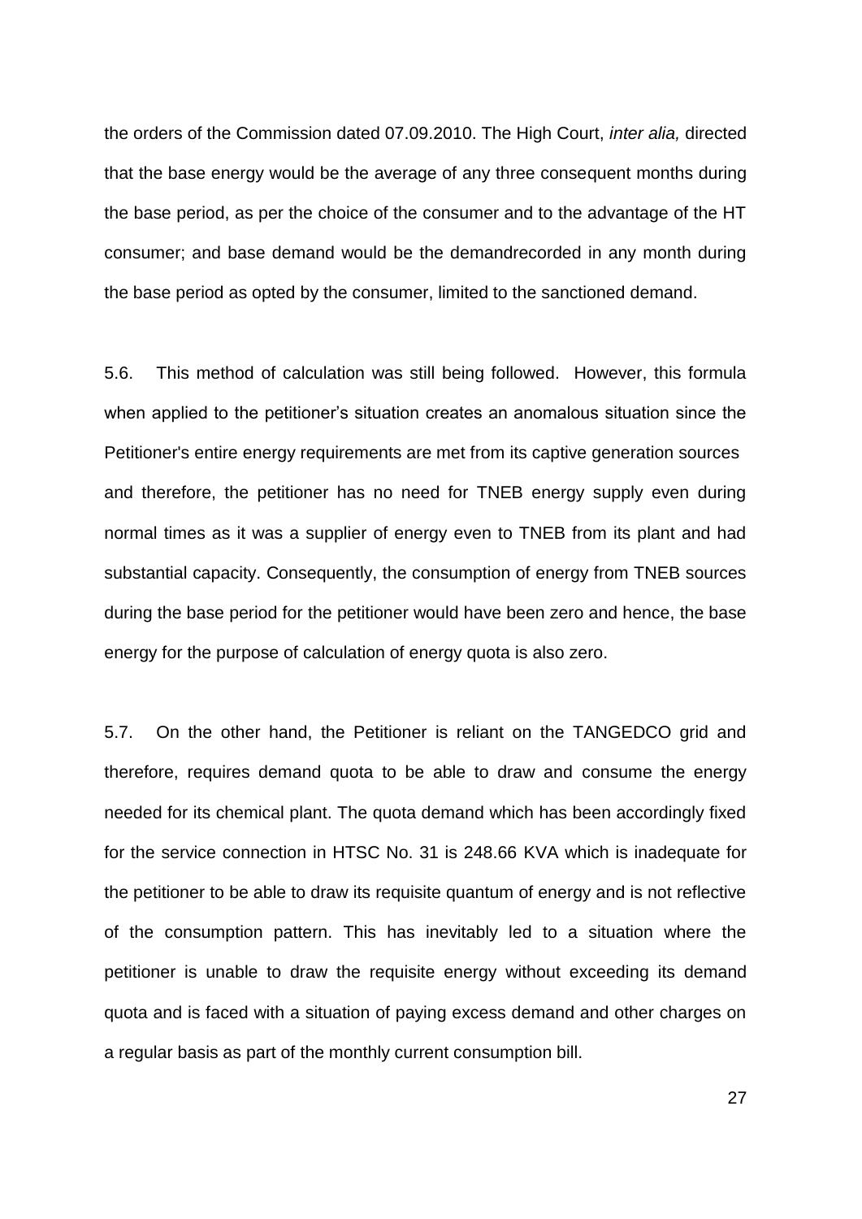the orders of the Commission dated 07.09.2010. The High Court, *inter alia,* directed that the base energy would be the average of any three consequent months during the base period, as per the choice of the consumer and to the advantage of the HT consumer; and base demand would be the demandrecorded in any month during the base period as opted by the consumer, limited to the sanctioned demand.

5.6. This method of calculation was still being followed. However, this formula when applied to the petitioner's situation creates an anomalous situation since the Petitioner's entire energy requirements are met from its captive generation sources and therefore, the petitioner has no need for TNEB energy supply even during normal times as it was a supplier of energy even to TNEB from its plant and had substantial capacity. Consequently, the consumption of energy from TNEB sources during the base period for the petitioner would have been zero and hence, the base energy for the purpose of calculation of energy quota is also zero.

5.7. On the other hand, the Petitioner is reliant on the TANGEDCO grid and therefore, requires demand quota to be able to draw and consume the energy needed for its chemical plant. The quota demand which has been accordingly fixed for the service connection in HTSC No. 31 is 248.66 KVA which is inadequate for the petitioner to be able to draw its requisite quantum of energy and is not reflective of the consumption pattern. This has inevitably led to a situation where the petitioner is unable to draw the requisite energy without exceeding its demand quota and is faced with a situation of paying excess demand and other charges on a regular basis as part of the monthly current consumption bill.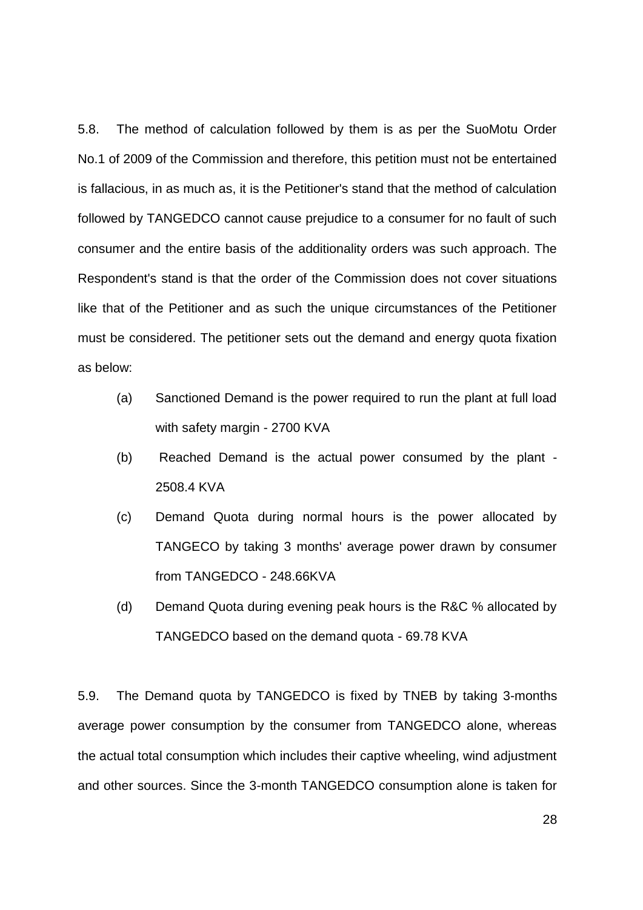5.8. The method of calculation followed by them is as per the SuoMotu Order No.1 of 2009 of the Commission and therefore, this petition must not be entertained is fallacious, in as much as, it is the Petitioner's stand that the method of calculation followed by TANGEDCO cannot cause prejudice to a consumer for no fault of such consumer and the entire basis of the additionality orders was such approach. The Respondent's stand is that the order of the Commission does not cover situations like that of the Petitioner and as such the unique circumstances of the Petitioner must be considered. The petitioner sets out the demand and energy quota fixation as below:

(a) Sanctioned Demand is the power required to run the plant at full load with safety margin - 2700 KVA

(b) Reached Demand is the actual power consumed by the plant - 2508.4 KVA

(c) Demand Quota during normal hours is the power allocated by TANGECO by taking 3 months' average power drawn by consumer from TANGEDCO - 248.66KVA

(d) Demand Quota during evening peak hours is the R&C % allocated by TANGEDCO based on the demand quota - 69.78 KVA

5.9. The Demand quota by TANGEDCO is fixed by TNEB by taking 3-months average power consumption by the consumer from TANGEDCO alone, whereas the actual total consumption which includes their captive wheeling, wind adjustment and other sources. Since the 3-month TANGEDCO consumption alone is taken for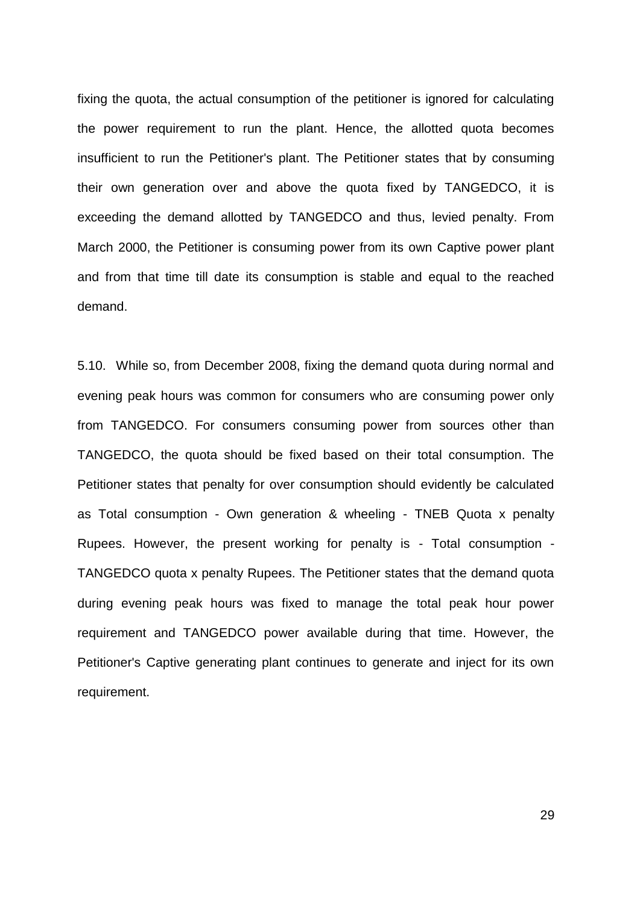fixing the quota, the actual consumption of the petitioner is ignored for calculating the power requirement to run the plant. Hence, the allotted quota becomes insufficient to run the Petitioner's plant. The Petitioner states that by consuming their own generation over and above the quota fixed by TANGEDCO, it is exceeding the demand allotted by TANGEDCO and thus, levied penalty. From March 2000, the Petitioner is consuming power from its own Captive power plant and from that time till date its consumption is stable and equal to the reached demand.

5.10. While so, from December 2008, fixing the demand quota during normal and evening peak hours was common for consumers who are consuming power only from TANGEDCO. For consumers consuming power from sources other than TANGEDCO, the quota should be fixed based on their total consumption. The Petitioner states that penalty for over consumption should evidently be calculated as Total consumption - Own generation & wheeling - TNEB Quota x penalty Rupees. However, the present working for penalty is - Total consumption - TANGEDCO quota x penalty Rupees. The Petitioner states that the demand quota during evening peak hours was fixed to manage the total peak hour power requirement and TANGEDCO power available during that time. However, the Petitioner's Captive generating plant continues to generate and inject for its own requirement.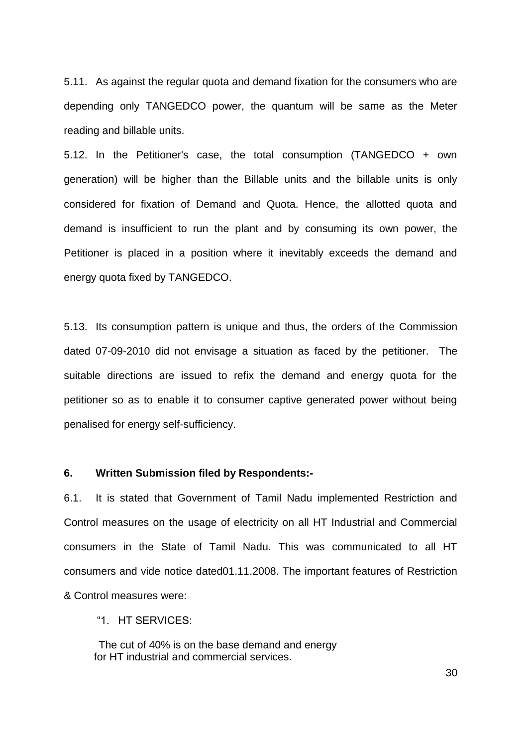5.11. As against the regular quota and demand fixation for the consumers who are depending only TANGEDCO power, the quantum will be same as the Meter reading and billable units.

5.12. In the Petitioner's case, the total consumption (TANGEDCO + own generation) will be higher than the Billable units and the billable units is only considered for fixation of Demand and Quota. Hence, the allotted quota and demand is insufficient to run the plant and by consuming its own power, the Petitioner is placed in a position where it inevitably exceeds the demand and energy quota fixed by TANGEDCO.

5.13. Its consumption pattern is unique and thus, the orders of the Commission dated 07-09-2010 did not envisage a situation as faced by the petitioner. The suitable directions are issued to refix the demand and energy quota for the petitioner so as to enable it to consumer captive generated power without being penalised for energy self-sufficiency.

**6. Written Submission filed by Respondents:-**

6.1. It is stated that Government of Tamil Nadu implemented Restriction and Control measures on the usage of electricity on all HT Industrial and Commercial consumers in the State of Tamil Nadu. This was communicated to all HT consumers and vide notice dated01.11.2008. The important features of Restriction & Control measures were:

"1. HT SERVICES:

The cut of 40% is on the base demand and energy for HT industrial and commercial services.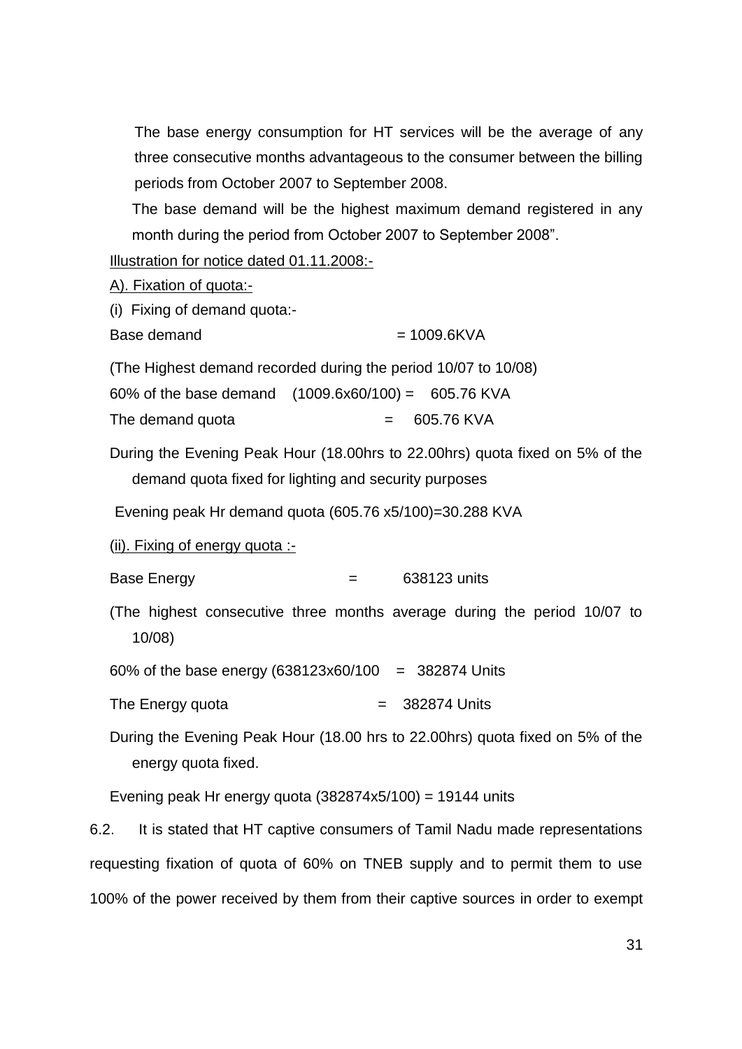The base energy consumption for HT services will be the average of any three consecutive months advantageous to the consumer between the billing periods from October 2007 to September 2008.

The base demand will be the highest maximum demand registered in any month during the period from October 2007 to September 2008".

Illustration for notice dated 01.11.2008:-

A). Fixation of quota:-

(i) Fixing of demand quota:-

Base demand = 1009.6KVA

(The Highest demand recorded during the period 10/07 to 10/08)

60% of the base demand (1009.6x60/100) = 605.76 KVA

The demand quota = 605.76 KVA

During the Evening Peak Hour (18.00hrs to 22.00hrs) quota fixed on 5% of the demand quota fixed for lighting and security purposes

Evening peak Hr demand quota (605.76 x5/100)=30.288 KVA

(ii). Fixing of energy quota :-

Base Energy = 638123 units

(The highest consecutive three months average during the period 10/07 to 10/08)

60% of the base energy (638123x60/100 = 382874 Units

The Energy quota = 382874 Units

During the Evening Peak Hour (18.00 hrs to 22.00hrs) quota fixed on 5% of the energy quota fixed.

Evening peak Hr energy quota (382874x5/100) = 19144 units

6.2. It is stated that HT captive consumers of Tamil Nadu made representations requesting fixation of quota of 60% on TNEB supply and to permit them to use 100% of the power received by them from their captive sources in order to exempt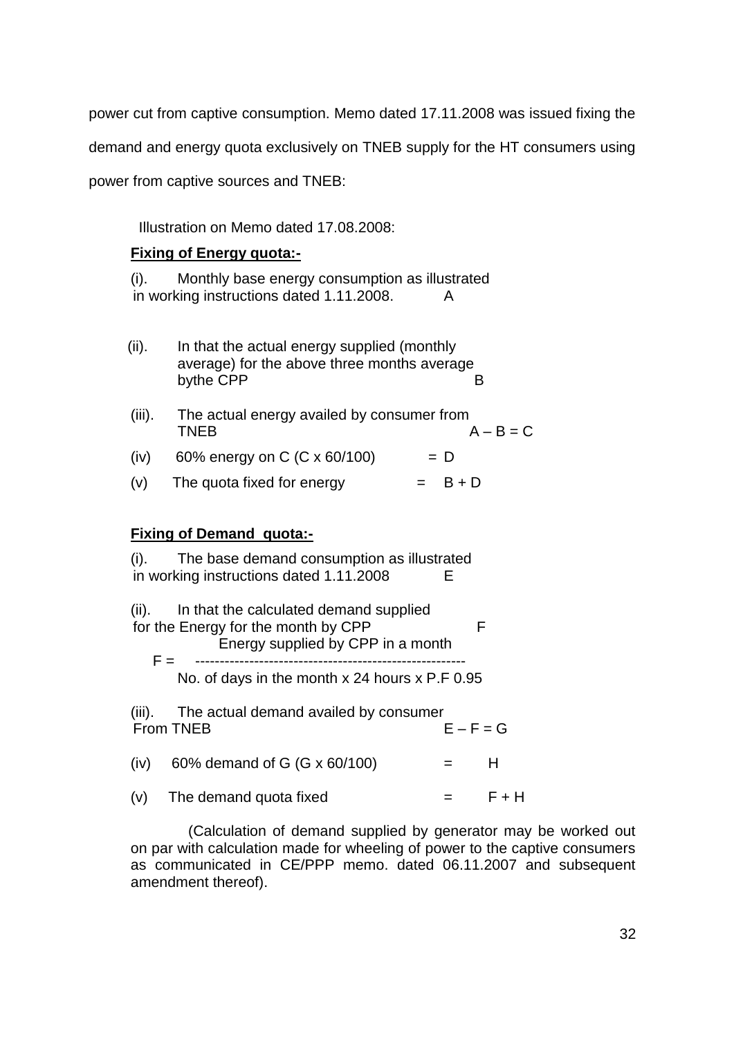power cut from captive consumption. Memo dated 17.11.2008 was issued fixing the demand and energy quota exclusively on TNEB supply for the HT consumers using power from captive sources and TNEB:

Illustration on Memo dated 17.08.2008:

**Fixing of Energy quota:-**

(i). Monthly base energy consumption as illustrated in working instructions dated 1.11.2008. A

(ii). In that the actual energy supplied (monthly average) for the above three months average bythe CPP B

(iii). The actual energy availed by consumer from TNEB A – B = C

(iv) 60% energy on C (C x 60/100) = D

(v) The quota fixed for energy = B + D

**Fixing of Demand quota:-**

(i). The base demand consumption as illustrated in working instructions dated 1.11.2008 E

(ii). In that the calculated demand supplied for the Energy for the month by CPP F

$$F = \frac{\text{Energy supplied by CPP in a month}}{\text{No. of days in the month x 24 hours x P.F 0.95}}$$

(iii). The actual demand availed by consumer From TNEB E – F = G

(iv) 60% demand of G (G x 60/100) = H

(v) The demand quota fixed = F + H

(Calculation of demand supplied by generator may be worked out on par with calculation made for wheeling of power to the captive consumers as communicated in CE/PPP memo. dated 06.11.2007 and subsequent amendment thereof).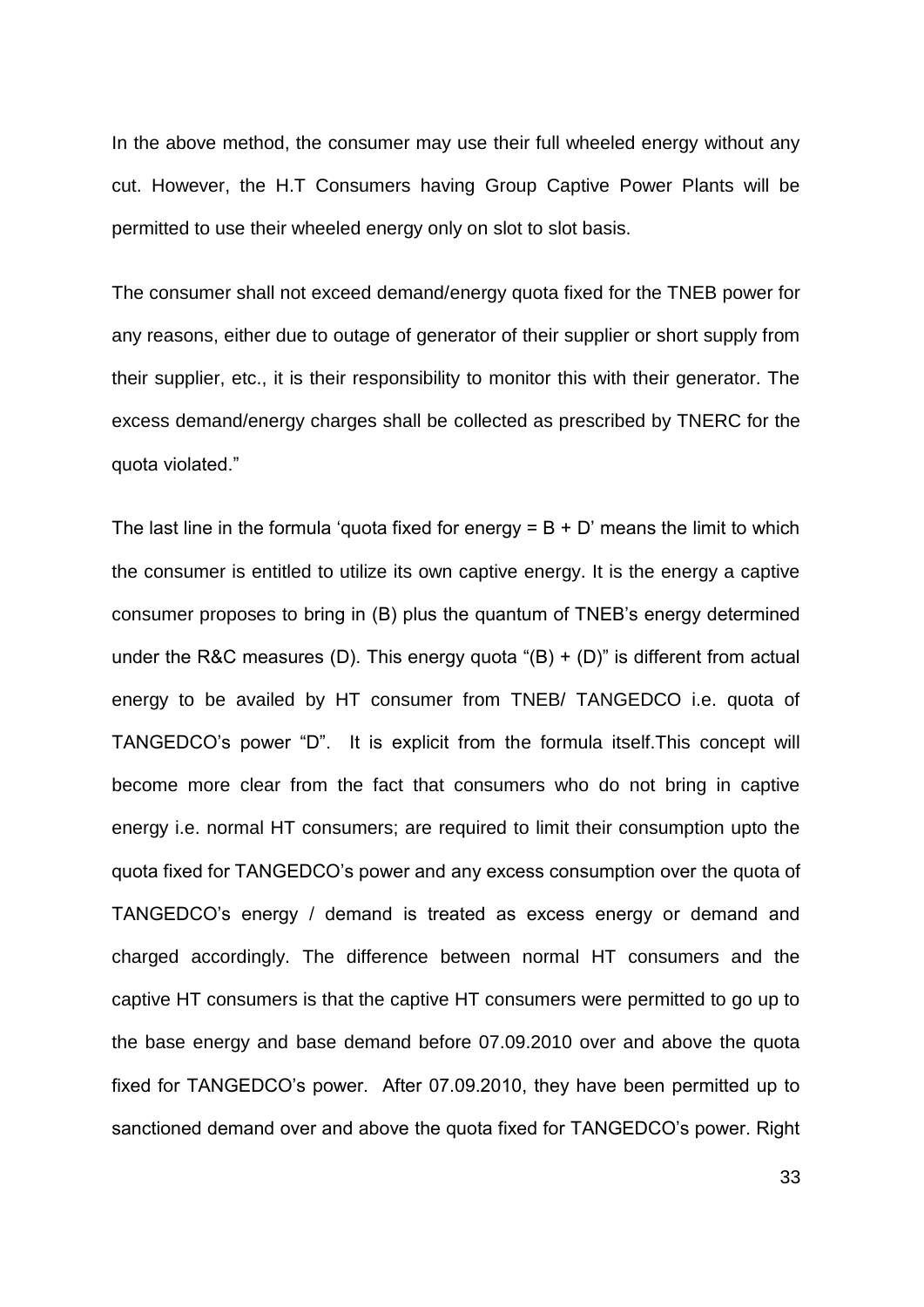In the above method, the consumer may use their full wheeled energy without any cut. However, the H.T Consumers having Group Captive Power Plants will be permitted to use their wheeled energy only on slot to slot basis.

The consumer shall not exceed demand/energy quota fixed for the TNEB power for any reasons, either due to outage of generator of their supplier or short supply from their supplier, etc., it is their responsibility to monitor this with their generator. The excess demand/energy charges shall be collected as prescribed by TNERC for the quota violated."

The last line in the formula 'quota fixed for energy = B + D' means the limit to which the consumer is entitled to utilize its own captive energy. It is the energy a captive consumer proposes to bring in (B) plus the quantum of TNEB's energy determined under the R&C measures (D). This energy quota "(B) + (D)" is different from actual energy to be availed by HT consumer from TNEB/ TANGEDCO i.e. quota of TANGEDCO's power "D". It is explicit from the formula itself.This concept will become more clear from the fact that consumers who do not bring in captive energy i.e. normal HT consumers; are required to limit their consumption upto the quota fixed for TANGEDCO's power and any excess consumption over the quota of TANGEDCO's energy / demand is treated as excess energy or demand and charged accordingly. The difference between normal HT consumers and the captive HT consumers is that the captive HT consumers were permitted to go up to the base energy and base demand before 07.09.2010 over and above the quota fixed for TANGEDCO's power. After 07.09.2010, they have been permitted up to sanctioned demand over and above the quota fixed for TANGEDCO's power. Right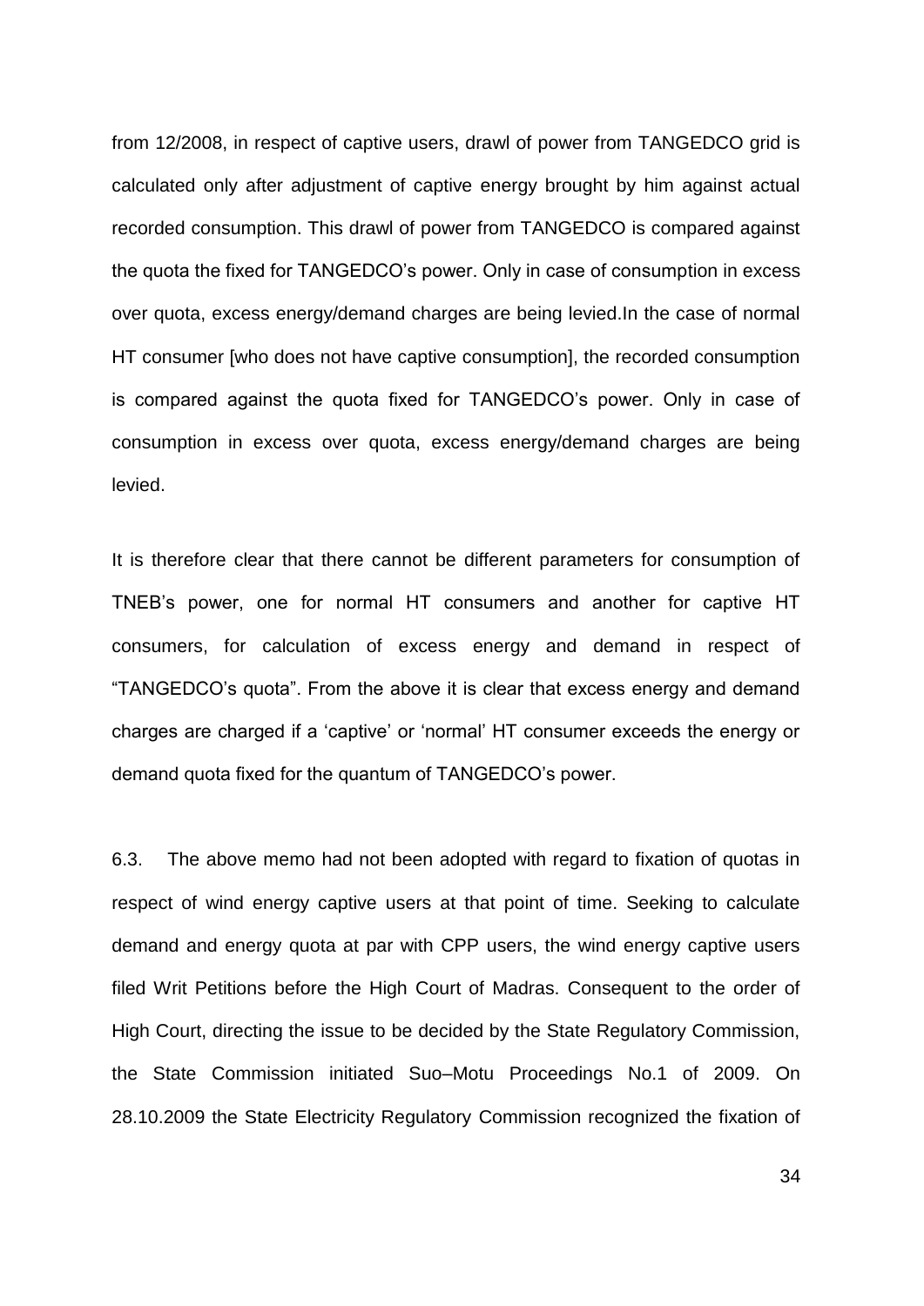from 12/2008, in respect of captive users, drawl of power from TANGEDCO grid is calculated only after adjustment of captive energy brought by him against actual recorded consumption. This drawl of power from TANGEDCO is compared against the quota the fixed for TANGEDCO's power. Only in case of consumption in excess over quota, excess energy/demand charges are being levied.In the case of normal HT consumer [who does not have captive consumption], the recorded consumption is compared against the quota fixed for TANGEDCO's power. Only in case of consumption in excess over quota, excess energy/demand charges are being levied.

It is therefore clear that there cannot be different parameters for consumption of TNEB's power, one for normal HT consumers and another for captive HT consumers, for calculation of excess energy and demand in respect of "TANGEDCO's quota". From the above it is clear that excess energy and demand charges are charged if a 'captive' or 'normal' HT consumer exceeds the energy or demand quota fixed for the quantum of TANGEDCO's power.

6.3. The above memo had not been adopted with regard to fixation of quotas in respect of wind energy captive users at that point of time. Seeking to calculate demand and energy quota at par with CPP users, the wind energy captive users filed Writ Petitions before the High Court of Madras. Consequent to the order of High Court, directing the issue to be decided by the State Regulatory Commission, the State Commission initiated Suo–Motu Proceedings No.1 of 2009. On 28.10.2009 the State Electricity Regulatory Commission recognized the fixation of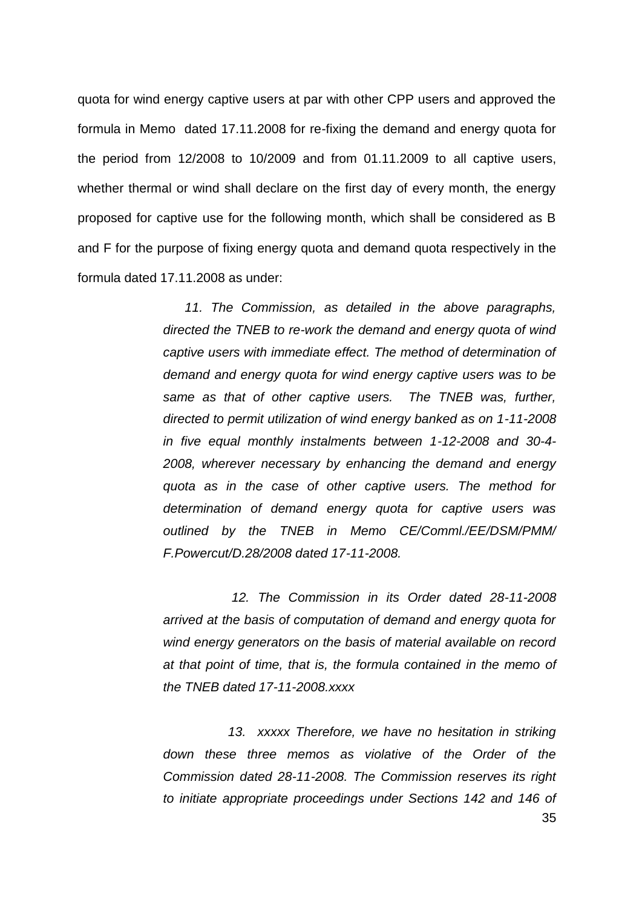quota for wind energy captive users at par with other CPP users and approved the formula in Memo dated 17.11.2008 for re-fixing the demand and energy quota for the period from 12/2008 to 10/2009 and from 01.11.2009 to all captive users, whether thermal or wind shall declare on the first day of every month, the energy proposed for captive use for the following month, which shall be considered as B and F for the purpose of fixing energy quota and demand quota respectively in the formula dated 17.11.2008 as under:

> *11. The Commission, as detailed in the above paragraphs, directed the TNEB to re-work the demand and energy quota of wind captive users with immediate effect. The method of determination of demand and energy quota for wind energy captive users was to be same as that of other captive users. The TNEB was, further, directed to permit utilization of wind energy banked as on 1-11-2008 in five equal monthly instalments between 1-12-2008 and 30-4-2008, wherever necessary by enhancing the demand and energy quota as in the case of other captive users. The method for determination of demand energy quota for captive users was outlined by the TNEB in Memo CE/Comml./EE/DSM/PMM/ F.Powercut/D.28/2008 dated 17-11-2008.*
>
> *12. The Commission in its Order dated 28-11-2008 arrived at the basis of computation of demand and energy quota for wind energy generators on the basis of material available on record at that point of time, that is, the formula contained in the memo of the TNEB dated 17-11-2008.xxxx*
>
> *13. xxxxx Therefore, we have no hesitation in striking down these three memos as violative of the Order of the Commission dated 28-11-2008. The Commission reserves its right to initiate appropriate proceedings under Sections 142 and 146 of*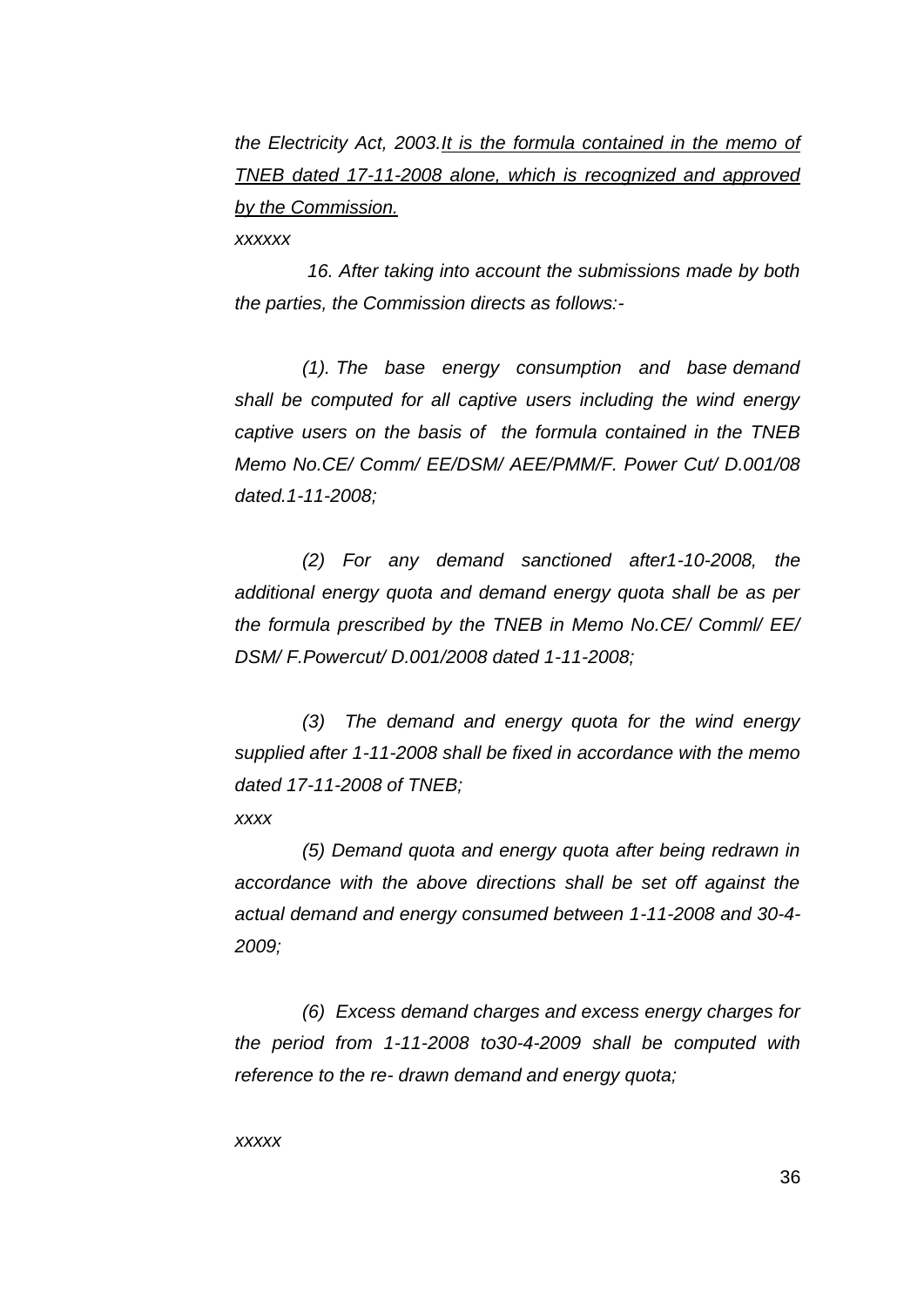*the Electricity Act, 2003.<u>It is the formula contained in the memo of TNEB dated 17-11-2008 alone, which is recognized and approved by the Commission.</u>*

*xxxxxx*

*16. After taking into account the submissions made by both the parties, the Commission directs as follows:-*

*(1). The base energy consumption and base demand shall be computed for all captive users including the wind energy captive users on the basis of the formula contained in the TNEB Memo No.CE/ Comm/ EE/DSM/ AEE/PMM/F. Power Cut/ D.001/08 dated.1-11-2008;*

*(2) For any demand sanctioned after1-10-2008, the additional energy quota and demand energy quota shall be as per the formula prescribed by the TNEB in Memo No.CE/ Comml/ EE/ DSM/ F.Powercut/ D.001/2008 dated 1-11-2008;*

*(3) The demand and energy quota for the wind energy supplied after 1-11-2008 shall be fixed in accordance with the memo dated 17-11-2008 of TNEB;*

*xxxx*

*(5) Demand quota and energy quota after being redrawn in accordance with the above directions shall be set off against the actual demand and energy consumed between 1-11-2008 and 30-4-2009;*

*(6) Excess demand charges and excess energy charges for the period from 1-11-2008 to30-4-2009 shall be computed with reference to the re- drawn demand and energy quota;*

*xxxxx*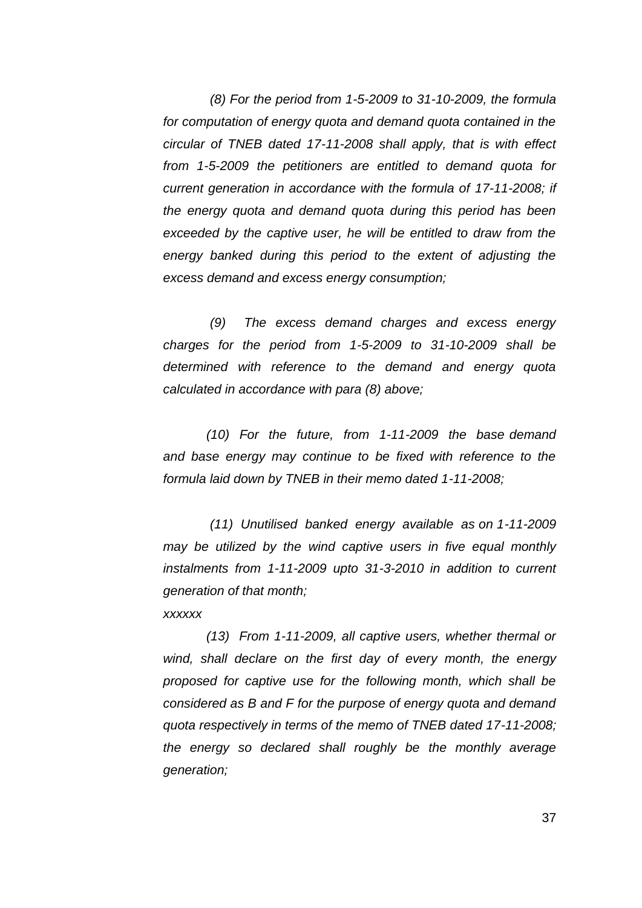*(8) For the period from 1-5-2009 to 31-10-2009, the formula for computation of energy quota and demand quota contained in the circular of TNEB dated 17-11-2008 shall apply, that is with effect from 1-5-2009 the petitioners are entitled to demand quota for current generation in accordance with the formula of 17-11-2008; if the energy quota and demand quota during this period has been exceeded by the captive user, he will be entitled to draw from the energy banked during this period to the extent of adjusting the excess demand and excess energy consumption;*

*(9) The excess demand charges and excess energy charges for the period from 1-5-2009 to 31-10-2009 shall be determined with reference to the demand and energy quota calculated in accordance with para (8) above;*

*(10) For the future, from 1-11-2009 the base demand and base energy may continue to be fixed with reference to the formula laid down by TNEB in their memo dated 1-11-2008;*

*(11) Unutilised banked energy available as on 1-11-2009 may be utilized by the wind captive users in five equal monthly instalments from 1-11-2009 upto 31-3-2010 in addition to current generation of that month;*

*xxxxxx*

*(13) From 1-11-2009, all captive users, whether thermal or wind, shall declare on the first day of every month, the energy proposed for captive use for the following month, which shall be considered as B and F for the purpose of energy quota and demand quota respectively in terms of the memo of TNEB dated 17-11-2008; the energy so declared shall roughly be the monthly average generation;*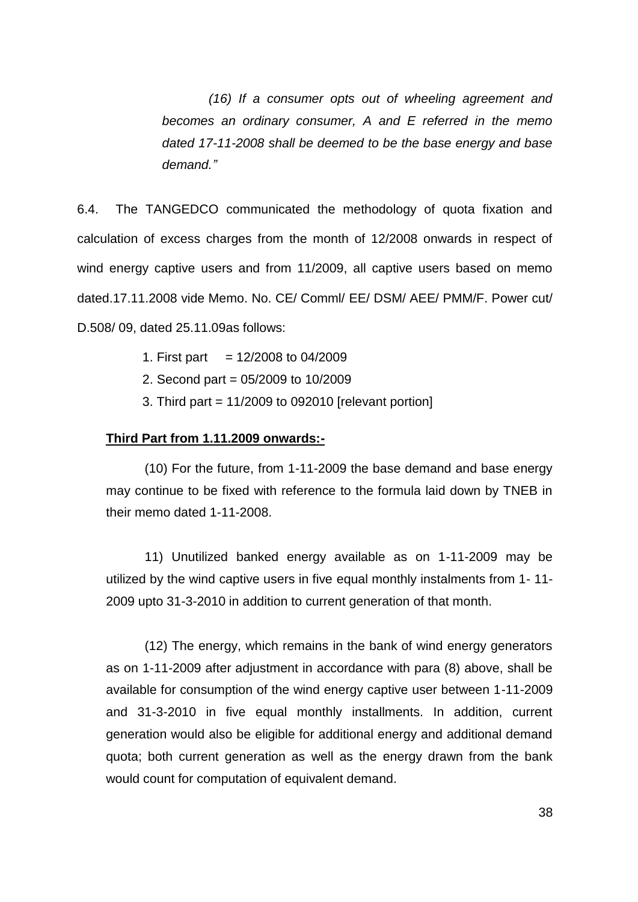*(16) If a consumer opts out of wheeling agreement and becomes an ordinary consumer, A and E referred in the memo dated 17-11-2008 shall be deemed to be the base energy and base demand."*

6.4. The TANGEDCO communicated the methodology of quota fixation and calculation of excess charges from the month of 12/2008 onwards in respect of wind energy captive users and from 11/2009, all captive users based on memo dated.17.11.2008 vide Memo. No. CE/ Comml/ EE/ DSM/ AEE/ PMM/F. Power cut/ D.508/ 09, dated 25.11.09as follows:

1. First part = 12/2008 to 04/2009
2. Second part = 05/2009 to 10/2009
3. Third part = 11/2009 to 092010 [relevant portion]

**Third Part from 1.11.2009 onwards:-**

(10) For the future, from 1-11-2009 the base demand and base energy may continue to be fixed with reference to the formula laid down by TNEB in their memo dated 1-11-2008.

11) Unutilized banked energy available as on 1-11-2009 may be utilized by the wind captive users in five equal monthly instalments from 1- 11-2009 upto 31-3-2010 in addition to current generation of that month.

(12) The energy, which remains in the bank of wind energy generators as on 1-11-2009 after adjustment in accordance with para (8) above, shall be available for consumption of the wind energy captive user between 1-11-2009 and 31-3-2010 in five equal monthly installments. In addition, current generation would also be eligible for additional energy and additional demand quota; both current generation as well as the energy drawn from the bank would count for computation of equivalent demand.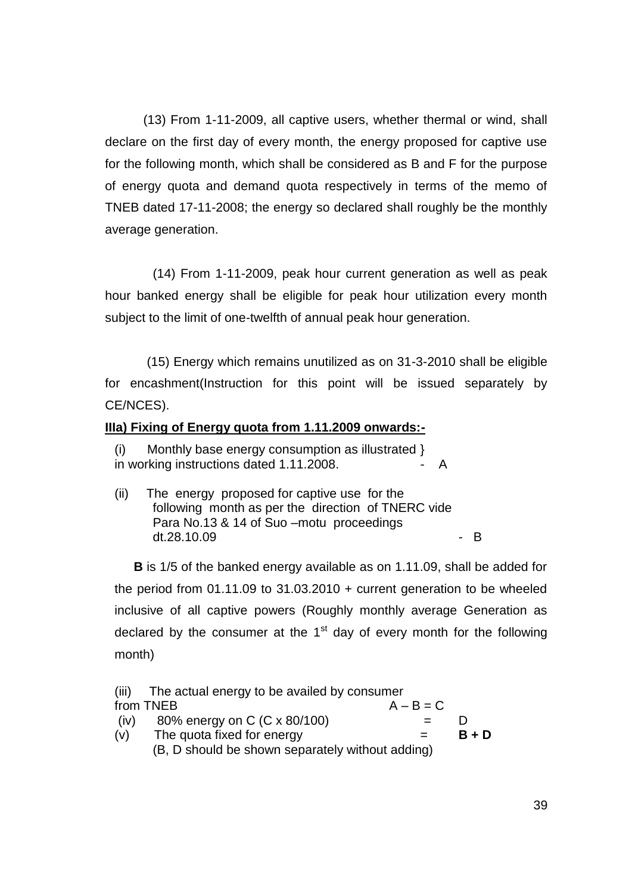(13) From 1-11-2009, all captive users, whether thermal or wind, shall declare on the first day of every month, the energy proposed for captive use for the following month, which shall be considered as B and F for the purpose of energy quota and demand quota respectively in terms of the memo of TNEB dated 17-11-2008; the energy so declared shall roughly be the monthly average generation.

(14) From 1-11-2009, peak hour current generation as well as peak hour banked energy shall be eligible for peak hour utilization every month subject to the limit of one-twelfth of annual peak hour generation.

(15) Energy which remains unutilized as on 31-3-2010 shall be eligible for encashment(Instruction for this point will be issued separately by CE/NCES).

**<u>IIIa) Fixing of Energy quota from 1.11.2009 onwards:-</u>**

(i) Monthly base energy consumption as illustrated } in working instructions dated 1.11.2008. - A

(ii) The energy proposed for captive use for the following month as per the direction of TNERC vide Para No.13 & 14 of Suo –motu proceedings dt.28.10.09 - B

**B** is 1/5 of the banked energy available as on 1.11.09, shall be added for the period from 01.11.09 to 31.03.2010 + current generation to be wheeled inclusive of all captive powers (Roughly monthly average Generation as declared by the consumer at the 1st day of every month for the following month)

(iii) The actual energy to be availed by consumer from TNEB A – B = C

(iv) 80% energy on C (C x 80/100) = D

(v) The quota fixed for energy = **B + D**

(B, D should be shown separately without adding)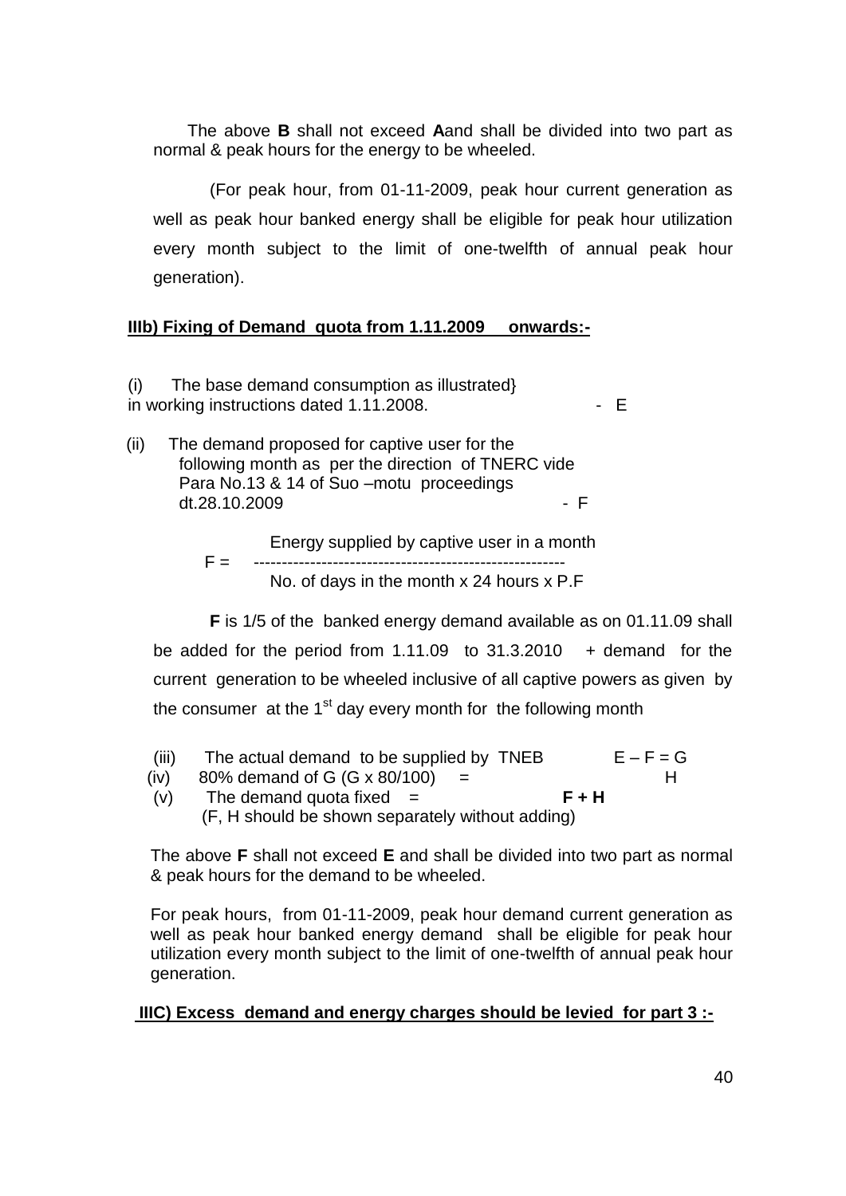The above **B** shall not exceed **A**and shall be divided into two part as normal & peak hours for the energy to be wheeled.

(For peak hour, from 01-11-2009, peak hour current generation as well as peak hour banked energy shall be eligible for peak hour utilization every month subject to the limit of one-twelfth of annual peak hour generation).

**IIIb) Fixing of Demand quota from 1.11.2009 onwards:-**

(i) The base demand consumption as illustrated} in working instructions dated 1.11.2008. - E

(ii) The demand proposed for captive user for the following month as per the direction of TNERC vide Para No.13 & 14 of Suo –motu proceedings dt.28.10.2009 - F

$$F = \frac{\text{Energy supplied by captive user in a month}}{\text{No. of days in the month x 24 hours x P.F}}$$

**F** is 1/5 of the banked energy demand available as on 01.11.09 shall be added for the period from 1.11.09 to 31.3.2010 + demand for the current generation to be wheeled inclusive of all captive powers as given by the consumer at the 1st day every month for the following month

(iii) The actual demand to be supplied by TNEB E – F = G

(iv) 80% demand of G (G x 80/100) = H

(v) The demand quota fixed = **F + H**

(F, H should be shown separately without adding)

The above **F** shall not exceed **E** and shall be divided into two part as normal & peak hours for the demand to be wheeled.

For peak hours, from 01-11-2009, peak hour demand current generation as well as peak hour banked energy demand shall be eligible for peak hour utilization every month subject to the limit of one-twelfth of annual peak hour generation.

**IIIC) Excess demand and energy charges should be levied for part 3 :-**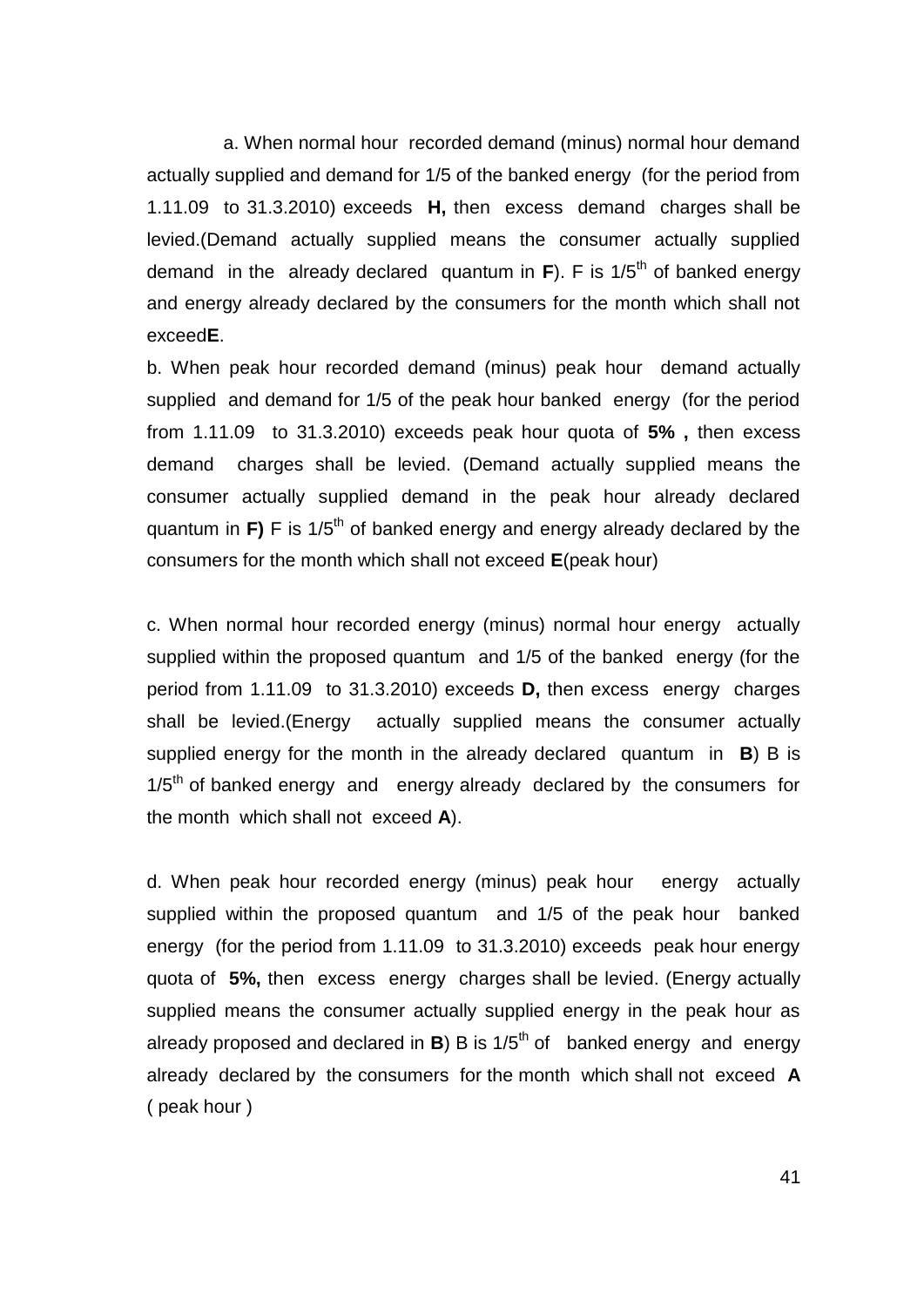a. When normal hour recorded demand (minus) normal hour demand actually supplied and demand for 1/5 of the banked energy (for the period from 1.11.09 to 31.3.2010) exceeds **H,** then excess demand charges shall be levied.(Demand actually supplied means the consumer actually supplied demand in the already declared quantum in **F**). F is 1/5$^{th}$ of banked energy and energy already declared by the consumers for the month which shall not exceed**E**.

b. When peak hour recorded demand (minus) peak hour demand actually supplied and demand for 1/5 of the peak hour banked energy (for the period from 1.11.09 to 31.3.2010) exceeds peak hour quota of **5% ,** then excess demand charges shall be levied. (Demand actually supplied means the consumer actually supplied demand in the peak hour already declared quantum in **F)** F is 1/5$^{th}$ of banked energy and energy already declared by the consumers for the month which shall not exceed **E**(peak hour)

c. When normal hour recorded energy (minus) normal hour energy actually supplied within the proposed quantum and 1/5 of the banked energy (for the period from 1.11.09 to 31.3.2010) exceeds **D,** then excess energy charges shall be levied.(Energy actually supplied means the consumer actually supplied energy for the month in the already declared quantum in **B**) B is 1/5$^{th}$ of banked energy and energy already declared by the consumers for the month which shall not exceed **A**).

d. When peak hour recorded energy (minus) peak hour energy actually supplied within the proposed quantum and 1/5 of the peak hour banked energy (for the period from 1.11.09 to 31.3.2010) exceeds peak hour energy quota of **5%,** then excess energy charges shall be levied. (Energy actually supplied means the consumer actually supplied energy in the peak hour as already proposed and declared in **B**) B is 1/5$^{th}$ of banked energy and energy already declared by the consumers for the month which shall not exceed **A** ( peak hour )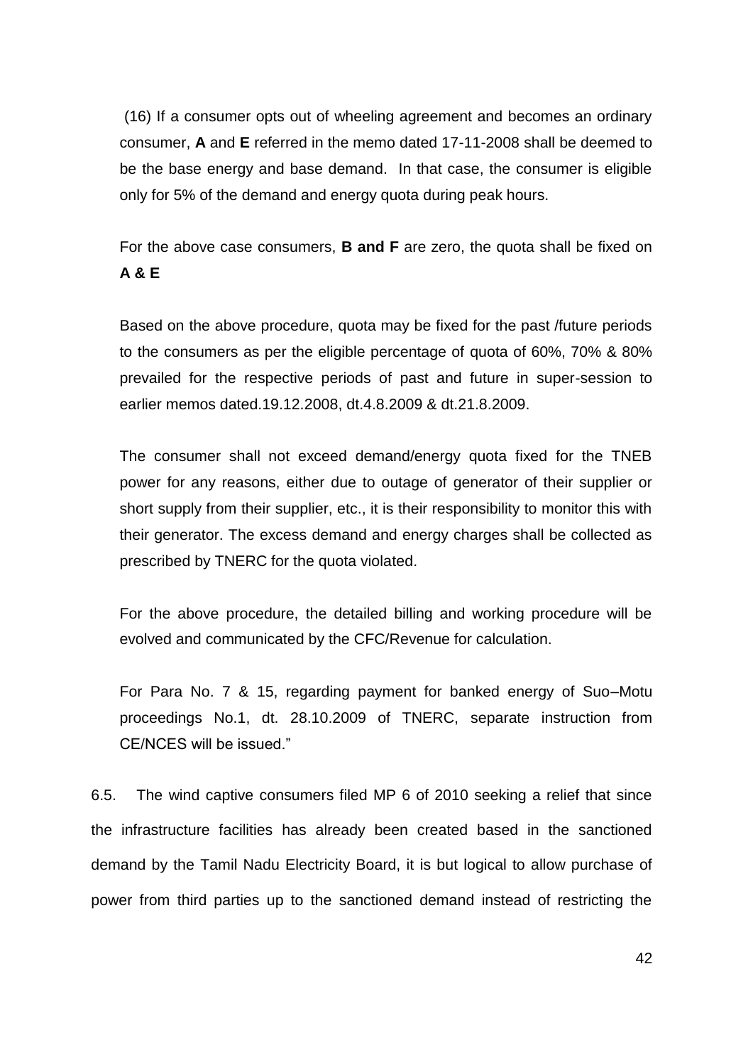(16) If a consumer opts out of wheeling agreement and becomes an ordinary consumer, **A** and **E** referred in the memo dated 17-11-2008 shall be deemed to be the base energy and base demand. In that case, the consumer is eligible only for 5% of the demand and energy quota during peak hours.

For the above case consumers, **B and F** are zero, the quota shall be fixed on **A & E**

Based on the above procedure, quota may be fixed for the past /future periods to the consumers as per the eligible percentage of quota of 60%, 70% & 80% prevailed for the respective periods of past and future in super-session to earlier memos dated.19.12.2008, dt.4.8.2009 & dt.21.8.2009.

The consumer shall not exceed demand/energy quota fixed for the TNEB power for any reasons, either due to outage of generator of their supplier or short supply from their supplier, etc., it is their responsibility to monitor this with their generator. The excess demand and energy charges shall be collected as prescribed by TNERC for the quota violated.

For the above procedure, the detailed billing and working procedure will be evolved and communicated by the CFC/Revenue for calculation.

For Para No. 7 & 15, regarding payment for banked energy of Suo–Motu proceedings No.1, dt. 28.10.2009 of TNERC, separate instruction from CE/NCES will be issued."

6.5. The wind captive consumers filed MP 6 of 2010 seeking a relief that since the infrastructure facilities has already been created based in the sanctioned demand by the Tamil Nadu Electricity Board, it is but logical to allow purchase of power from third parties up to the sanctioned demand instead of restricting the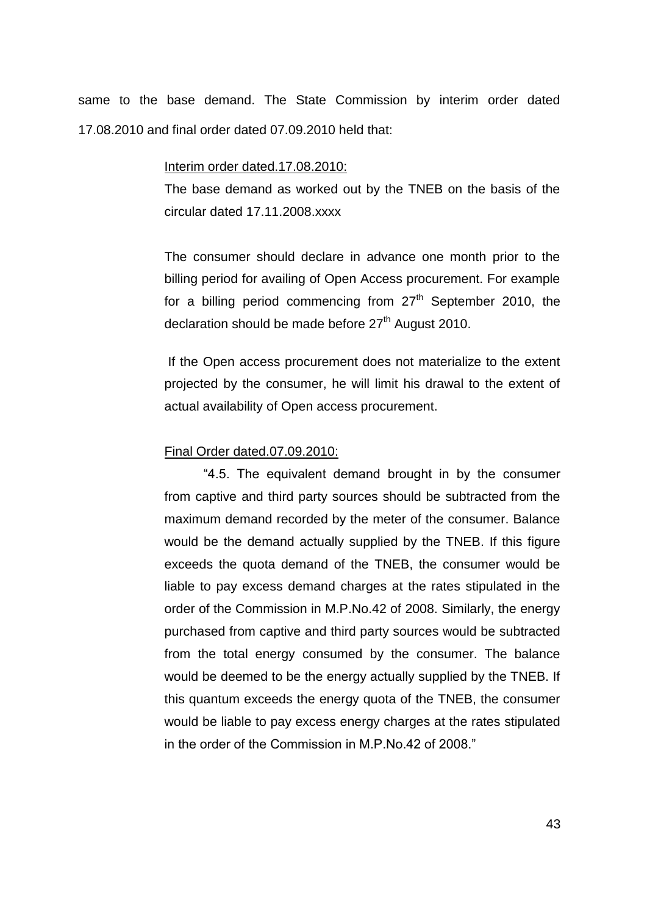same to the base demand. The State Commission by interim order dated 17.08.2010 and final order dated 07.09.2010 held that:

> <u>Interim order dated.17.08.2010:</u>
>
> The base demand as worked out by the TNEB on the basis of the circular dated 17.11.2008.xxxx
>
> The consumer should declare in advance one month prior to the billing period for availing of Open Access procurement. For example for a billing period commencing from 27th September 2010, the declaration should be made before 27th August 2010.
>
> If the Open access procurement does not materialize to the extent projected by the consumer, he will limit his drawal to the extent of actual availability of Open access procurement.
>
> <u>Final Order dated.07.09.2010:</u>
>
> "4.5. The equivalent demand brought in by the consumer from captive and third party sources should be subtracted from the maximum demand recorded by the meter of the consumer. Balance would be the demand actually supplied by the TNEB. If this figure exceeds the quota demand of the TNEB, the consumer would be liable to pay excess demand charges at the rates stipulated in the order of the Commission in M.P.No.42 of 2008. Similarly, the energy purchased from captive and third party sources would be subtracted from the total energy consumed by the consumer. The balance would be deemed to be the energy actually supplied by the TNEB. If this quantum exceeds the energy quota of the TNEB, the consumer would be liable to pay excess energy charges at the rates stipulated in the order of the Commission in M.P.No.42 of 2008."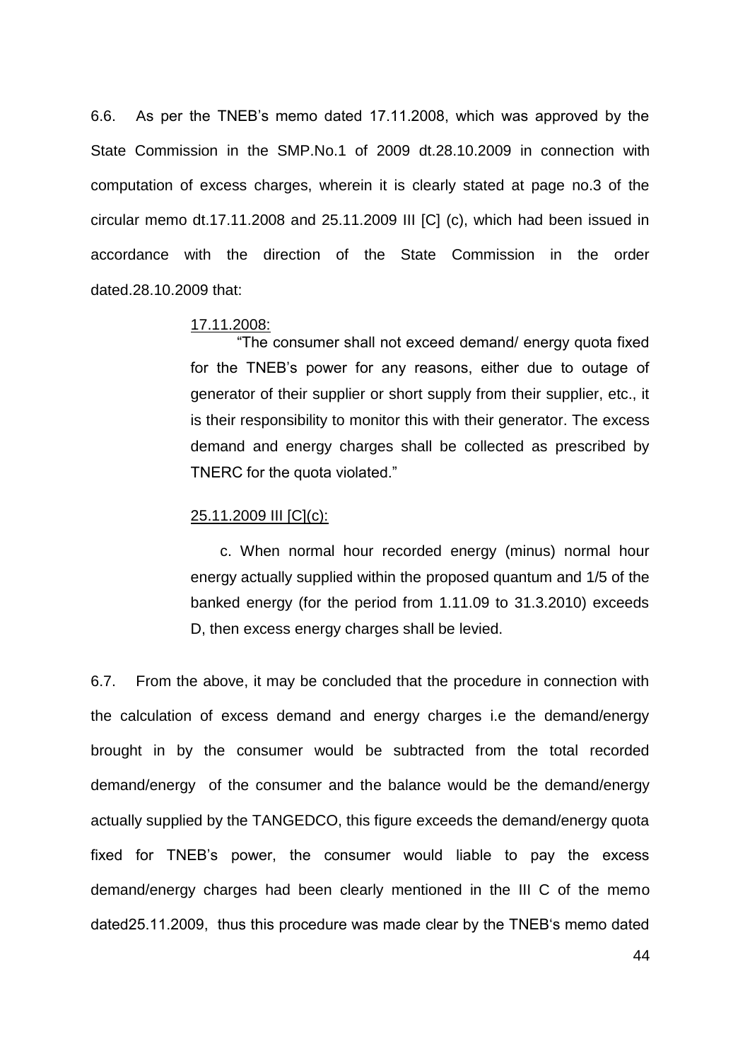6.6. As per the TNEB's memo dated 17.11.2008, which was approved by the State Commission in the SMP.No.1 of 2009 dt.28.10.2009 in connection with computation of excess charges, wherein it is clearly stated at page no.3 of the circular memo dt.17.11.2008 and 25.11.2009 III [C] (c), which had been issued in accordance with the direction of the State Commission in the order dated.28.10.2009 that:

> <u>17.11.2008:</u>
>
> "The consumer shall not exceed demand/ energy quota fixed for the TNEB's power for any reasons, either due to outage of generator of their supplier or short supply from their supplier, etc., it is their responsibility to monitor this with their generator. The excess demand and energy charges shall be collected as prescribed by TNERC for the quota violated."
>
> <u>25.11.2009 III [C](c):</u>
>
> c. When normal hour recorded energy (minus) normal hour energy actually supplied within the proposed quantum and 1/5 of the banked energy (for the period from 1.11.09 to 31.3.2010) exceeds D, then excess energy charges shall be levied.

6.7. From the above, it may be concluded that the procedure in connection with the calculation of excess demand and energy charges i.e the demand/energy brought in by the consumer would be subtracted from the total recorded demand/energy of the consumer and the balance would be the demand/energy actually supplied by the TANGEDCO, this figure exceeds the demand/energy quota fixed for TNEB's power, the consumer would liable to pay the excess demand/energy charges had been clearly mentioned in the III C of the memo dated25.11.2009, thus this procedure was made clear by the TNEB's memo dated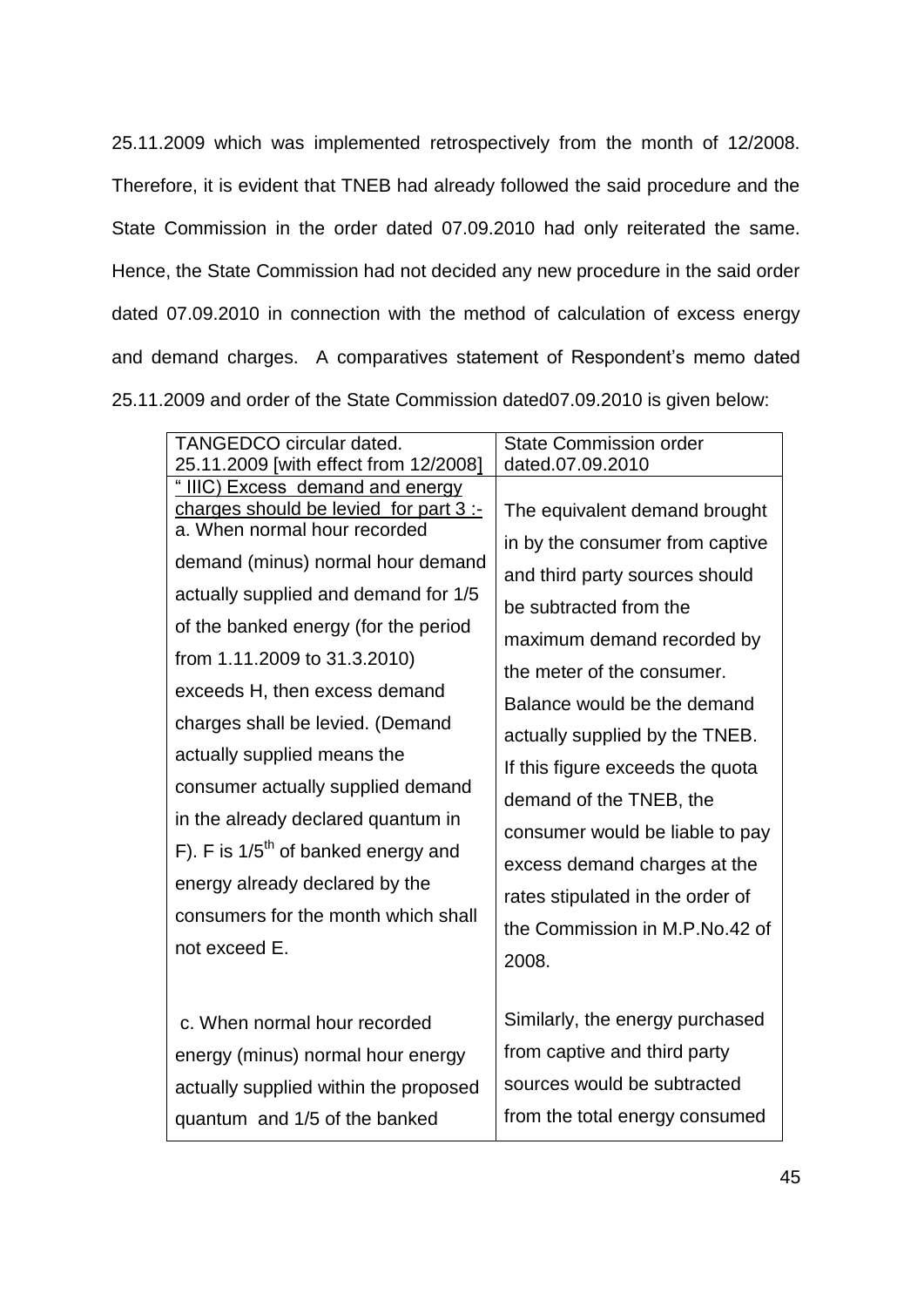25.11.2009 which was implemented retrospectively from the month of 12/2008. Therefore, it is evident that TNEB had already followed the said procedure and the State Commission in the order dated 07.09.2010 had only reiterated the same. Hence, the State Commission had not decided any new procedure in the said order dated 07.09.2010 in connection with the method of calculation of excess energy and demand charges. A comparatives statement of Respondent's memo dated 25.11.2009 and order of the State Commission dated07.09.2010 is given below:

| TANGEDCO circular dated. 25.11.2009 [with effect from 12/2008] | State Commission order dated.07.09.2010 |
|---|---|
| " IIIC) Excess demand and energy charges should be levied for part 3 :- a. When normal hour recorded demand (minus) normal hour demand actually supplied and demand for 1/5 of the banked energy (for the period from 1.11.2009 to 31.3.2010) exceeds H, then excess demand charges shall be levied. (Demand actually supplied means the consumer actually supplied demand in the already declared quantum in F). F is 1/5th of banked energy and energy already declared by the consumers for the month which shall not exceed E. | The equivalent demand brought in by the consumer from captive and third party sources should be subtracted from the maximum demand recorded by the meter of the consumer. Balance would be the demand actually supplied by the TNEB. If this figure exceeds the quota demand of the TNEB, the consumer would be liable to pay excess demand charges at the rates stipulated in the order of the Commission in M.P.No.42 of 2008. |
| c. When normal hour recorded energy (minus) normal hour energy actually supplied within the proposed quantum and 1/5 of the banked | Similarly, the energy purchased from captive and third party sources would be subtracted from the total energy consumed |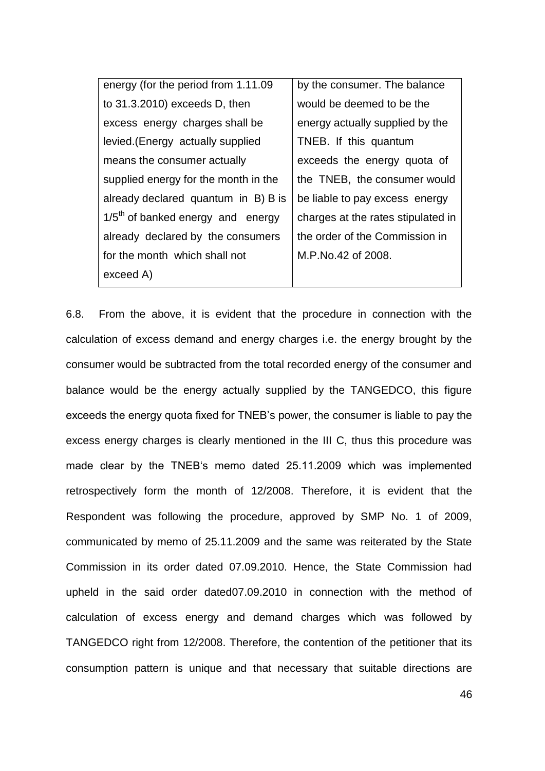| energy (for the period from 1.11.09 to 31.3.2010) exceeds D, then excess energy charges shall be levied.(Energy actually supplied means the consumer actually supplied energy for the month in the already declared quantum in B) B is 1/5th of banked energy and energy already declared by the consumers for the month which shall not exceed A) | by the consumer. The balance would be deemed to be the energy actually supplied by the TNEB. If this quantum exceeds the energy quota of the TNEB, the consumer would be liable to pay excess energy charges at the rates stipulated in the order of the Commission in M.P.No.42 of 2008. |
|---|---|

6.8. From the above, it is evident that the procedure in connection with the calculation of excess demand and energy charges i.e. the energy brought by the consumer would be subtracted from the total recorded energy of the consumer and balance would be the energy actually supplied by the TANGEDCO, this figure exceeds the energy quota fixed for TNEB's power, the consumer is liable to pay the excess energy charges is clearly mentioned in the III C, thus this procedure was made clear by the TNEB's memo dated 25.11.2009 which was implemented retrospectively form the month of 12/2008. Therefore, it is evident that the Respondent was following the procedure, approved by SMP No. 1 of 2009, communicated by memo of 25.11.2009 and the same was reiterated by the State Commission in its order dated 07.09.2010. Hence, the State Commission had upheld in the said order dated07.09.2010 in connection with the method of calculation of excess energy and demand charges which was followed by TANGEDCO right from 12/2008. Therefore, the contention of the petitioner that its consumption pattern is unique and that necessary that suitable directions are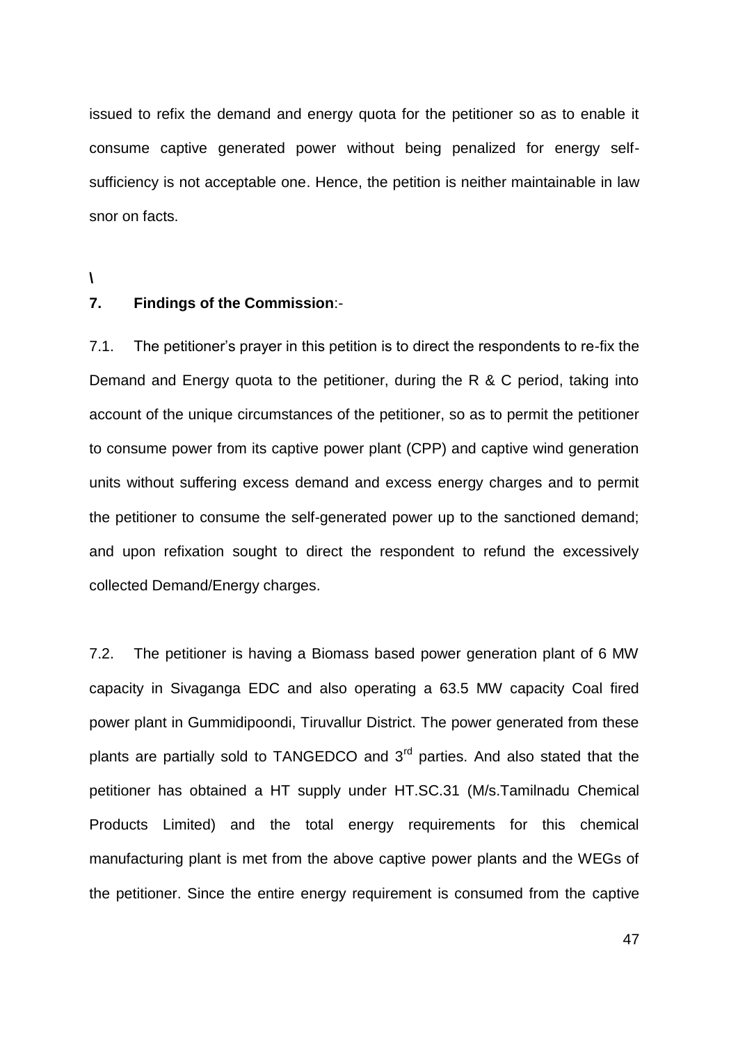issued to refix the demand and energy quota for the petitioner so as to enable it consume captive generated power without being penalized for energy self-sufficiency is not acceptable one. Hence, the petition is neither maintainable in law snor on facts.

\

**7. Findings of the Commission**:-

7.1. The petitioner's prayer in this petition is to direct the respondents to re-fix the Demand and Energy quota to the petitioner, during the R & C period, taking into account of the unique circumstances of the petitioner, so as to permit the petitioner to consume power from its captive power plant (CPP) and captive wind generation units without suffering excess demand and excess energy charges and to permit the petitioner to consume the self-generated power up to the sanctioned demand; and upon refixation sought to direct the respondent to refund the excessively collected Demand/Energy charges.

7.2. The petitioner is having a Biomass based power generation plant of 6 MW capacity in Sivaganga EDC and also operating a 63.5 MW capacity Coal fired power plant in Gummidipoondi, Tiruvallur District. The power generated from these plants are partially sold to TANGEDCO and 3rd parties. And also stated that the petitioner has obtained a HT supply under HT.SC.31 (M/s.Tamilnadu Chemical Products Limited) and the total energy requirements for this chemical manufacturing plant is met from the above captive power plants and the WEGs of the petitioner. Since the entire energy requirement is consumed from the captive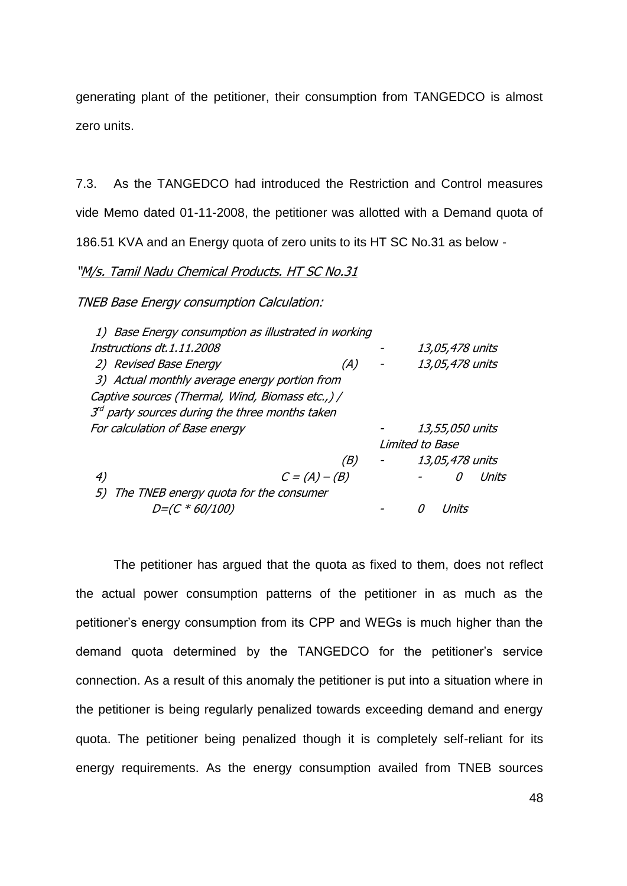generating plant of the petitioner, their consumption from TANGEDCO is almost zero units.

7.3. As the TANGEDCO had introduced the Restriction and Control measures vide Memo dated 01-11-2008, the petitioner was allotted with a Demand quota of 186.51 KVA and an Energy quota of zero units to its HT SC No.31 as below -

*"M/s. Tamil Nadu Chemical Products. HT SC No.31*

*TNEB Base Energy consumption Calculation:*

| | | | |
|---|---|---|---|
| *1) Base Energy consumption as illustrated in working Instructions dt.1.11.2008* | | - | *13,05,478 units* |
| *2) Revised Base Energy* | *(A)* | - | *13,05,478 units* |
| *3) Actual monthly average energy portion from Captive sources (Thermal, Wind, Biomass etc.,) / 3rd party sources during the three months taken For calculation of Base energy* | | - | *13,55,050 units* |
| | | | *Limited to Base* |
| | *(B)* | - | *13,05,478 units* |
| *4)* | *C = (A) – (B)* | - | *0 Units* |
| *5) The TNEB energy quota for the consumer D=(C * 60/100)* | | - | *0 Units* |

The petitioner has argued that the quota as fixed to them, does not reflect the actual power consumption patterns of the petitioner in as much as the petitioner's energy consumption from its CPP and WEGs is much higher than the demand quota determined by the TANGEDCO for the petitioner's service connection. As a result of this anomaly the petitioner is put into a situation where in the petitioner is being regularly penalized towards exceeding demand and energy quota. The petitioner being penalized though it is completely self-reliant for its energy requirements. As the energy consumption availed from TNEB sources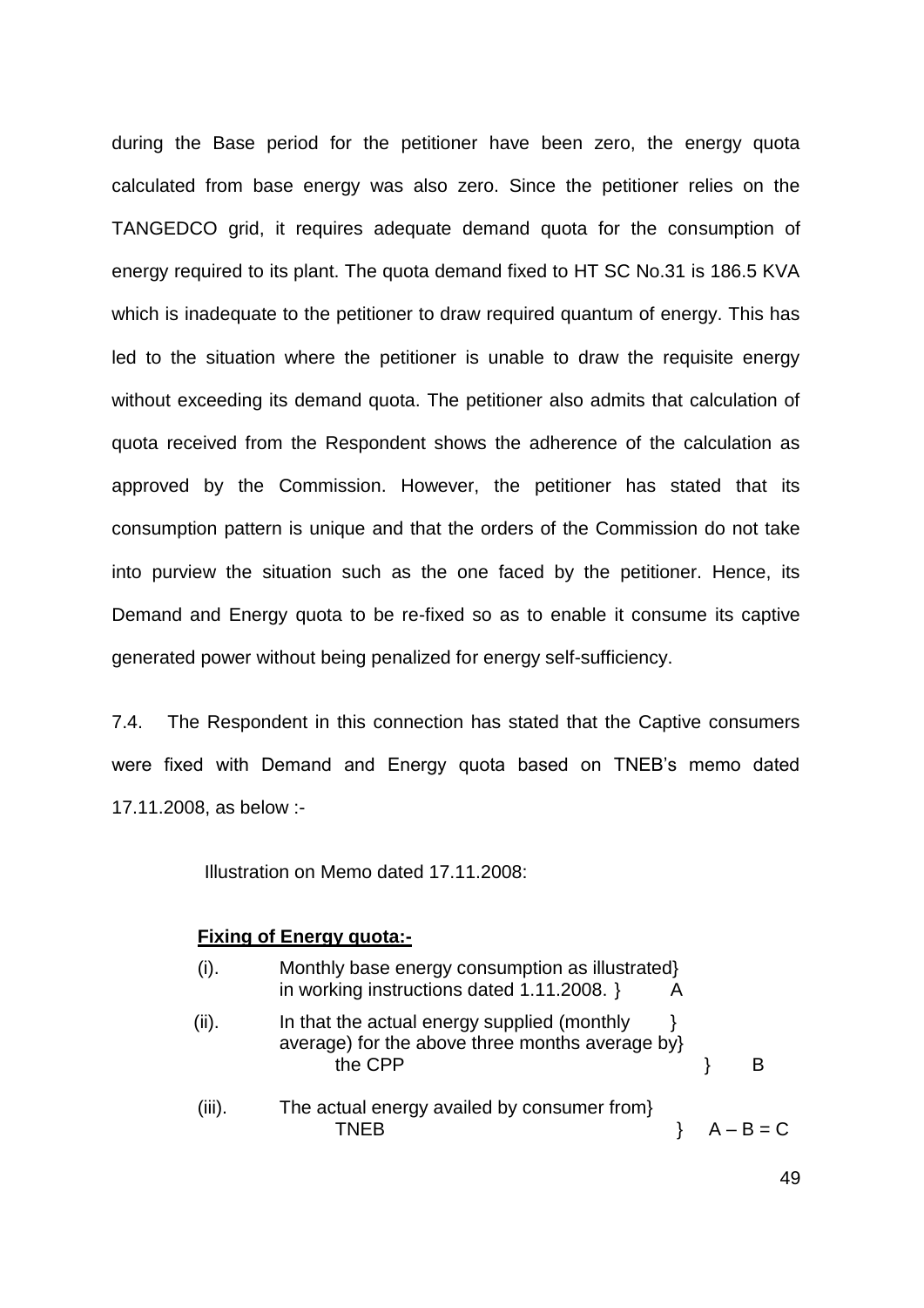during the Base period for the petitioner have been zero, the energy quota calculated from base energy was also zero. Since the petitioner relies on the TANGEDCO grid, it requires adequate demand quota for the consumption of energy required to its plant. The quota demand fixed to HT SC No.31 is 186.5 KVA which is inadequate to the petitioner to draw required quantum of energy. This has led to the situation where the petitioner is unable to draw the requisite energy without exceeding its demand quota. The petitioner also admits that calculation of quota received from the Respondent shows the adherence of the calculation as approved by the Commission. However, the petitioner has stated that its consumption pattern is unique and that the orders of the Commission do not take into purview the situation such as the one faced by the petitioner. Hence, its Demand and Energy quota to be re-fixed so as to enable it consume its captive generated power without being penalized for energy self-sufficiency.

7.4. The Respondent in this connection has stated that the Captive consumers were fixed with Demand and Energy quota based on TNEB's memo dated 17.11.2008, as below :-

Illustration on Memo dated 17.11.2008:

**Fixing of Energy quota:-**

| | | |
|---|---|---|
| (i). | Monthly base energy consumption as illustrated in working instructions dated 1.11.2008. | A |
| (ii). | In that the actual energy supplied (monthly average) for the above three months average by the CPP | B |
| (iii). | The actual energy availed by consumer from TNEB | A – B = C |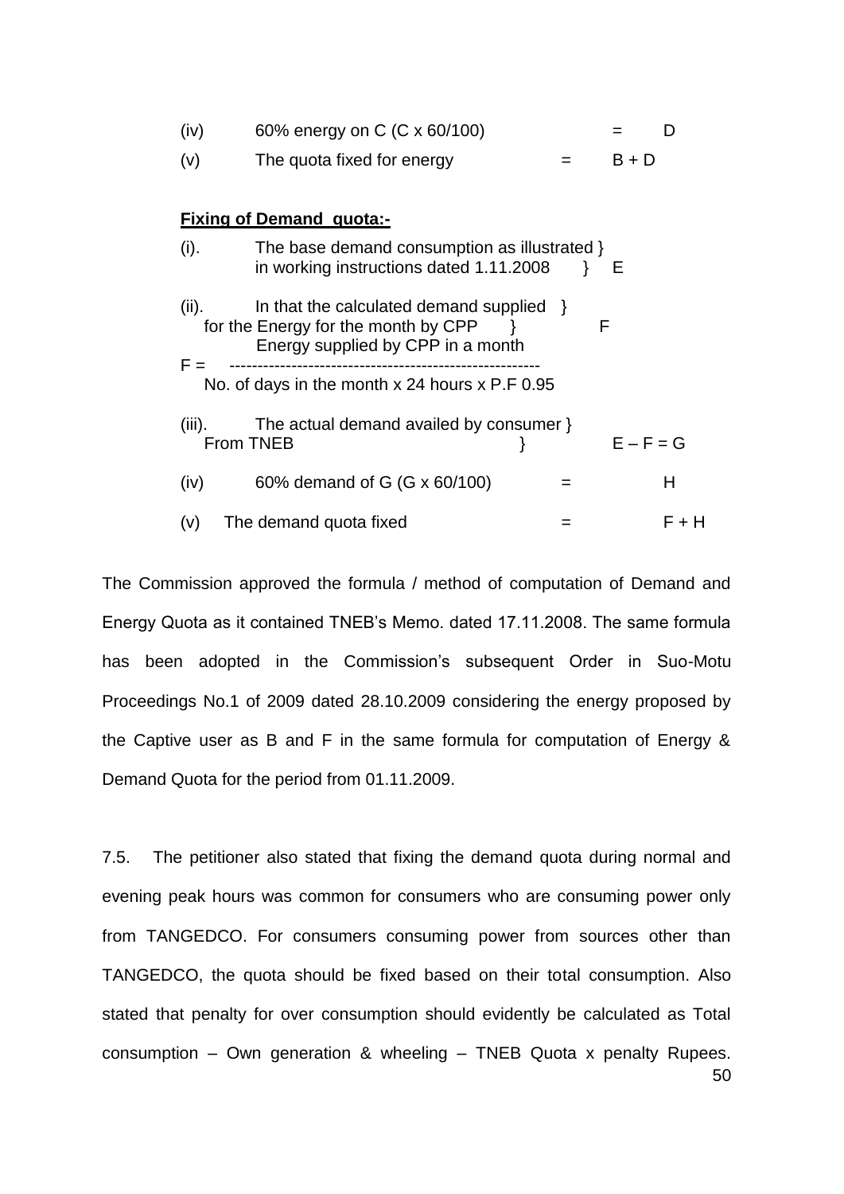(iv) 60% energy on C (C x 60/100) = D

(v) The quota fixed for energy = B + D

**Fixing of Demand quota:-**

(i). The base demand consumption as illustrated in working instructions dated 1.11.2008 } E

(ii). In that the calculated demand supplied for the Energy for the month by CPP } F

$$F = \frac{\text{Energy supplied by CPP in a month}}{\text{No. of days in the month x 24 hours x P.F 0.95}}$$

(iii). The actual demand availed by consumer From TNEB } E – F = G

(iv) 60% demand of G (G x 60/100) = H

(v) The demand quota fixed = F + H

The Commission approved the formula / method of computation of Demand and Energy Quota as it contained TNEB's Memo. dated 17.11.2008. The same formula has been adopted in the Commission's subsequent Order in Suo-Motu Proceedings No.1 of 2009 dated 28.10.2009 considering the energy proposed by the Captive user as B and F in the same formula for computation of Energy & Demand Quota for the period from 01.11.2009.

7.5. The petitioner also stated that fixing the demand quota during normal and evening peak hours was common for consumers who are consuming power only from TANGEDCO. For consumers consuming power from sources other than TANGEDCO, the quota should be fixed based on their total consumption. Also stated that penalty for over consumption should evidently be calculated as Total consumption – Own generation & wheeling – TNEB Quota x penalty Rupees.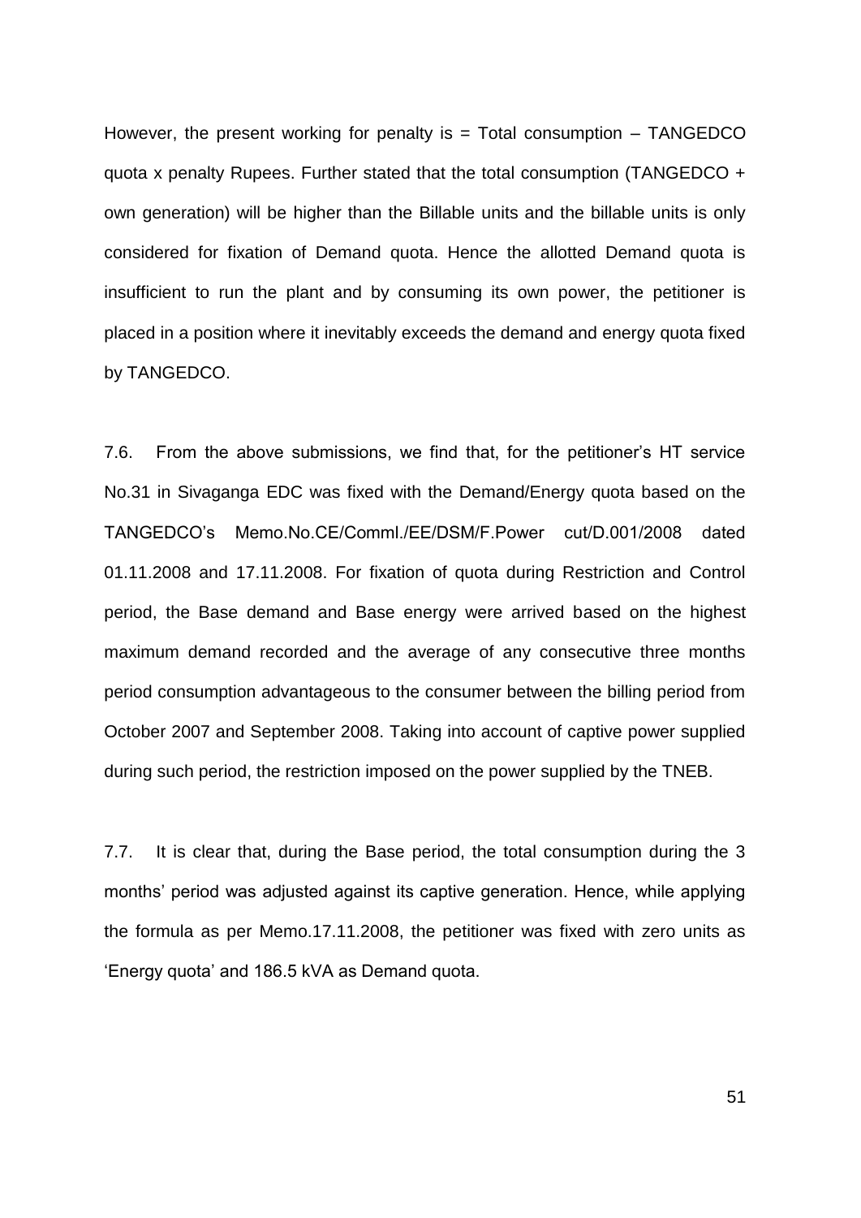However, the present working for penalty is = Total consumption – TANGEDCO quota x penalty Rupees. Further stated that the total consumption (TANGEDCO + own generation) will be higher than the Billable units and the billable units is only considered for fixation of Demand quota. Hence the allotted Demand quota is insufficient to run the plant and by consuming its own power, the petitioner is placed in a position where it inevitably exceeds the demand and energy quota fixed by TANGEDCO.

7.6. From the above submissions, we find that, for the petitioner's HT service No.31 in Sivaganga EDC was fixed with the Demand/Energy quota based on the TANGEDCO's Memo.No.CE/Comml./EE/DSM/F.Power cut/D.001/2008 dated 01.11.2008 and 17.11.2008. For fixation of quota during Restriction and Control period, the Base demand and Base energy were arrived based on the highest maximum demand recorded and the average of any consecutive three months period consumption advantageous to the consumer between the billing period from October 2007 and September 2008. Taking into account of captive power supplied during such period, the restriction imposed on the power supplied by the TNEB.

7.7. It is clear that, during the Base period, the total consumption during the 3 months' period was adjusted against its captive generation. Hence, while applying the formula as per Memo.17.11.2008, the petitioner was fixed with zero units as 'Energy quota' and 186.5 kVA as Demand quota.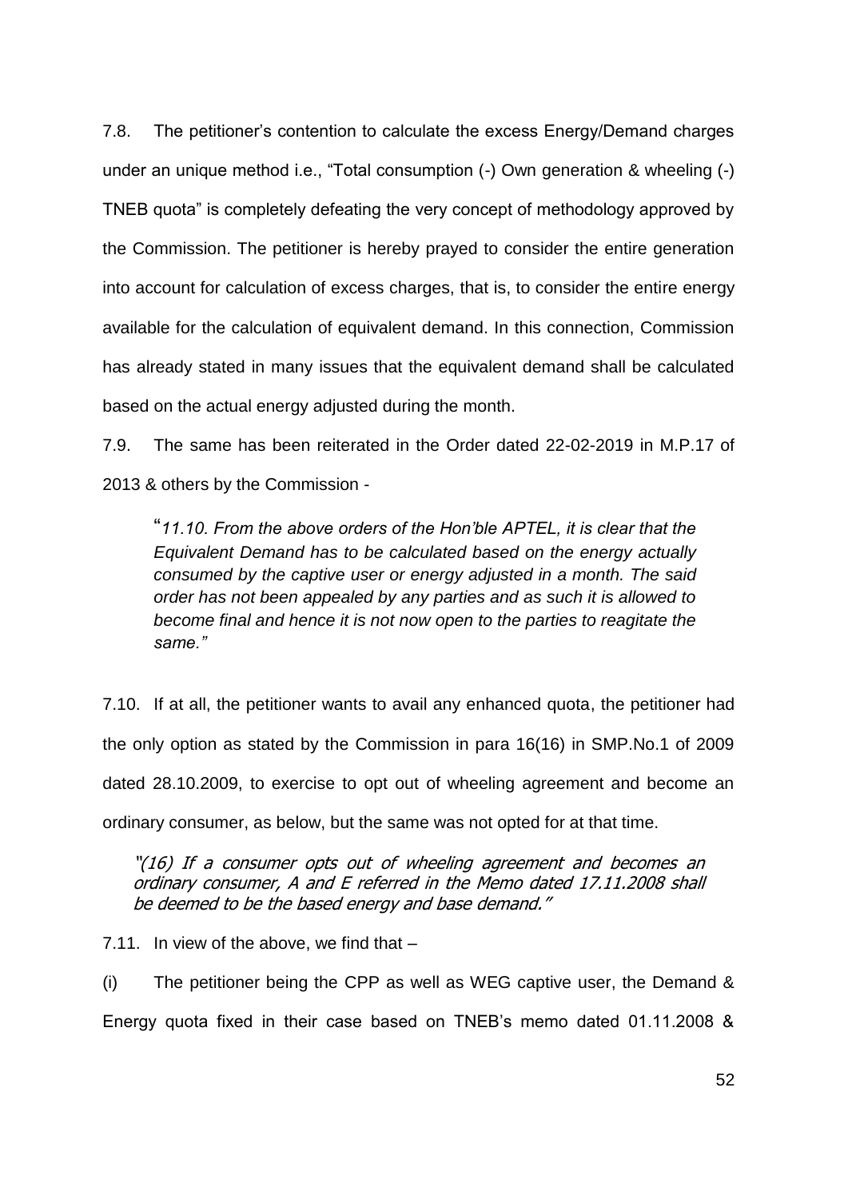7.8. The petitioner's contention to calculate the excess Energy/Demand charges under an unique method i.e., "Total consumption (-) Own generation & wheeling (-) TNEB quota" is completely defeating the very concept of methodology approved by the Commission. The petitioner is hereby prayed to consider the entire generation into account for calculation of excess charges, that is, to consider the entire energy available for the calculation of equivalent demand. In this connection, Commission has already stated in many issues that the equivalent demand shall be calculated based on the actual energy adjusted during the month.

7.9. The same has been reiterated in the Order dated 22-02-2019 in M.P.17 of 2013 & others by the Commission -

> "*11.10. From the above orders of the Hon'ble APTEL, it is clear that the Equivalent Demand has to be calculated based on the energy actually consumed by the captive user or energy adjusted in a month. The said order has not been appealed by any parties and as such it is allowed to become final and hence it is not now open to the parties to reagitate the same."*

7.10. If at all, the petitioner wants to avail any enhanced quota, the petitioner had the only option as stated by the Commission in para 16(16) in SMP.No.1 of 2009 dated 28.10.2009, to exercise to opt out of wheeling agreement and become an ordinary consumer, as below, but the same was not opted for at that time.

> *"(16) If a consumer opts out of wheeling agreement and becomes an ordinary consumer, A and E referred in the Memo dated 17.11.2008 shall be deemed to be the based energy and base demand."*

7.11. In view of the above, we find that –

(i) The petitioner being the CPP as well as WEG captive user, the Demand & Energy quota fixed in their case based on TNEB's memo dated 01.11.2008 &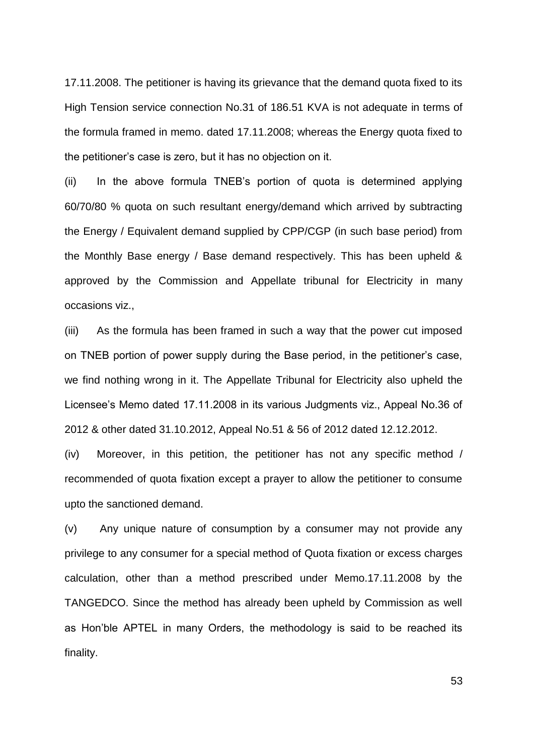17.11.2008. The petitioner is having its grievance that the demand quota fixed to its High Tension service connection No.31 of 186.51 KVA is not adequate in terms of the formula framed in memo. dated 17.11.2008; whereas the Energy quota fixed to the petitioner's case is zero, but it has no objection on it.

(ii) In the above formula TNEB's portion of quota is determined applying 60/70/80 % quota on such resultant energy/demand which arrived by subtracting the Energy / Equivalent demand supplied by CPP/CGP (in such base period) from the Monthly Base energy / Base demand respectively. This has been upheld & approved by the Commission and Appellate tribunal for Electricity in many occasions viz.,

(iii) As the formula has been framed in such a way that the power cut imposed on TNEB portion of power supply during the Base period, in the petitioner's case, we find nothing wrong in it. The Appellate Tribunal for Electricity also upheld the Licensee's Memo dated 17.11.2008 in its various Judgments viz., Appeal No.36 of 2012 & other dated 31.10.2012, Appeal No.51 & 56 of 2012 dated 12.12.2012.

(iv) Moreover, in this petition, the petitioner has not any specific method / recommended of quota fixation except a prayer to allow the petitioner to consume upto the sanctioned demand.

(v) Any unique nature of consumption by a consumer may not provide any privilege to any consumer for a special method of Quota fixation or excess charges calculation, other than a method prescribed under Memo.17.11.2008 by the TANGEDCO. Since the method has already been upheld by Commission as well as Hon'ble APTEL in many Orders, the methodology is said to be reached its finality.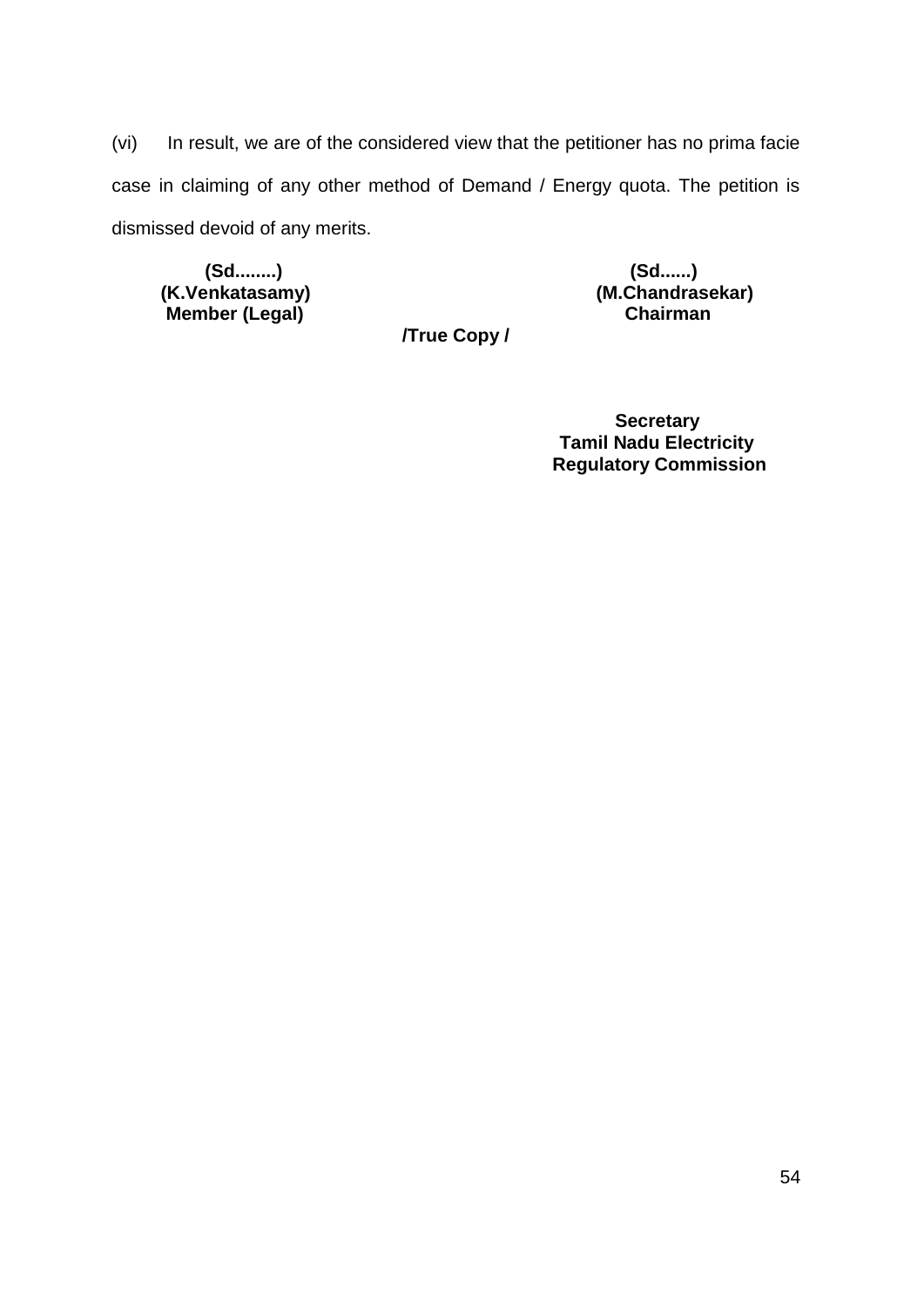(vi) In result, we are of the considered view that the petitioner has no prima facie case in claiming of any other method of Demand / Energy quota. The petition is dismissed devoid of any merits.

| | |
|---|---|
| **(Sd........)** | **(Sd......)** |
| **(K.Venkatasamy)** | **(M.Chandrasekar)** |
| **Member (Legal)** | **Chairman** |

**/True Copy /**

**Secretary**
**Tamil Nadu Electricity**
**Regulatory Commission**